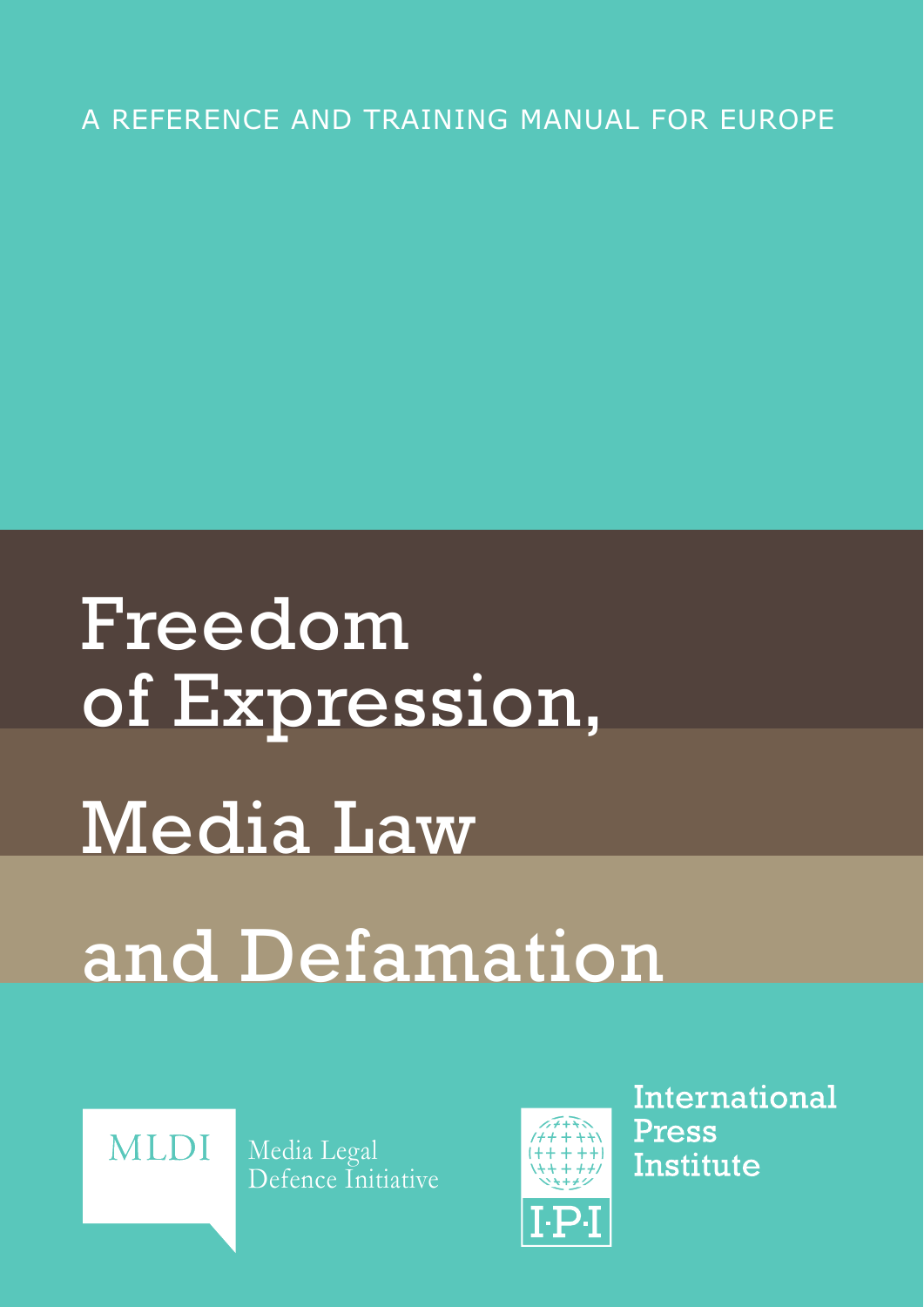A REFERENCE AND TRAINING MANUAL FOR EUROPE

# Freedom of Expression, Media Law and Defamation

MLDI Media Legal Defence Initiative

International Press Institute

I·P·I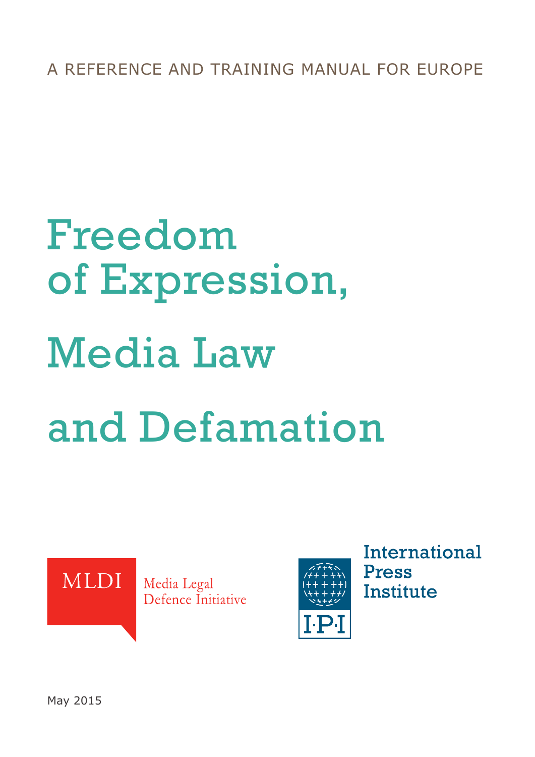A REFERENCE AND TRAINING MANUAL FOR EUROPE

# Freedom of Expression, Media Law and Defamation

MLDI Media Legal Defence Initiative

International Press Institute

May 2015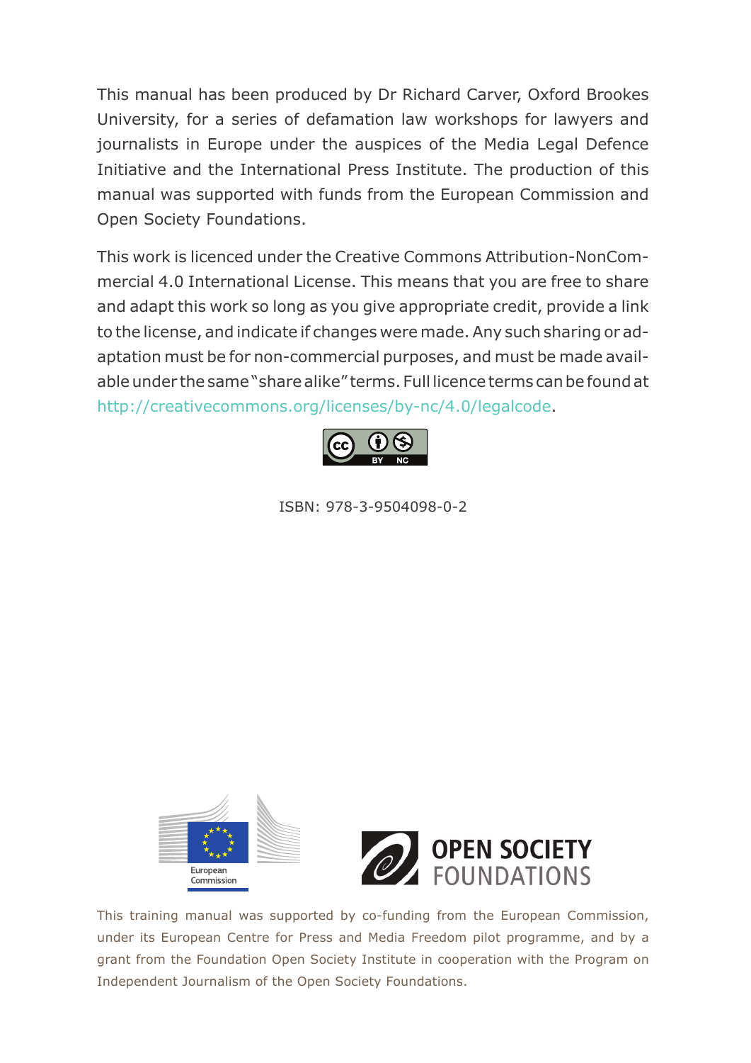This manual has been produced by Dr Richard Carver, Oxford Brookes University, for a series of defamation law workshops for lawyers and journalists in Europe under the auspices of the Media Legal Defence Initiative and the International Press Institute. The production of this manual was supported with funds from the European Commission and Open Society Foundations.

This work is licenced under the Creative Commons Attribution-NonCommercial 4.0 International License. This means that you are free to share and adapt this work so long as you give appropriate credit, provide a link to the license, and indicate if changes were made. Any such sharing or adaptation must be for non-commercial purposes, and must be made available under the same "share alike" terms. Full licence terms can be found at http://creativecommons.org/licenses/by-nc/4.0/legalcode.

ISBN: 978-3-9504098-0-2

European Commission

OPEN SOCIETY FOUNDATIONS

This training manual was supported by co-funding from the European Commission, under its European Centre for Press and Media Freedom pilot programme, and by a grant from the Foundation Open Society Institute in cooperation with the Program on Independent Journalism of the Open Society Foundations.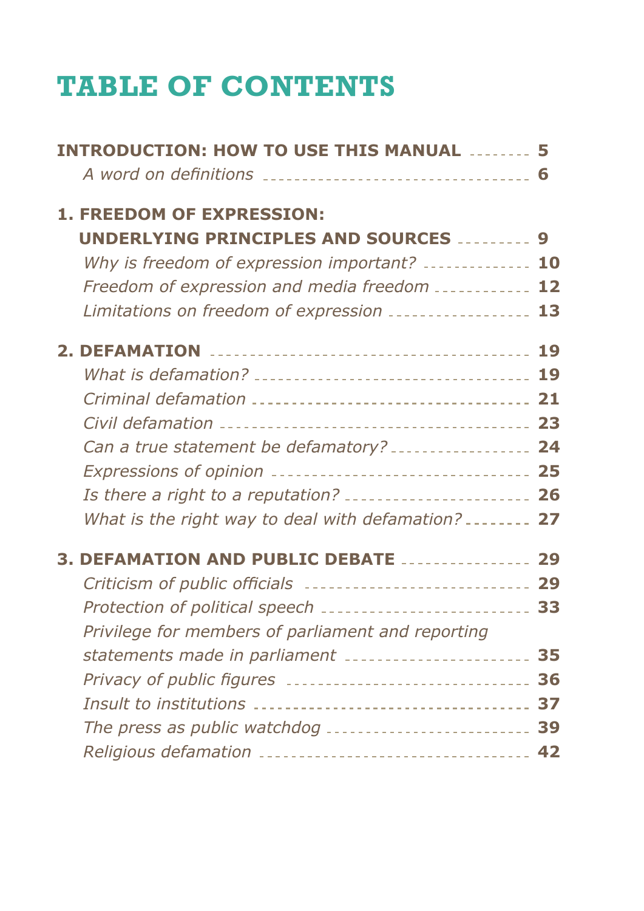# TABLE OF CONTENTS

**INTRODUCTION: HOW TO USE THIS MANUAL** ........ **5**

*A word on definitions* ........ **6**

**1. FREEDOM OF EXPRESSION: UNDERLYING PRINCIPLES AND SOURCES** ........ **9**

*Why is freedom of expression important?* ........ **10**

*Freedom of expression and media freedom* ........ **12**

*Limitations on freedom of expression* ........ **13**

**2. DEFAMATION** ........ **19**

*What is defamation?* ........ **19**

*Criminal defamation* ........ **21**

*Civil defamation* ........ **23**

*Can a true statement be defamatory?* ........ **24**

*Expressions of opinion* ........ **25**

*Is there a right to a reputation?* ........ **26**

*What is the right way to deal with defamation?* ........ **27**

**3. DEFAMATION AND PUBLIC DEBATE** ........ **29**

*Criticism of public officials* ........ **29**

*Protection of political speech* ........ **33**

*Privilege for members of parliament and reporting statements made in parliament* ........ **35**

*Privacy of public figures* ........ **36**

*Insult to institutions* ........ **37**

*The press as public watchdog* ........ **39**

*Religious defamation* ........ **42**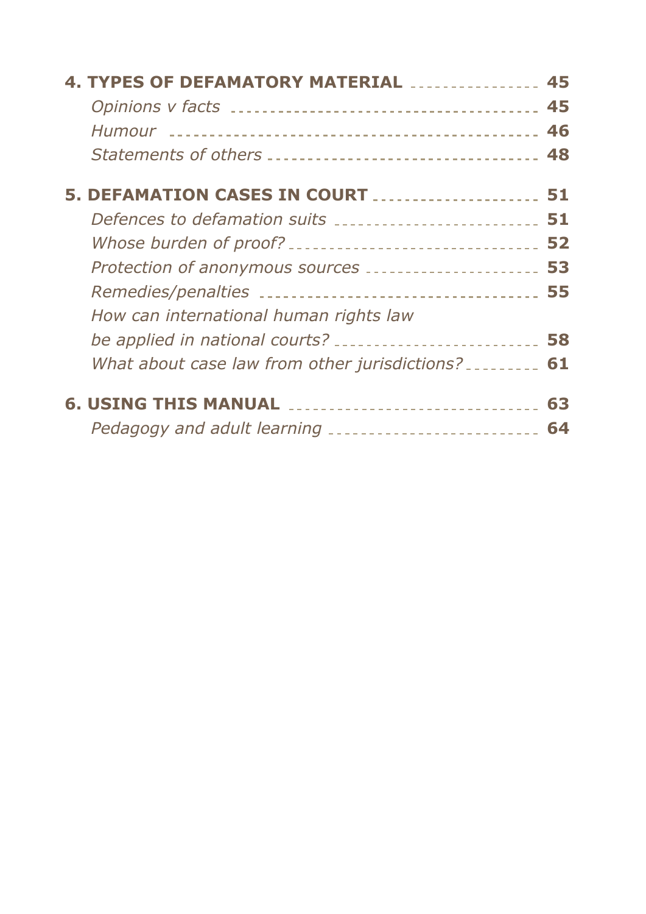**4. TYPES OF DEFAMATORY MATERIAL** ..................... **45**

*Opinions v facts* ..................... **45**

*Humour* ..................... **46**

*Statements of others* ..................... **48**

**5. DEFAMATION CASES IN COURT** ..................... **51**

*Defences to defamation suits* ..................... **51**

*Whose burden of proof?* ..................... **52**

*Protection of anonymous sources* ..................... **53**

*Remedies/penalties* ..................... **55**

*How can international human rights law be applied in national courts?* ..................... **58**

*What about case law from other jurisdictions?* ..................... **61**

**6. USING THIS MANUAL** ..................... **63**

*Pedagogy and adult learning* ..................... **64**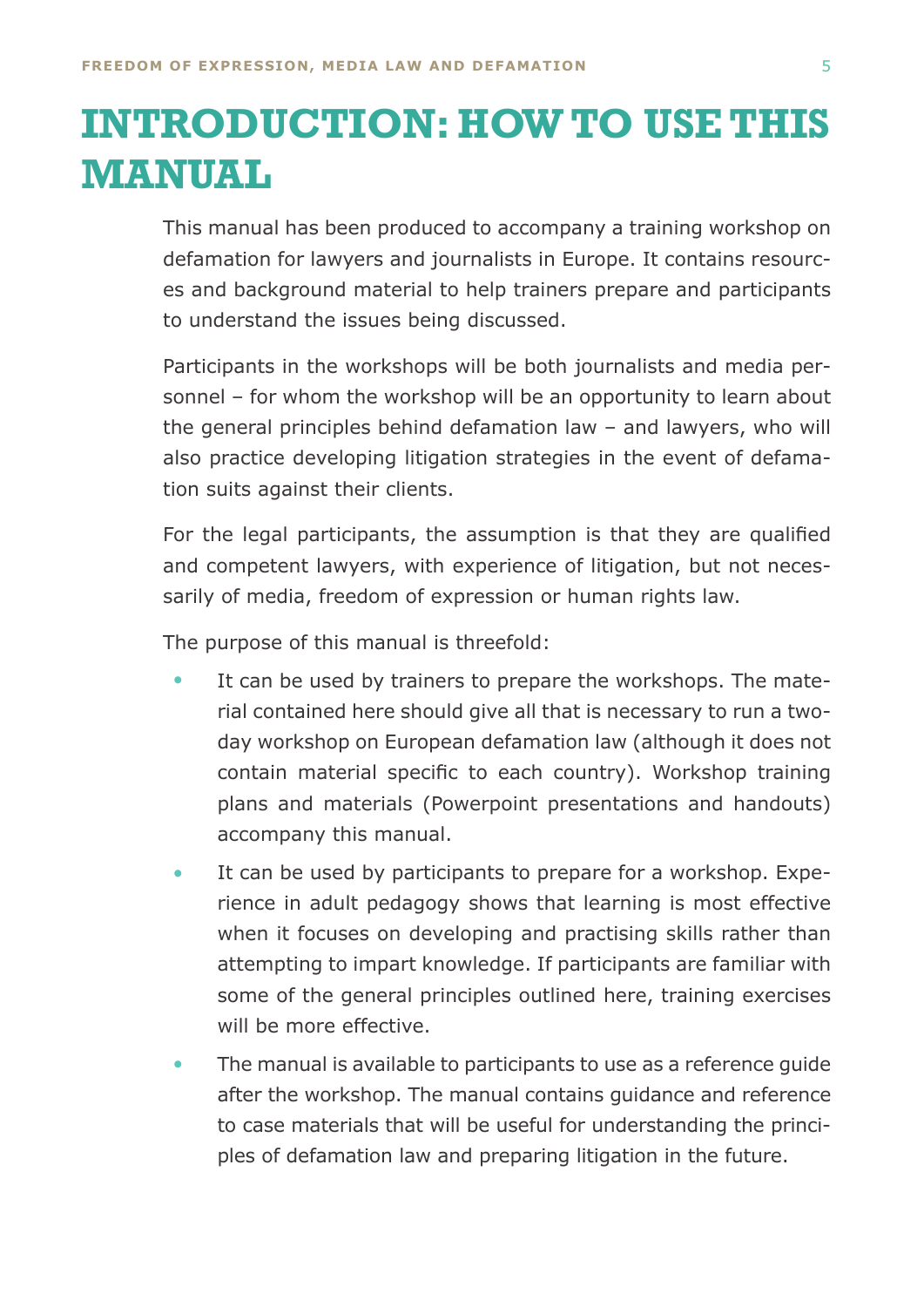# INTRODUCTION: HOW TO USE THIS MANUAL

This manual has been produced to accompany a training workshop on defamation for lawyers and journalists in Europe. It contains resources and background material to help trainers prepare and participants to understand the issues being discussed.

Participants in the workshops will be both journalists and media personnel – for whom the workshop will be an opportunity to learn about the general principles behind defamation law – and lawyers, who will also practice developing litigation strategies in the event of defamation suits against their clients.

For the legal participants, the assumption is that they are qualified and competent lawyers, with experience of litigation, but not necessarily of media, freedom of expression or human rights law.

The purpose of this manual is threefold:

- It can be used by trainers to prepare the workshops. The material contained here should give all that is necessary to run a two-day workshop on European defamation law (although it does not contain material specific to each country). Workshop training plans and materials (Powerpoint presentations and handouts) accompany this manual.
- It can be used by participants to prepare for a workshop. Experience in adult pedagogy shows that learning is most effective when it focuses on developing and practising skills rather than attempting to impart knowledge. If participants are familiar with some of the general principles outlined here, training exercises will be more effective.
- The manual is available to participants to use as a reference guide after the workshop. The manual contains guidance and reference to case materials that will be useful for understanding the principles of defamation law and preparing litigation in the future.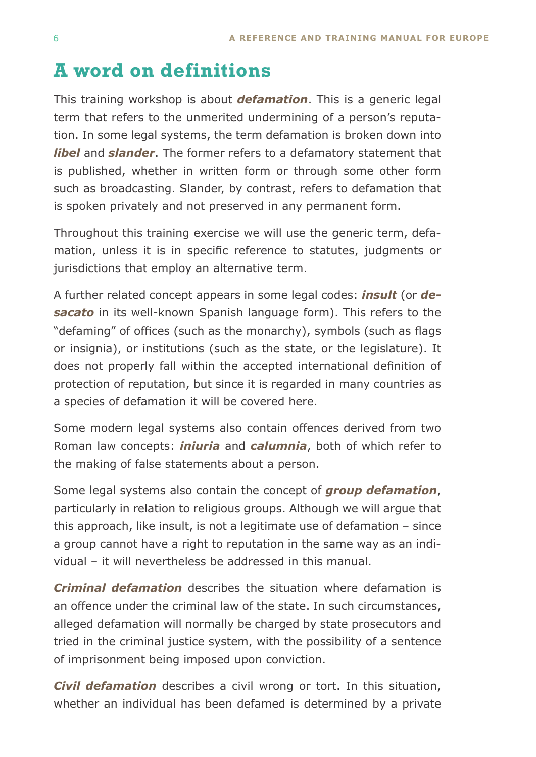## A word on definitions

This training workshop is about ***defamation***. This is a generic legal term that refers to the unmerited undermining of a person's reputation. In some legal systems, the term defamation is broken down into ***libel*** and ***slander***. The former refers to a defamatory statement that is published, whether in written form or through some other form such as broadcasting. Slander, by contrast, refers to defamation that is spoken privately and not preserved in any permanent form.

Throughout this training exercise we will use the generic term, defamation, unless it is in specific reference to statutes, judgments or jurisdictions that employ an alternative term.

A further related concept appears in some legal codes: ***insult*** (or ***desacato*** in its well-known Spanish language form). This refers to the "defaming" of offices (such as the monarchy), symbols (such as flags or insignia), or institutions (such as the state, or the legislature). It does not properly fall within the accepted international definition of protection of reputation, but since it is regarded in many countries as a species of defamation it will be covered here.

Some modern legal systems also contain offences derived from two Roman law concepts: ***iniuria*** and ***calumnia***, both of which refer to the making of false statements about a person.

Some legal systems also contain the concept of ***group defamation***, particularly in relation to religious groups. Although we will argue that this approach, like insult, is not a legitimate use of defamation – since a group cannot have a right to reputation in the same way as an individual – it will nevertheless be addressed in this manual.

***Criminal defamation*** describes the situation where defamation is an offence under the criminal law of the state. In such circumstances, alleged defamation will normally be charged by state prosecutors and tried in the criminal justice system, with the possibility of a sentence of imprisonment being imposed upon conviction.

***Civil defamation*** describes a civil wrong or tort. In this situation, whether an individual has been defamed is determined by a private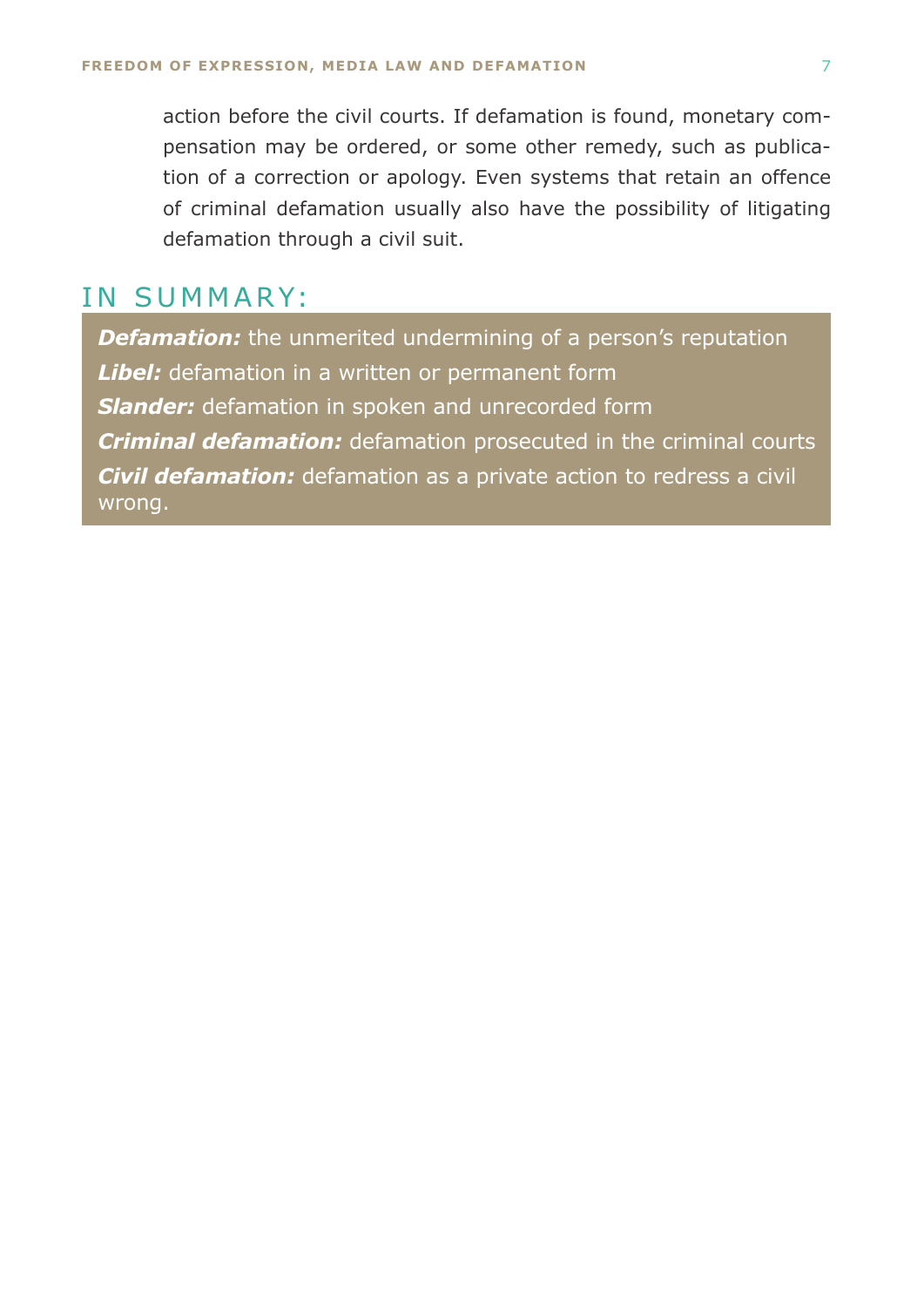action before the civil courts. If defamation is found, monetary compensation may be ordered, or some other remedy, such as publication of a correction or apology. Even systems that retain an offence of criminal defamation usually also have the possibility of litigating defamation through a civil suit.

## IN SUMMARY:

***Defamation:*** the unmerited undermining of a person's reputation
***Libel:*** defamation in a written or permanent form
***Slander:*** defamation in spoken and unrecorded form
***Criminal defamation:*** defamation prosecuted in the criminal courts
***Civil defamation:*** defamation as a private action to redress a civil wrong.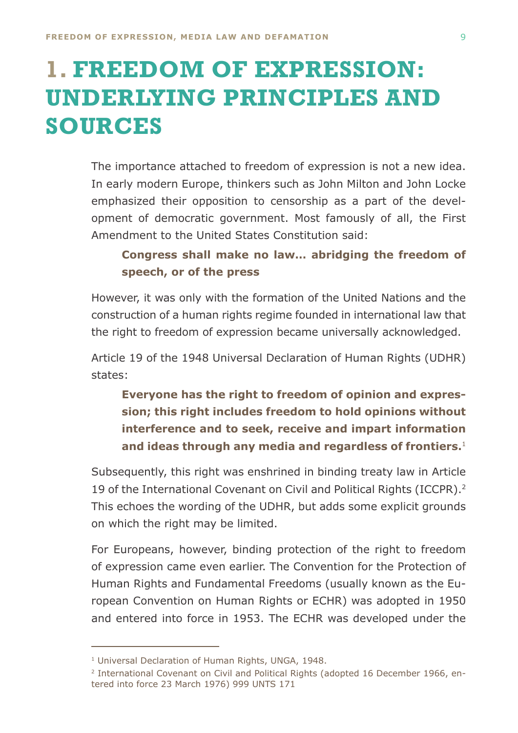# 1. FREEDOM OF EXPRESSION: UNDERLYING PRINCIPLES AND SOURCES

The importance attached to freedom of expression is not a new idea. In early modern Europe, thinkers such as John Milton and John Locke emphasized their opposition to censorship as a part of the development of democratic government. Most famously of all, the First Amendment to the United States Constitution said:

> **Congress shall make no law… abridging the freedom of speech, or of the press**

However, it was only with the formation of the United Nations and the construction of a human rights regime founded in international law that the right to freedom of expression became universally acknowledged.

Article 19 of the 1948 Universal Declaration of Human Rights (UDHR) states:

> **Everyone has the right to freedom of opinion and expression; this right includes freedom to hold opinions without interference and to seek, receive and impart information and ideas through any media and regardless of frontiers.**[1]

Subsequently, this right was enshrined in binding treaty law in Article 19 of the International Covenant on Civil and Political Rights (ICCPR).[2] This echoes the wording of the UDHR, but adds some explicit grounds on which the right may be limited.

For Europeans, however, binding protection of the right to freedom of expression came even earlier. The Convention for the Protection of Human Rights and Fundamental Freedoms (usually known as the European Convention on Human Rights or ECHR) was adopted in 1950 and entered into force in 1953. The ECHR was developed under the

---

[1] Universal Declaration of Human Rights, UNGA, 1948.

[2] International Covenant on Civil and Political Rights (adopted 16 December 1966, entered into force 23 March 1976) 999 UNTS 171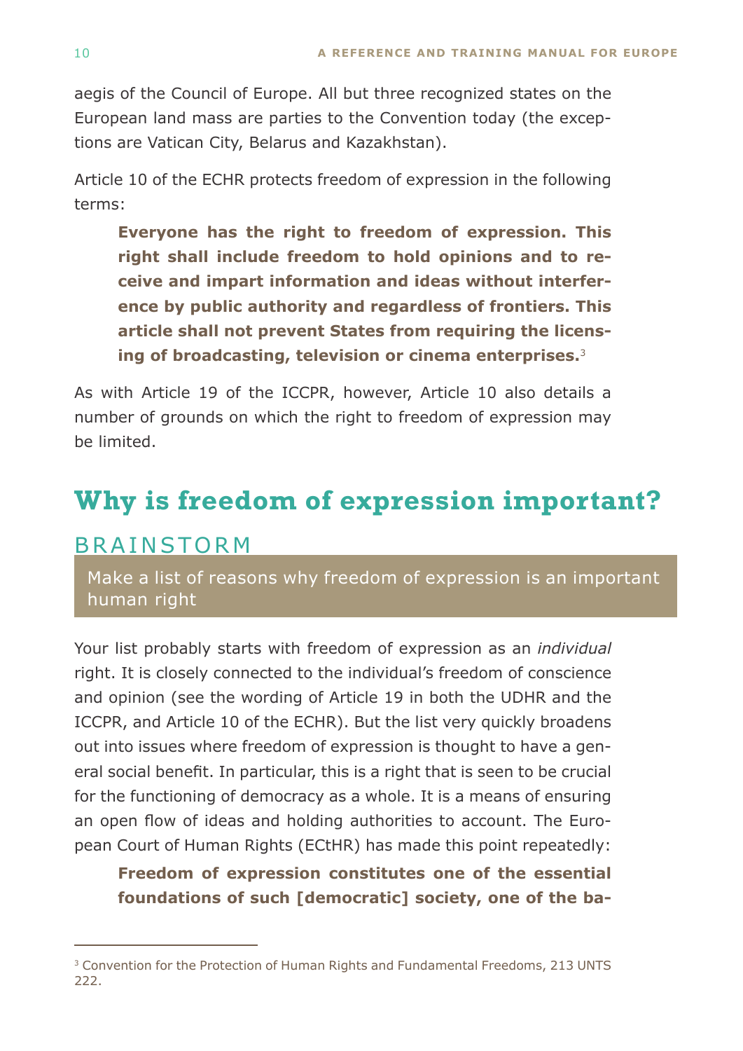aegis of the Council of Europe. All but three recognized states on the European land mass are parties to the Convention today (the exceptions are Vatican City, Belarus and Kazakhstan).

Article 10 of the ECHR protects freedom of expression in the following terms:

> **Everyone has the right to freedom of expression. This right shall include freedom to hold opinions and to receive and impart information and ideas without interference by public authority and regardless of frontiers. This article shall not prevent States from requiring the licensing of broadcasting, television or cinema enterprises.**[3]

As with Article 19 of the ICCPR, however, Article 10 also details a number of grounds on which the right to freedom of expression may be limited.

## Why is freedom of expression important?

### BRAINSTORM

Make a list of reasons why freedom of expression is an important human right

Your list probably starts with freedom of expression as an *individual* right. It is closely connected to the individual's freedom of conscience and opinion (see the wording of Article 19 in both the UDHR and the ICCPR, and Article 10 of the ECHR). But the list very quickly broadens out into issues where freedom of expression is thought to have a general social benefit. In particular, this is a right that is seen to be crucial for the functioning of democracy as a whole. It is a means of ensuring an open flow of ideas and holding authorities to account. The European Court of Human Rights (ECtHR) has made this point repeatedly:

> **Freedom of expression constitutes one of the essential foundations of such [democratic] society, one of the ba-**

---

[3] Convention for the Protection of Human Rights and Fundamental Freedoms, 213 UNTS 222.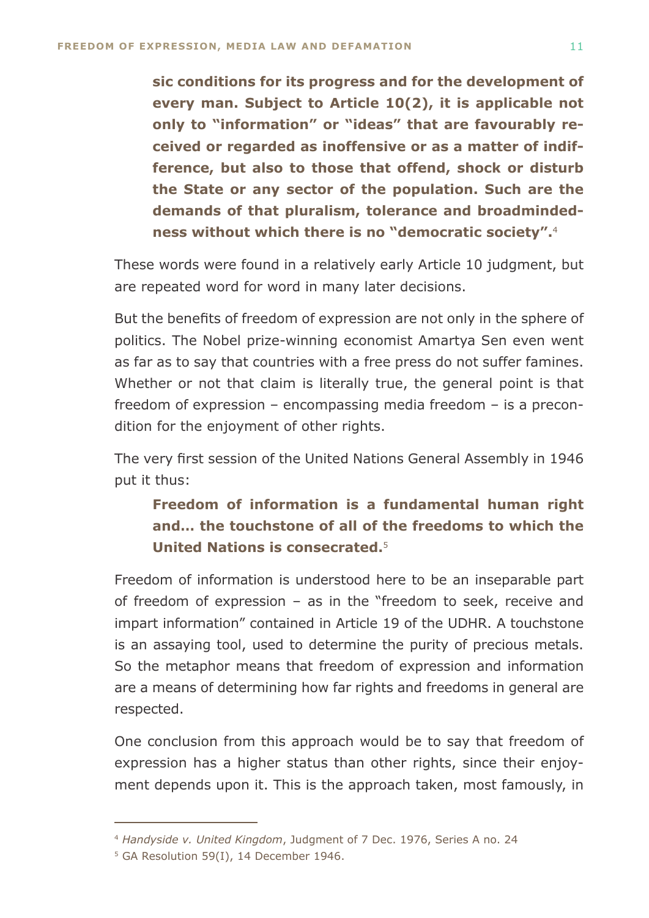> **sic conditions for its progress and for the development of every man. Subject to Article 10(2), it is applicable not only to "information" or "ideas" that are favourably received or regarded as inoffensive or as a matter of indifference, but also to those that offend, shock or disturb the State or any sector of the population. Such are the demands of that pluralism, tolerance and broadmindedness without which there is no "democratic society".**[4]

These words were found in a relatively early Article 10 judgment, but are repeated word for word in many later decisions.

But the benefits of freedom of expression are not only in the sphere of politics. The Nobel prize-winning economist Amartya Sen even went as far as to say that countries with a free press do not suffer famines. Whether or not that claim is literally true, the general point is that freedom of expression – encompassing media freedom – is a precondition for the enjoyment of other rights.

The very first session of the United Nations General Assembly in 1946 put it thus:

> **Freedom of information is a fundamental human right and... the touchstone of all of the freedoms to which the United Nations is consecrated.**[5]

Freedom of information is understood here to be an inseparable part of freedom of expression – as in the "freedom to seek, receive and impart information" contained in Article 19 of the UDHR. A touchstone is an assaying tool, used to determine the purity of precious metals. So the metaphor means that freedom of expression and information are a means of determining how far rights and freedoms in general are respected.

One conclusion from this approach would be to say that freedom of expression has a higher status than other rights, since their enjoyment depends upon it. This is the approach taken, most famously, in

---

[4] *Handyside v. United Kingdom*, Judgment of 7 Dec. 1976, Series A no. 24

[5] GA Resolution 59(I), 14 December 1946.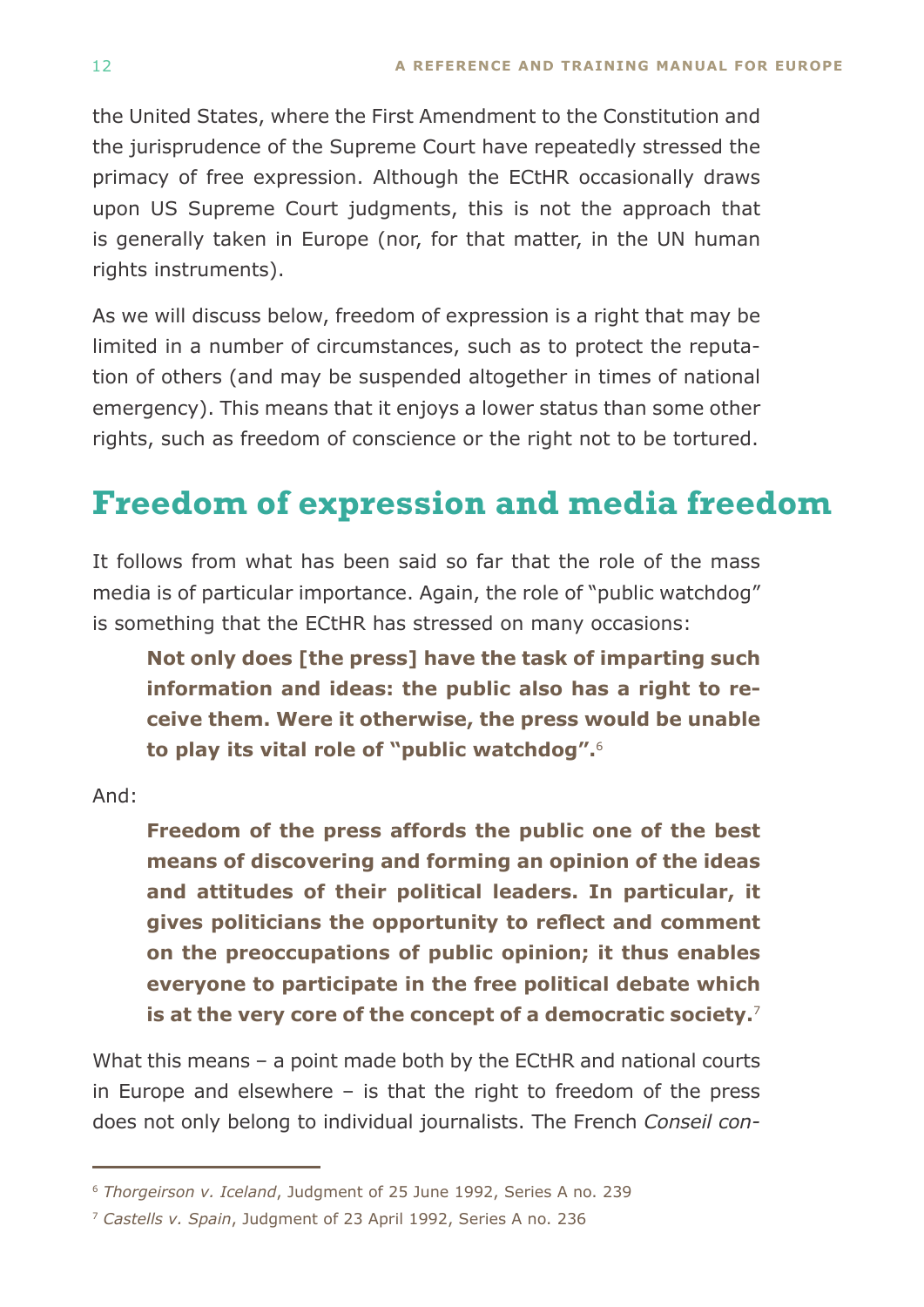the United States, where the First Amendment to the Constitution and the jurisprudence of the Supreme Court have repeatedly stressed the primacy of free expression. Although the ECtHR occasionally draws upon US Supreme Court judgments, this is not the approach that is generally taken in Europe (nor, for that matter, in the UN human rights instruments).

As we will discuss below, freedom of expression is a right that may be limited in a number of circumstances, such as to protect the reputation of others (and may be suspended altogether in times of national emergency). This means that it enjoys a lower status than some other rights, such as freedom of conscience or the right not to be tortured.

## Freedom of expression and media freedom

It follows from what has been said so far that the role of the mass media is of particular importance. Again, the role of "public watchdog" is something that the ECtHR has stressed on many occasions:

> **Not only does [the press] have the task of imparting such information and ideas: the public also has a right to receive them. Were it otherwise, the press would be unable to play its vital role of "public watchdog".**[6]

And:

> **Freedom of the press affords the public one of the best means of discovering and forming an opinion of the ideas and attitudes of their political leaders. In particular, it gives politicians the opportunity to reflect and comment on the preoccupations of public opinion; it thus enables everyone to participate in the free political debate which is at the very core of the concept of a democratic society.**[7]

What this means – a point made both by the ECtHR and national courts in Europe and elsewhere – is that the right to freedom of the press does not only belong to individual journalists. The French *Conseil con-*

---

[6] *Thorgeirson v. Iceland*, Judgment of 25 June 1992, Series A no. 239

[7] *Castells v. Spain*, Judgment of 23 April 1992, Series A no. 236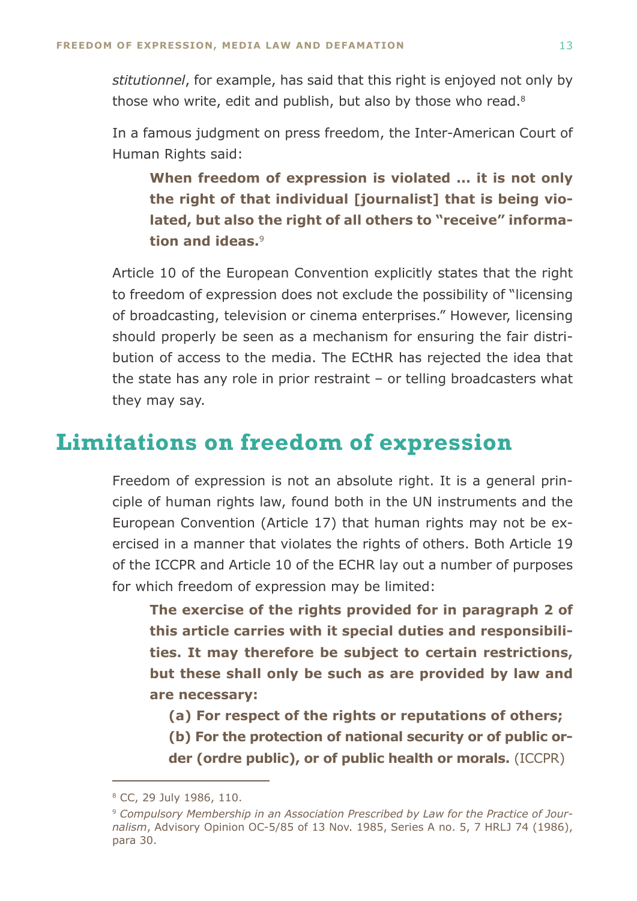*stitutionnel*, for example, has said that this right is enjoyed not only by those who write, edit and publish, but also by those who read.[8]

In a famous judgment on press freedom, the Inter-American Court of Human Rights said:

> **When freedom of expression is violated ... it is not only the right of that individual [journalist] that is being violated, but also the right of all others to "receive" information and ideas.**[9]

Article 10 of the European Convention explicitly states that the right to freedom of expression does not exclude the possibility of "licensing of broadcasting, television or cinema enterprises." However, licensing should properly be seen as a mechanism for ensuring the fair distribution of access to the media. The ECtHR has rejected the idea that the state has any role in prior restraint – or telling broadcasters what they may say.

## Limitations on freedom of expression

Freedom of expression is not an absolute right. It is a general principle of human rights law, found both in the UN instruments and the European Convention (Article 17) that human rights may not be exercised in a manner that violates the rights of others. Both Article 19 of the ICCPR and Article 10 of the ECHR lay out a number of purposes for which freedom of expression may be limited:

> **The exercise of the rights provided for in paragraph 2 of this article carries with it special duties and responsibilities. It may therefore be subject to certain restrictions, but these shall only be such as are provided by law and are necessary:**
>
> **(a) For respect of the rights or reputations of others;**
>
> **(b) For the protection of national security or of public order (ordre public), or of public health or morals.** (ICCPR)

---

[8] CC, 29 July 1986, 110.

[9] *Compulsory Membership in an Association Prescribed by Law for the Practice of Journalism*, Advisory Opinion OC-5/85 of 13 Nov. 1985, Series A no. 5, 7 HRLJ 74 (1986), para 30.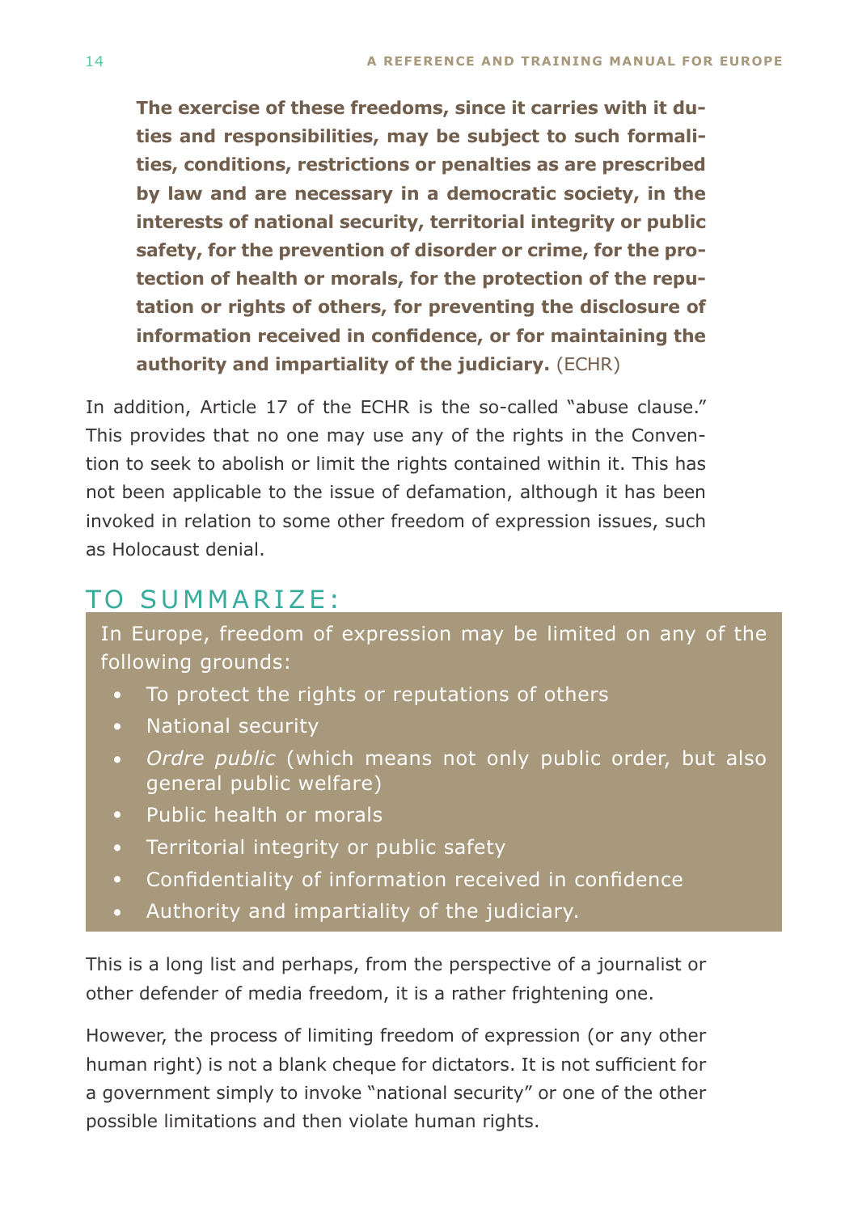> **The exercise of these freedoms, since it carries with it duties and responsibilities, may be subject to such formalities, conditions, restrictions or penalties as are prescribed by law and are necessary in a democratic society, in the interests of national security, territorial integrity or public safety, for the prevention of disorder or crime, for the protection of health or morals, for the protection of the reputation or rights of others, for preventing the disclosure of information received in confidence, or for maintaining the authority and impartiality of the judiciary.** (ECHR)

In addition, Article 17 of the ECHR is the so-called "abuse clause." This provides that no one may use any of the rights in the Convention to seek to abolish or limit the rights contained within it. This has not been applicable to the issue of defamation, although it has been invoked in relation to some other freedom of expression issues, such as Holocaust denial.

## TO SUMMARIZE:

In Europe, freedom of expression may be limited on any of the following grounds:

- To protect the rights or reputations of others
- National security
- *Ordre public* (which means not only public order, but also general public welfare)
- Public health or morals
- Territorial integrity or public safety
- Confidentiality of information received in confidence
- Authority and impartiality of the judiciary.

This is a long list and perhaps, from the perspective of a journalist or other defender of media freedom, it is a rather frightening one.

However, the process of limiting freedom of expression (or any other human right) is not a blank cheque for dictators. It is not sufficient for a government simply to invoke "national security" or one of the other possible limitations and then violate human rights.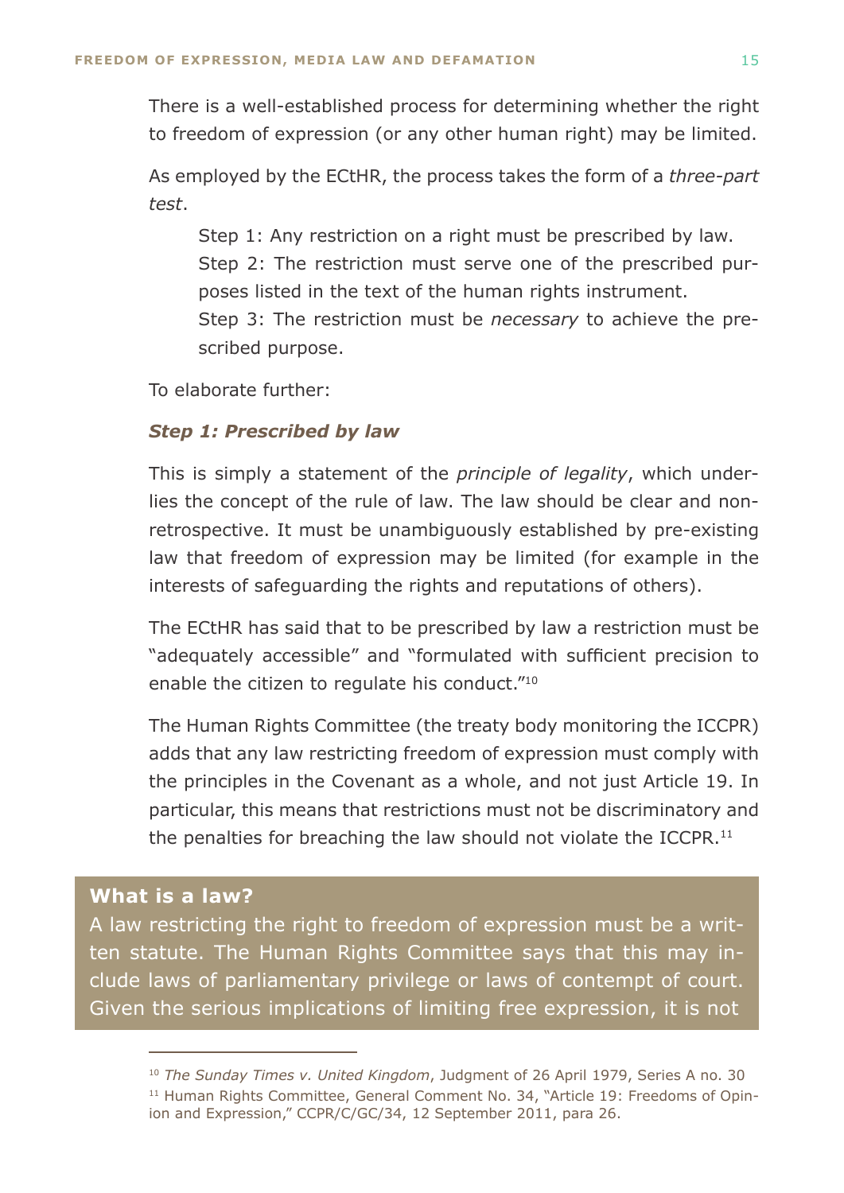There is a well-established process for determining whether the right to freedom of expression (or any other human right) may be limited.

As employed by the ECtHR, the process takes the form of a *three-part test*.

> Step 1: Any restriction on a right must be prescribed by law.
> Step 2: The restriction must serve one of the prescribed purposes listed in the text of the human rights instrument.
> Step 3: The restriction must be *necessary* to achieve the prescribed purpose.

To elaborate further:

### *Step 1: Prescribed by law*

This is simply a statement of the *principle of legality*, which underlies the concept of the rule of law. The law should be clear and non-retrospective. It must be unambiguously established by pre-existing law that freedom of expression may be limited (for example in the interests of safeguarding the rights and reputations of others).

The ECtHR has said that to be prescribed by law a restriction must be "adequately accessible" and "formulated with sufficient precision to enable the citizen to regulate his conduct."[10]

The Human Rights Committee (the treaty body monitoring the ICCPR) adds that any law restricting freedom of expression must comply with the principles in the Covenant as a whole, and not just Article 19. In particular, this means that restrictions must not be discriminatory and the penalties for breaching the law should not violate the ICCPR.[11]

**What is a law?**

A law restricting the right to freedom of expression must be a written statute. The Human Rights Committee says that this may include laws of parliamentary privilege or laws of contempt of court. Given the serious implications of limiting free expression, it is not

---

[10] *The Sunday Times v. United Kingdom*, Judgment of 26 April 1979, Series A no. 30

[11] Human Rights Committee, General Comment No. 34, "Article 19: Freedoms of Opinion and Expression," CCPR/C/GC/34, 12 September 2011, para 26.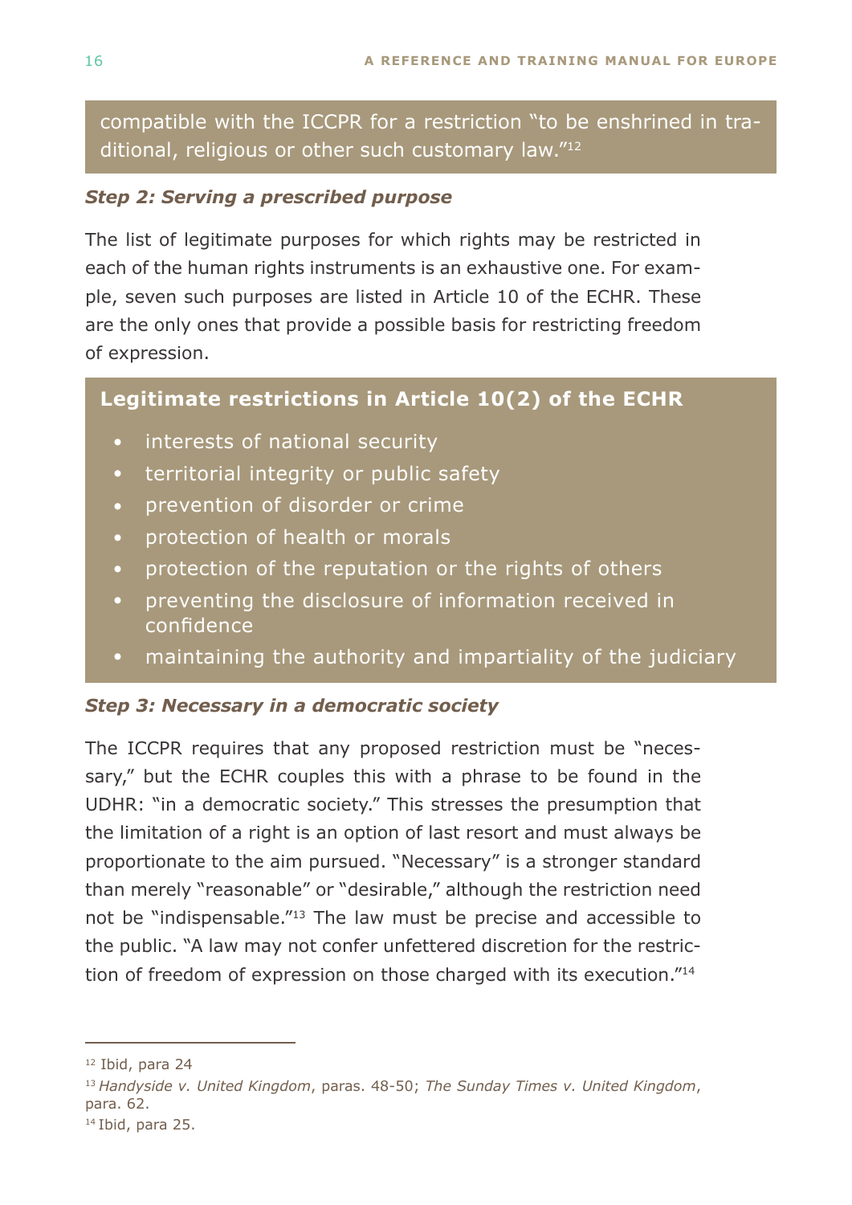compatible with the ICCPR for a restriction "to be enshrined in traditional, religious or other such customary law."[12]

### *Step 2: Serving a prescribed purpose*

The list of legitimate purposes for which rights may be restricted in each of the human rights instruments is an exhaustive one. For example, seven such purposes are listed in Article 10 of the ECHR. These are the only ones that provide a possible basis for restricting freedom of expression.

**Legitimate restrictions in Article 10(2) of the ECHR**

- interests of national security
- territorial integrity or public safety
- prevention of disorder or crime
- protection of health or morals
- protection of the reputation or the rights of others
- preventing the disclosure of information received in confidence
- maintaining the authority and impartiality of the judiciary

### *Step 3: Necessary in a democratic society*

The ICCPR requires that any proposed restriction must be "necessary," but the ECHR couples this with a phrase to be found in the UDHR: "in a democratic society." This stresses the presumption that the limitation of a right is an option of last resort and must always be proportionate to the aim pursued. "Necessary" is a stronger standard than merely "reasonable" or "desirable," although the restriction need not be "indispensable."[13] The law must be precise and accessible to the public. "A law may not confer unfettered discretion for the restriction of freedom of expression on those charged with its execution."[14]

---

[12] Ibid, para 24

[13] *Handyside v. United Kingdom*, paras. 48-50; *The Sunday Times v. United Kingdom*, para. 62.

[14] Ibid, para 25.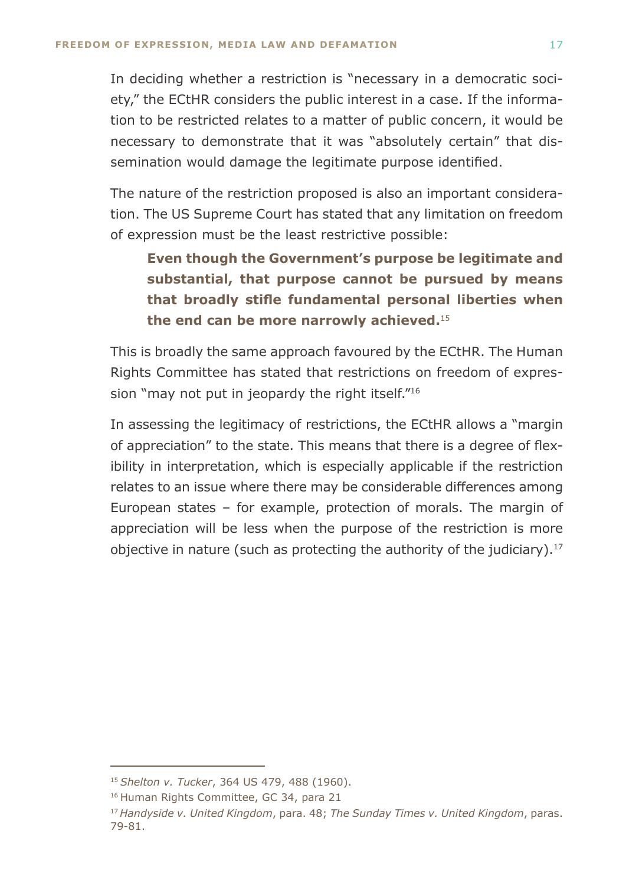In deciding whether a restriction is "necessary in a democratic society," the ECtHR considers the public interest in a case. If the information to be restricted relates to a matter of public concern, it would be necessary to demonstrate that it was "absolutely certain" that dissemination would damage the legitimate purpose identified.

The nature of the restriction proposed is also an important consideration. The US Supreme Court has stated that any limitation on freedom of expression must be the least restrictive possible:

> **Even though the Government's purpose be legitimate and substantial, that purpose cannot be pursued by means that broadly stifle fundamental personal liberties when the end can be more narrowly achieved.**[15]

This is broadly the same approach favoured by the ECtHR. The Human Rights Committee has stated that restrictions on freedom of expression "may not put in jeopardy the right itself."[16]

In assessing the legitimacy of restrictions, the ECtHR allows a "margin of appreciation" to the state. This means that there is a degree of flexibility in interpretation, which is especially applicable if the restriction relates to an issue where there may be considerable differences among European states – for example, protection of morals. The margin of appreciation will be less when the purpose of the restriction is more objective in nature (such as protecting the authority of the judiciary).[17]

---

[15] *Shelton v. Tucker*, 364 US 479, 488 (1960).

[16] Human Rights Committee, GC 34, para 21

[17] *Handyside v. United Kingdom*, para. 48; *The Sunday Times v. United Kingdom*, paras. 79-81.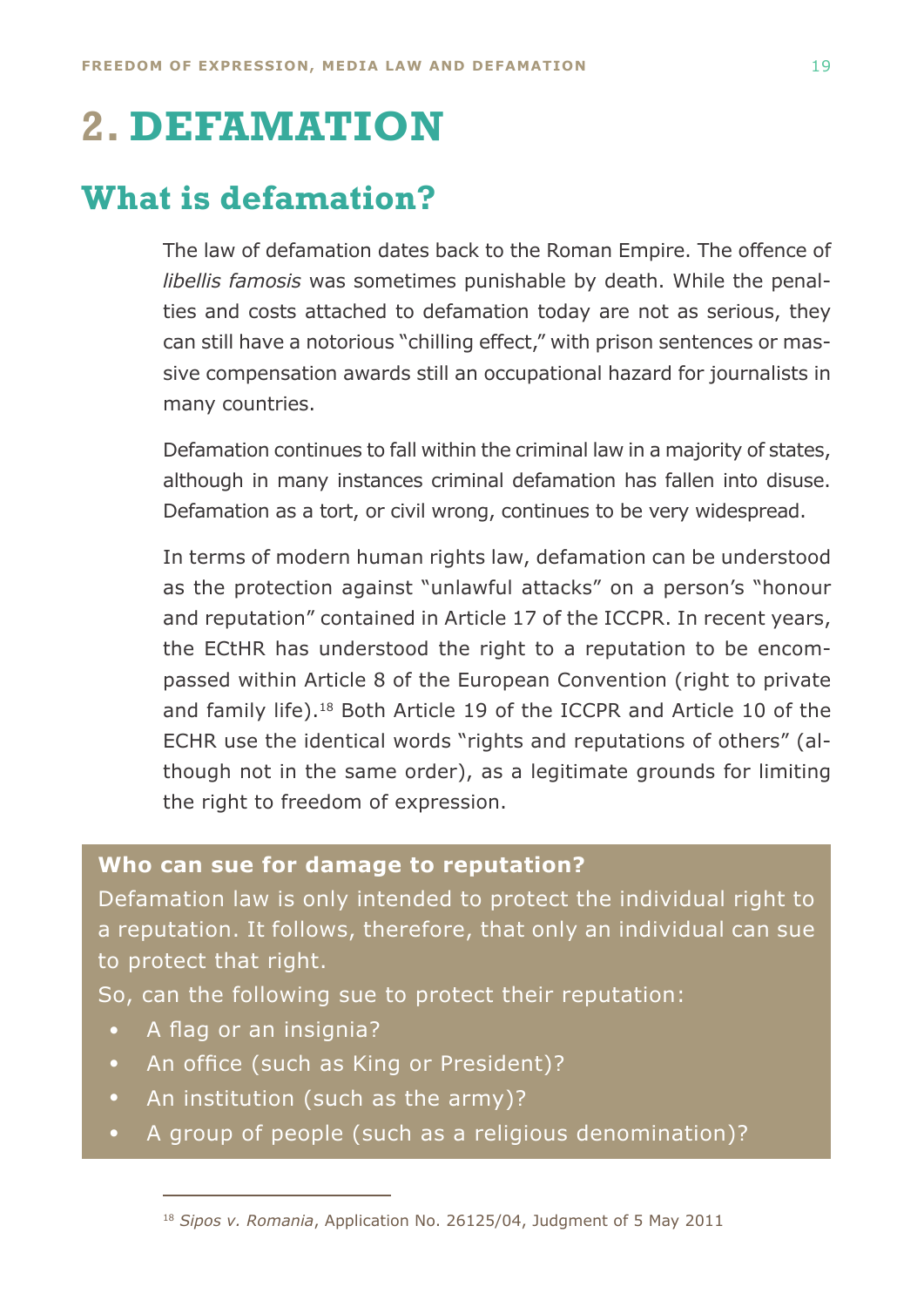# 2. DEFAMATION

## What is defamation?

The law of defamation dates back to the Roman Empire. The offence of *libellis famosis* was sometimes punishable by death. While the penalties and costs attached to defamation today are not as serious, they can still have a notorious "chilling effect," with prison sentences or massive compensation awards still an occupational hazard for journalists in many countries.

Defamation continues to fall within the criminal law in a majority of states, although in many instances criminal defamation has fallen into disuse. Defamation as a tort, or civil wrong, continues to be very widespread.

In terms of modern human rights law, defamation can be understood as the protection against "unlawful attacks" on a person's "honour and reputation" contained in Article 17 of the ICCPR. In recent years, the ECtHR has understood the right to a reputation to be encompassed within Article 8 of the European Convention (right to private and family life).[18] Both Article 19 of the ICCPR and Article 10 of the ECHR use the identical words "rights and reputations of others" (although not in the same order), as a legitimate grounds for limiting the right to freedom of expression.

**Who can sue for damage to reputation?**

Defamation law is only intended to protect the individual right to a reputation. It follows, therefore, that only an individual can sue to protect that right.

So, can the following sue to protect their reputation:

- A flag or an insignia?
- An office (such as King or President)?
- An institution (such as the army)?
- A group of people (such as a religious denomination)?

---

[18] *Sipos v. Romania*, Application No. 26125/04, Judgment of 5 May 2011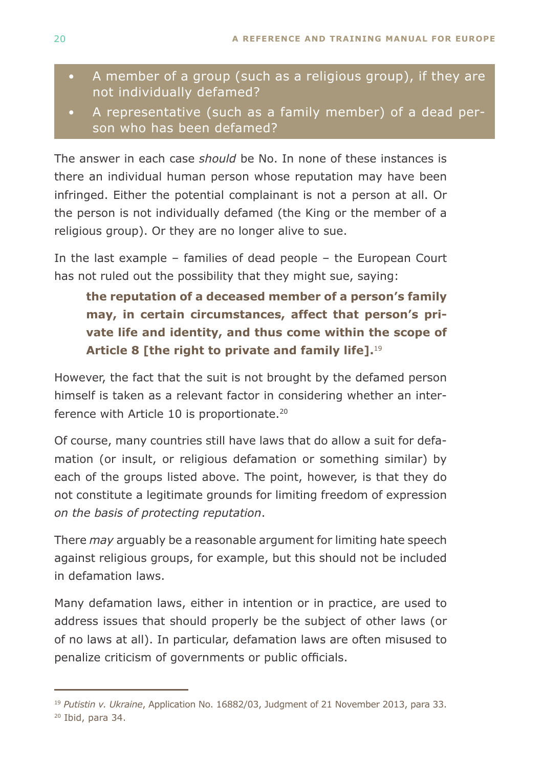- A member of a group (such as a religious group), if they are not individually defamed?
- A representative (such as a family member) of a dead person who has been defamed?

The answer in each case *should* be No. In none of these instances is there an individual human person whose reputation may have been infringed. Either the potential complainant is not a person at all. Or the person is not individually defamed (the King or the member of a religious group). Or they are no longer alive to sue.

In the last example – families of dead people – the European Court has not ruled out the possibility that they might sue, saying:

> **the reputation of a deceased member of a person's family may, in certain circumstances, affect that person's private life and identity, and thus come within the scope of Article 8 [the right to private and family life].**[19]

However, the fact that the suit is not brought by the defamed person himself is taken as a relevant factor in considering whether an interference with Article 10 is proportionate.[20]

Of course, many countries still have laws that do allow a suit for defamation (or insult, or religious defamation or something similar) by each of the groups listed above. The point, however, is that they do not constitute a legitimate grounds for limiting freedom of expression *on the basis of protecting reputation*.

There *may* arguably be a reasonable argument for limiting hate speech against religious groups, for example, but this should not be included in defamation laws.

Many defamation laws, either in intention or in practice, are used to address issues that should properly be the subject of other laws (or of no laws at all). In particular, defamation laws are often misused to penalize criticism of governments or public officials.

---

[19] *Putistin v. Ukraine*, Application No. 16882/03, Judgment of 21 November 2013, para 33.
[20] Ibid, para 34.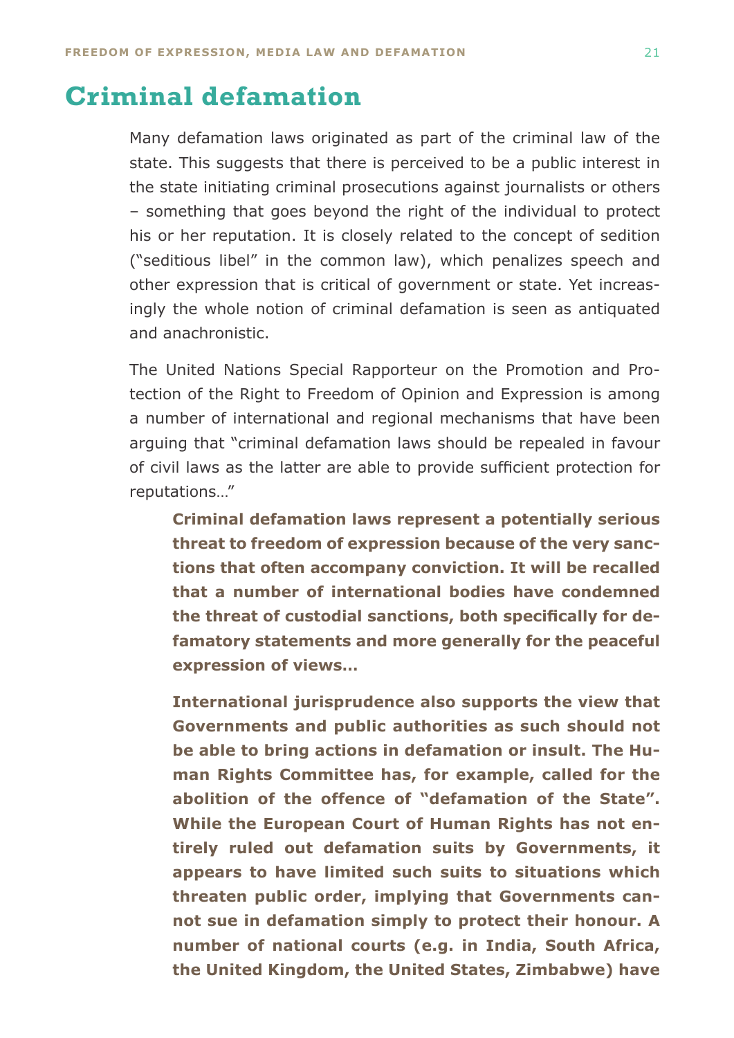# Criminal defamation

Many defamation laws originated as part of the criminal law of the state. This suggests that there is perceived to be a public interest in the state initiating criminal prosecutions against journalists or others – something that goes beyond the right of the individual to protect his or her reputation. It is closely related to the concept of sedition ("seditious libel" in the common law), which penalizes speech and other expression that is critical of government or state. Yet increasingly the whole notion of criminal defamation is seen as antiquated and anachronistic.

The United Nations Special Rapporteur on the Promotion and Protection of the Right to Freedom of Opinion and Expression is among a number of international and regional mechanisms that have been arguing that "criminal defamation laws should be repealed in favour of civil laws as the latter are able to provide sufficient protection for reputations…"

> **Criminal defamation laws represent a potentially serious threat to freedom of expression because of the very sanctions that often accompany conviction. It will be recalled that a number of international bodies have condemned the threat of custodial sanctions, both specifically for defamatory statements and more generally for the peaceful expression of views...**
>
> **International jurisprudence also supports the view that Governments and public authorities as such should not be able to bring actions in defamation or insult. The Human Rights Committee has, for example, called for the abolition of the offence of "defamation of the State". While the European Court of Human Rights has not entirely ruled out defamation suits by Governments, it appears to have limited such suits to situations which threaten public order, implying that Governments cannot sue in defamation simply to protect their honour. A number of national courts (e.g. in India, South Africa, the United Kingdom, the United States, Zimbabwe) have**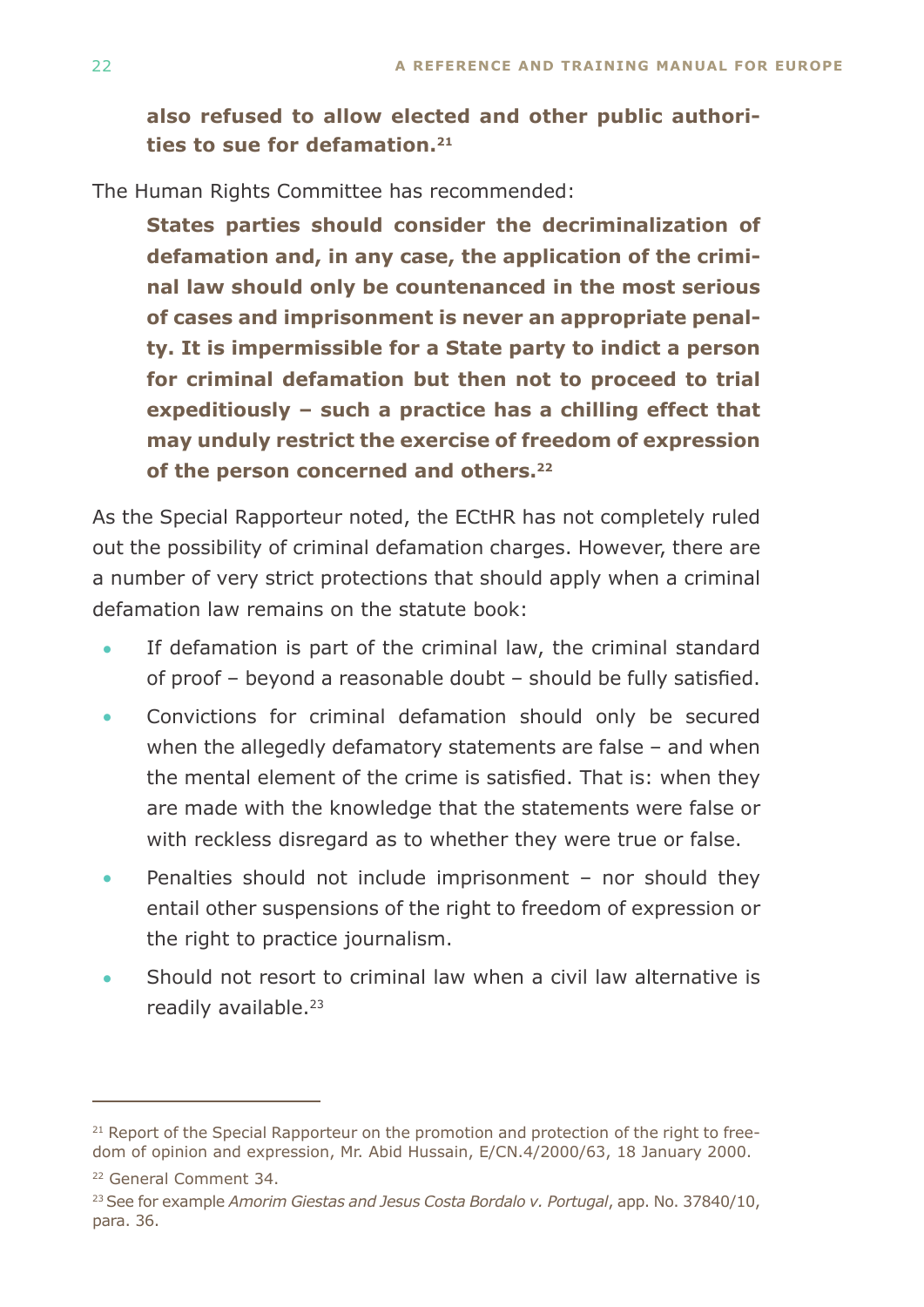> **also refused to allow elected and other public authorities to sue for defamation.**[21]

The Human Rights Committee has recommended:

> **States parties should consider the decriminalization of defamation and, in any case, the application of the criminal law should only be countenanced in the most serious of cases and imprisonment is never an appropriate penalty. It is impermissible for a State party to indict a person for criminal defamation but then not to proceed to trial expeditiously – such a practice has a chilling effect that may unduly restrict the exercise of freedom of expression of the person concerned and others.**[22]

As the Special Rapporteur noted, the ECtHR has not completely ruled out the possibility of criminal defamation charges. However, there are a number of very strict protections that should apply when a criminal defamation law remains on the statute book:

- If defamation is part of the criminal law, the criminal standard of proof – beyond a reasonable doubt – should be fully satisfied.
- Convictions for criminal defamation should only be secured when the allegedly defamatory statements are false – and when the mental element of the crime is satisfied. That is: when they are made with the knowledge that the statements were false or with reckless disregard as to whether they were true or false.
- Penalties should not include imprisonment – nor should they entail other suspensions of the right to freedom of expression or the right to practice journalism.
- Should not resort to criminal law when a civil law alternative is readily available.[23]

---

[21] Report of the Special Rapporteur on the promotion and protection of the right to freedom of opinion and expression, Mr. Abid Hussain, E/CN.4/2000/63, 18 January 2000.

[22] General Comment 34.

[23] See for example *Amorim Giestas and Jesus Costa Bordalo v. Portugal*, app. No. 37840/10, para. 36.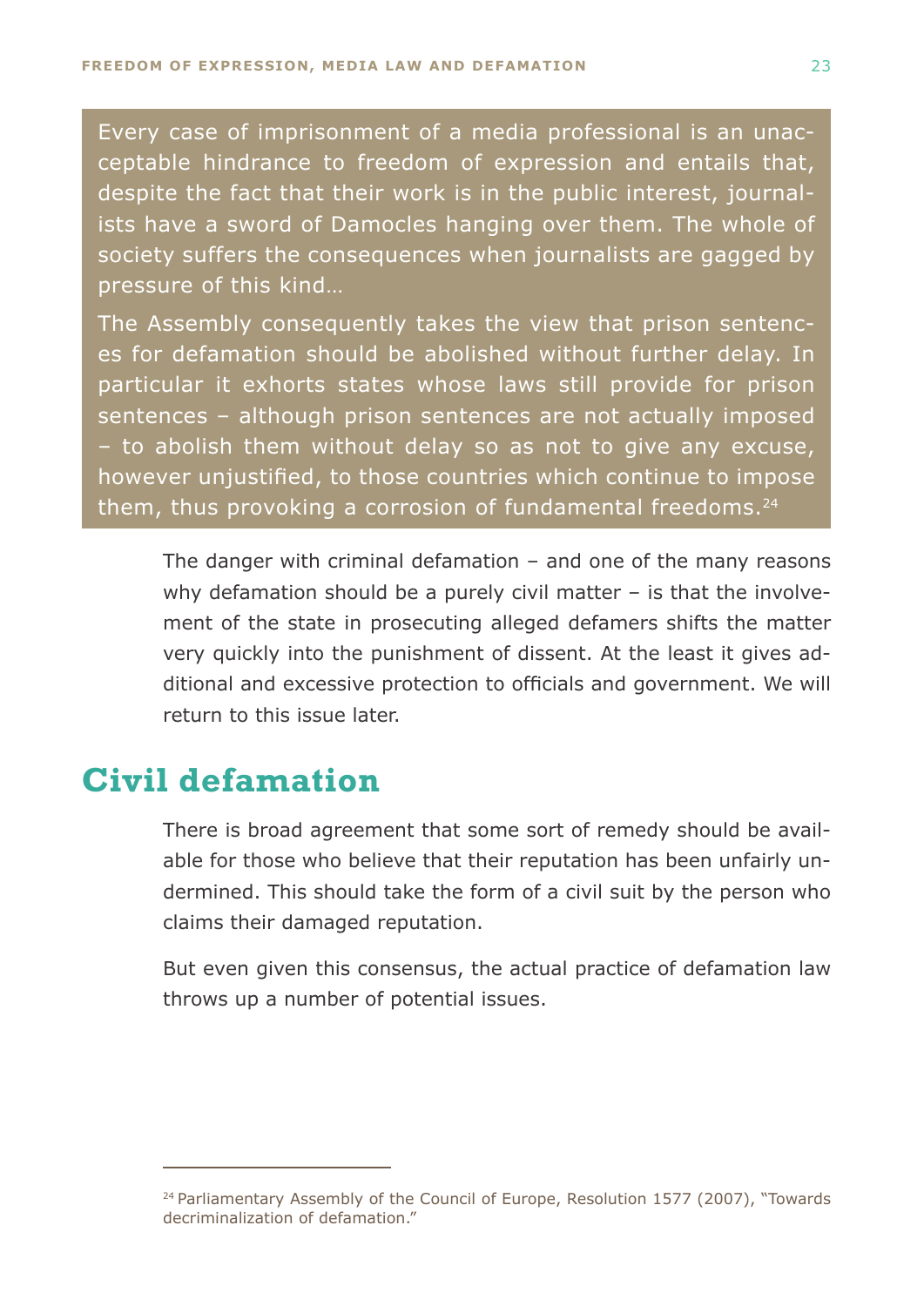> Every case of imprisonment of a media professional is an unacceptable hindrance to freedom of expression and entails that, despite the fact that their work is in the public interest, journalists have a sword of Damocles hanging over them. The whole of society suffers the consequences when journalists are gagged by pressure of this kind…
>
> The Assembly consequently takes the view that prison sentences for defamation should be abolished without further delay. In particular it exhorts states whose laws still provide for prison sentences – although prison sentences are not actually imposed – to abolish them without delay so as not to give any excuse, however unjustified, to those countries which continue to impose them, thus provoking a corrosion of fundamental freedoms.[24]

The danger with criminal defamation – and one of the many reasons why defamation should be a purely civil matter – is that the involvement of the state in prosecuting alleged defamers shifts the matter very quickly into the punishment of dissent. At the least it gives additional and excessive protection to officials and government. We will return to this issue later.

## Civil defamation

There is broad agreement that some sort of remedy should be available for those who believe that their reputation has been unfairly undermined. This should take the form of a civil suit by the person who claims their damaged reputation.

But even given this consensus, the actual practice of defamation law throws up a number of potential issues.

---

[24] Parliamentary Assembly of the Council of Europe, Resolution 1577 (2007), "Towards decriminalization of defamation."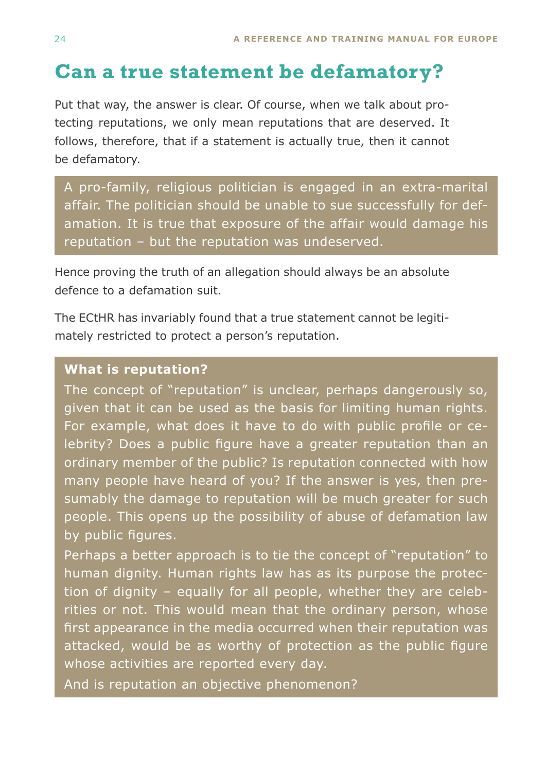## Can a true statement be defamatory?

Put that way, the answer is clear. Of course, when we talk about protecting reputations, we only mean reputations that are deserved. It follows, therefore, that if a statement is actually true, then it cannot be defamatory.

> A pro-family, religious politician is engaged in an extra-marital affair. The politician should be unable to sue successfully for defamation. It is true that exposure of the affair would damage his reputation – but the reputation was undeserved.

Hence proving the truth of an allegation should always be an absolute defence to a defamation suit.

The ECtHR has invariably found that a true statement cannot be legitimately restricted to protect a person's reputation.

> **What is reputation?**
>
> The concept of "reputation" is unclear, perhaps dangerously so, given that it can be used as the basis for limiting human rights. For example, what does it have to do with public profile or celebrity? Does a public figure have a greater reputation than an ordinary member of the public? Is reputation connected with how many people have heard of you? If the answer is yes, then presumably the damage to reputation will be much greater for such people. This opens up the possibility of abuse of defamation law by public figures.
>
> Perhaps a better approach is to tie the concept of "reputation" to human dignity. Human rights law has as its purpose the protection of dignity – equally for all people, whether they are celebrities or not. This would mean that the ordinary person, whose first appearance in the media occurred when their reputation was attacked, would be as worthy of protection as the public figure whose activities are reported every day.
>
> And is reputation an objective phenomenon?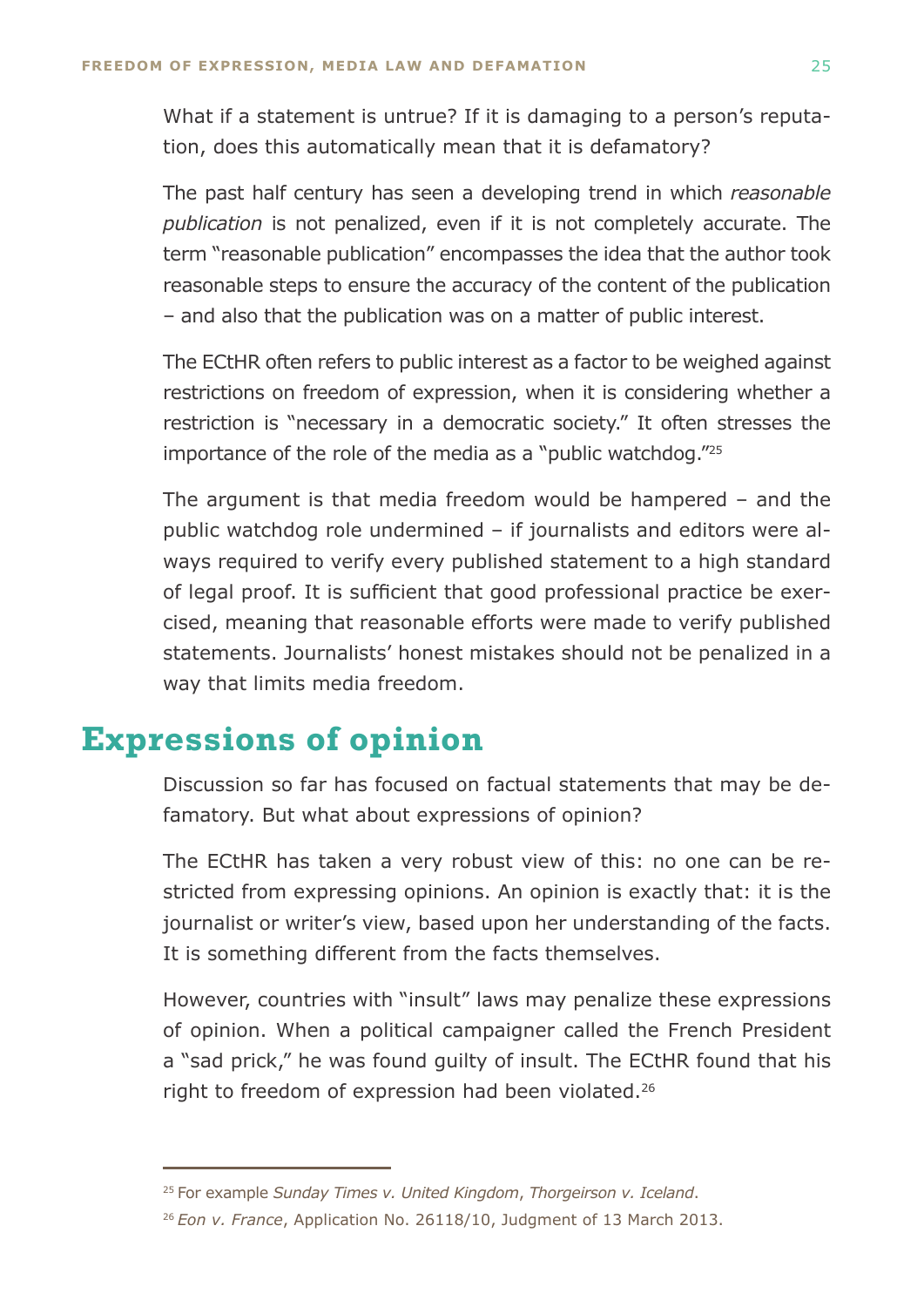What if a statement is untrue? If it is damaging to a person's reputation, does this automatically mean that it is defamatory?

The past half century has seen a developing trend in which *reasonable publication* is not penalized, even if it is not completely accurate. The term "reasonable publication" encompasses the idea that the author took reasonable steps to ensure the accuracy of the content of the publication – and also that the publication was on a matter of public interest.

The ECtHR often refers to public interest as a factor to be weighed against restrictions on freedom of expression, when it is considering whether a restriction is "necessary in a democratic society." It often stresses the importance of the role of the media as a "public watchdog."[25]

The argument is that media freedom would be hampered – and the public watchdog role undermined – if journalists and editors were always required to verify every published statement to a high standard of legal proof. It is sufficient that good professional practice be exercised, meaning that reasonable efforts were made to verify published statements. Journalists' honest mistakes should not be penalized in a way that limits media freedom.

## Expressions of opinion

Discussion so far has focused on factual statements that may be defamatory. But what about expressions of opinion?

The ECtHR has taken a very robust view of this: no one can be restricted from expressing opinions. An opinion is exactly that: it is the journalist or writer's view, based upon her understanding of the facts. It is something different from the facts themselves.

However, countries with "insult" laws may penalize these expressions of opinion. When a political campaigner called the French President a "sad prick," he was found guilty of insult. The ECtHR found that his right to freedom of expression had been violated.[26]

---

[25] For example *Sunday Times v. United Kingdom*, *Thorgeirson v. Iceland*.

[26] *Eon v. France*, Application No. 26118/10, Judgment of 13 March 2013.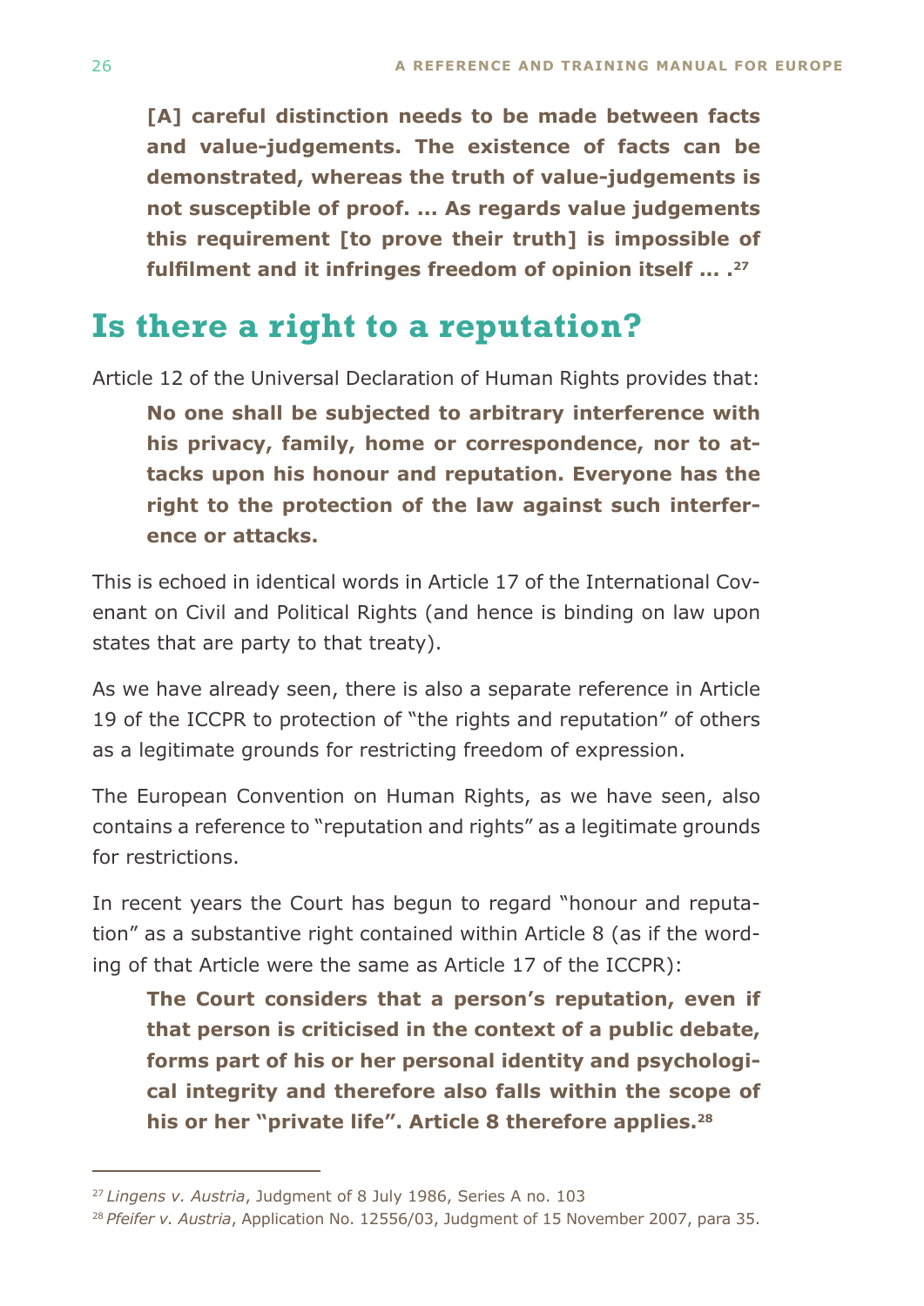**[A] careful distinction needs to be made between facts and value-judgements. The existence of facts can be demonstrated, whereas the truth of value-judgements is not susceptible of proof. ... As regards value judgements this requirement [to prove their truth] is impossible of fulfilment and it infringes freedom of opinion itself ... .**[27]

## Is there a right to a reputation?

Article 12 of the Universal Declaration of Human Rights provides that:

> **No one shall be subjected to arbitrary interference with his privacy, family, home or correspondence, nor to attacks upon his honour and reputation. Everyone has the right to the protection of the law against such interference or attacks.**

This is echoed in identical words in Article 17 of the International Covenant on Civil and Political Rights (and hence is binding on law upon states that are party to that treaty).

As we have already seen, there is also a separate reference in Article 19 of the ICCPR to protection of "the rights and reputation" of others as a legitimate grounds for restricting freedom of expression.

The European Convention on Human Rights, as we have seen, also contains a reference to "reputation and rights" as a legitimate grounds for restrictions.

In recent years the Court has begun to regard "honour and reputation" as a substantive right contained within Article 8 (as if the wording of that Article were the same as Article 17 of the ICCPR):

> **The Court considers that a person's reputation, even if that person is criticised in the context of a public debate, forms part of his or her personal identity and psychological integrity and therefore also falls within the scope of his or her "private life". Article 8 therefore applies.**[28]

---

[27] *Lingens v. Austria*, Judgment of 8 July 1986, Series A no. 103

[28] *Pfeifer v. Austria*, Application No. 12556/03, Judgment of 15 November 2007, para 35.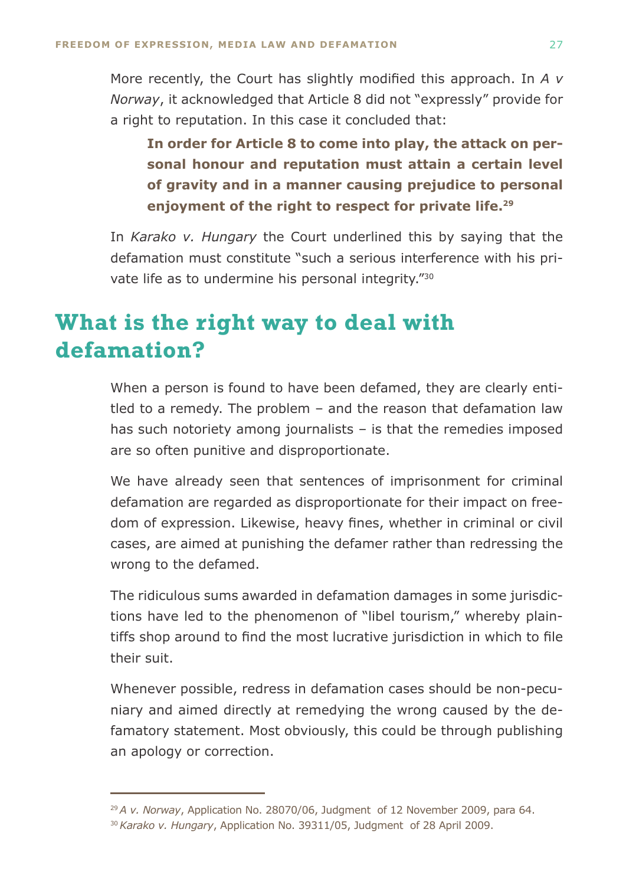More recently, the Court has slightly modified this approach. In *A v Norway*, it acknowledged that Article 8 did not "expressly" provide for a right to reputation. In this case it concluded that:

> **In order for Article 8 to come into play, the attack on personal honour and reputation must attain a certain level of gravity and in a manner causing prejudice to personal enjoyment of the right to respect for private life.**[29]

In *Karako v. Hungary* the Court underlined this by saying that the defamation must constitute "such a serious interference with his private life as to undermine his personal integrity."[30]

## What is the right way to deal with defamation?

When a person is found to have been defamed, they are clearly entitled to a remedy. The problem – and the reason that defamation law has such notoriety among journalists – is that the remedies imposed are so often punitive and disproportionate.

We have already seen that sentences of imprisonment for criminal defamation are regarded as disproportionate for their impact on freedom of expression. Likewise, heavy fines, whether in criminal or civil cases, are aimed at punishing the defamer rather than redressing the wrong to the defamed.

The ridiculous sums awarded in defamation damages in some jurisdictions have led to the phenomenon of "libel tourism," whereby plaintiffs shop around to find the most lucrative jurisdiction in which to file their suit.

Whenever possible, redress in defamation cases should be non-pecuniary and aimed directly at remedying the wrong caused by the defamatory statement. Most obviously, this could be through publishing an apology or correction.

---

[29] *A v. Norway*, Application No. 28070/06, Judgment of 12 November 2009, para 64.

[30] *Karako v. Hungary*, Application No. 39311/05, Judgment of 28 April 2009.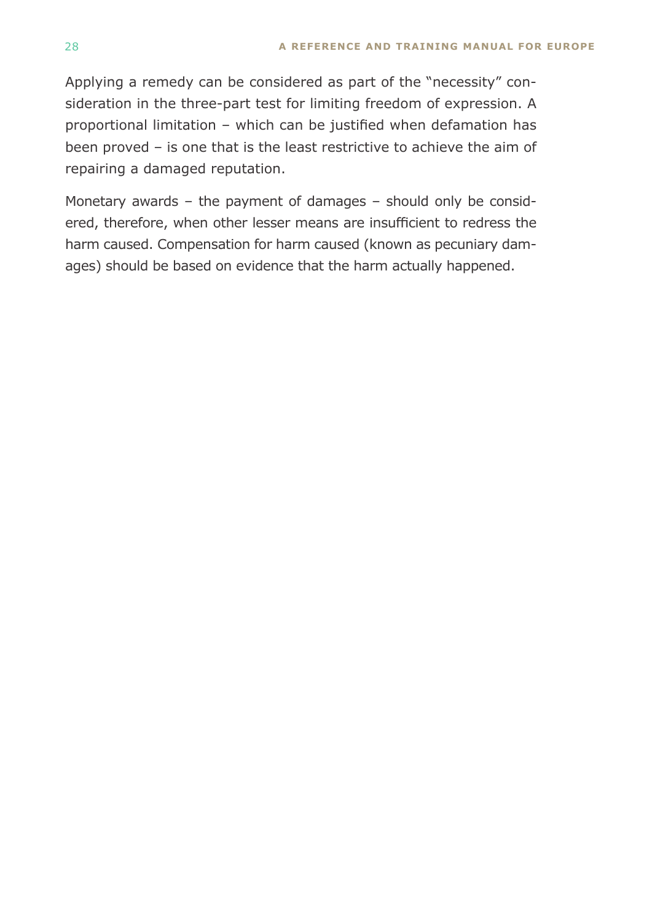Applying a remedy can be considered as part of the “necessity” consideration in the three-part test for limiting freedom of expression. A proportional limitation – which can be justified when defamation has been proved – is one that is the least restrictive to achieve the aim of repairing a damaged reputation.

Monetary awards – the payment of damages – should only be considered, therefore, when other lesser means are insufficient to redress the harm caused. Compensation for harm caused (known as pecuniary damages) should be based on evidence that the harm actually happened.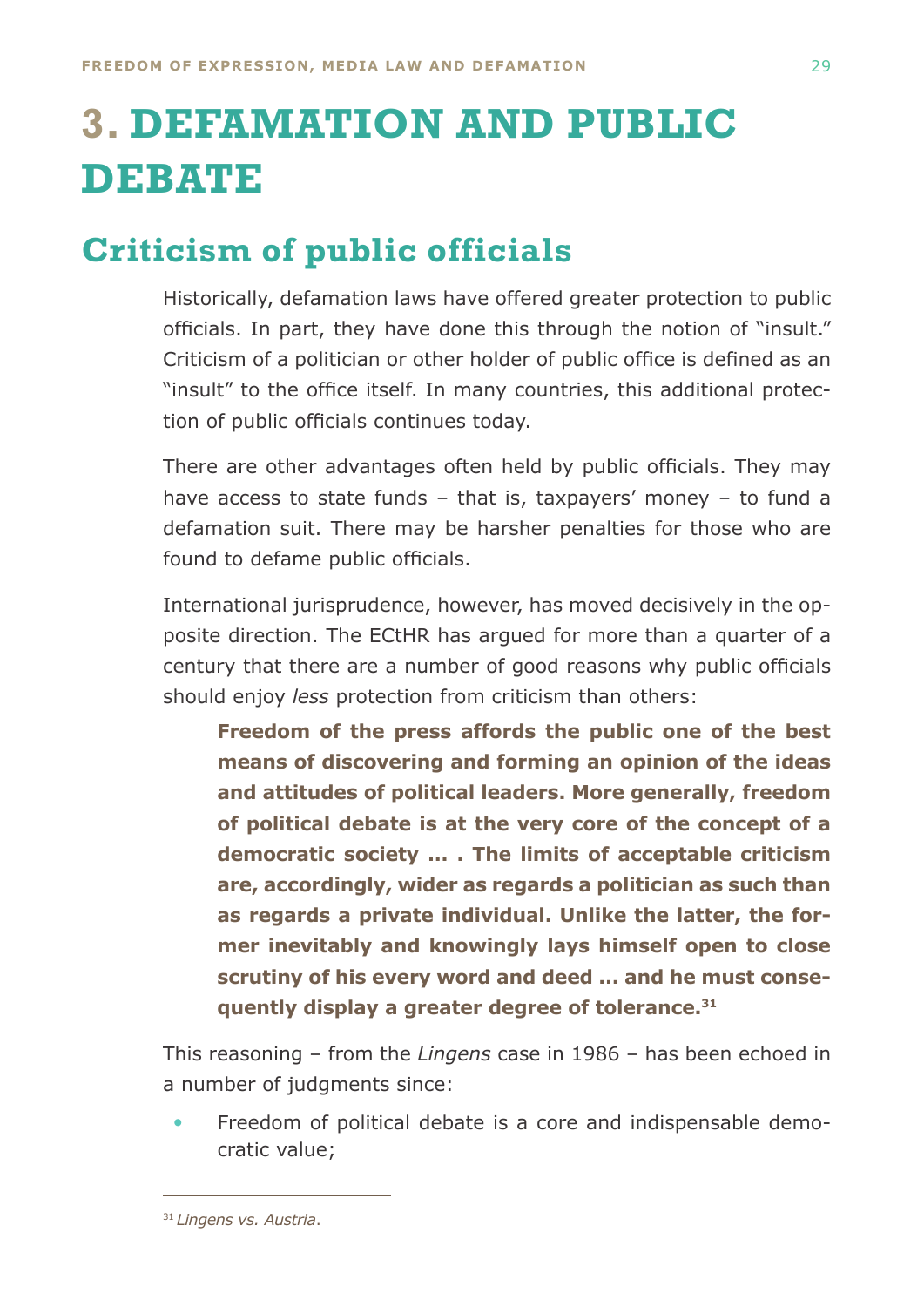# 3. DEFAMATION AND PUBLIC DEBATE

## Criticism of public officials

Historically, defamation laws have offered greater protection to public officials. In part, they have done this through the notion of "insult." Criticism of a politician or other holder of public office is defined as an "insult" to the office itself. In many countries, this additional protection of public officials continues today.

There are other advantages often held by public officials. They may have access to state funds – that is, taxpayers' money – to fund a defamation suit. There may be harsher penalties for those who are found to defame public officials.

International jurisprudence, however, has moved decisively in the opposite direction. The ECtHR has argued for more than a quarter of a century that there are a number of good reasons why public officials should enjoy *less* protection from criticism than others:

> **Freedom of the press affords the public one of the best means of discovering and forming an opinion of the ideas and attitudes of political leaders. More generally, freedom of political debate is at the very core of the concept of a democratic society … . The limits of acceptable criticism are, accordingly, wider as regards a politician as such than as regards a private individual. Unlike the latter, the former inevitably and knowingly lays himself open to close scrutiny of his every word and deed … and he must consequently display a greater degree of tolerance.[31]**

This reasoning – from the *Lingens* case in 1986 – has been echoed in a number of judgments since:

- Freedom of political debate is a core and indispensable democratic value;

[31] *Lingens vs. Austria.*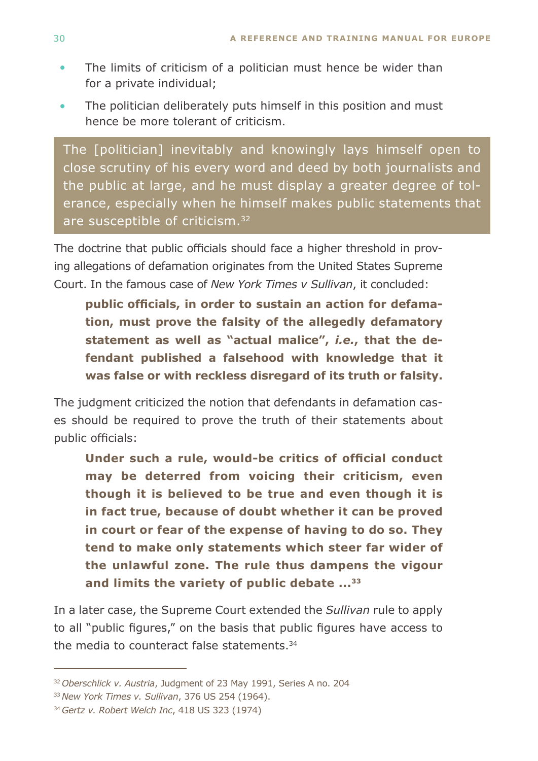- The limits of criticism of a politician must hence be wider than for a private individual;
- The politician deliberately puts himself in this position and must hence be more tolerant of criticism.

> The [politician] inevitably and knowingly lays himself open to close scrutiny of his every word and deed by both journalists and the public at large, and he must display a greater degree of tolerance, especially when he himself makes public statements that are susceptible of criticism.[32]

The doctrine that public officials should face a higher threshold in proving allegations of defamation originates from the United States Supreme Court. In the famous case of *New York Times v Sullivan*, it concluded:

> **public officials, in order to sustain an action for defamation, must prove the falsity of the allegedly defamatory statement as well as "actual malice",** ***i.e.*****, that the defendant published a falsehood with knowledge that it was false or with reckless disregard of its truth or falsity.**

The judgment criticized the notion that defendants in defamation cases should be required to prove the truth of their statements about public officials:

> **Under such a rule, would-be critics of official conduct may be deterred from voicing their criticism, even though it is believed to be true and even though it is in fact true, because of doubt whether it can be proved in court or fear of the expense of having to do so. They tend to make only statements which steer far wider of the unlawful zone. The rule thus dampens the vigour and limits the variety of public debate ...**[33]

In a later case, the Supreme Court extended the *Sullivan* rule to apply to all "public figures," on the basis that public figures have access to the media to counteract false statements.[34]

---

[32] *Oberschlick v. Austria*, Judgment of 23 May 1991, Series A no. 204

[33] *New York Times v. Sullivan*, 376 US 254 (1964).

[34] *Gertz v. Robert Welch Inc*, 418 US 323 (1974)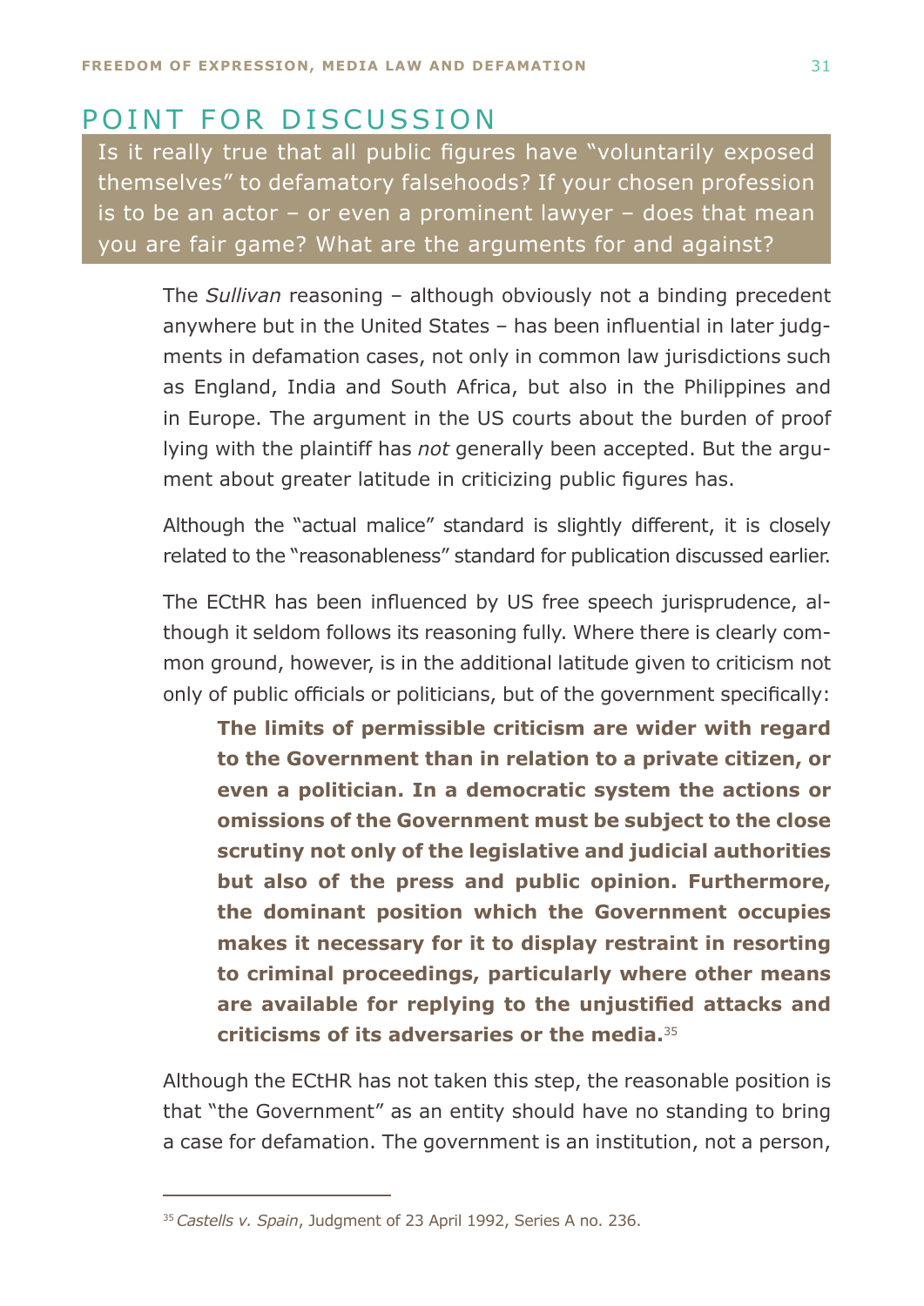## POINT FOR DISCUSSION

**Is it really true that all public figures have "voluntarily exposed themselves" to defamatory falsehoods? If your chosen profession is to be an actor – or even a prominent lawyer – does that mean you are fair game? What are the arguments for and against?**

The *Sullivan* reasoning – although obviously not a binding precedent anywhere but in the United States – has been influential in later judgments in defamation cases, not only in common law jurisdictions such as England, India and South Africa, but also in the Philippines and in Europe. The argument in the US courts about the burden of proof lying with the plaintiff has *not* generally been accepted. But the argument about greater latitude in criticizing public figures has.

Although the "actual malice" standard is slightly different, it is closely related to the "reasonableness" standard for publication discussed earlier.

The ECtHR has been influenced by US free speech jurisprudence, although it seldom follows its reasoning fully. Where there is clearly common ground, however, is in the additional latitude given to criticism not only of public officials or politicians, but of the government specifically:

> **The limits of permissible criticism are wider with regard to the Government than in relation to a private citizen, or even a politician. In a democratic system the actions or omissions of the Government must be subject to the close scrutiny not only of the legislative and judicial authorities but also of the press and public opinion. Furthermore, the dominant position which the Government occupies makes it necessary for it to display restraint in resorting to criminal proceedings, particularly where other means are available for replying to the unjustified attacks and criticisms of its adversaries or the media.**[35]

Although the ECtHR has not taken this step, the reasonable position is that "the Government" as an entity should have no standing to bring a case for defamation. The government is an institution, not a person,

---

[35] *Castells v. Spain*, Judgment of 23 April 1992, Series A no. 236.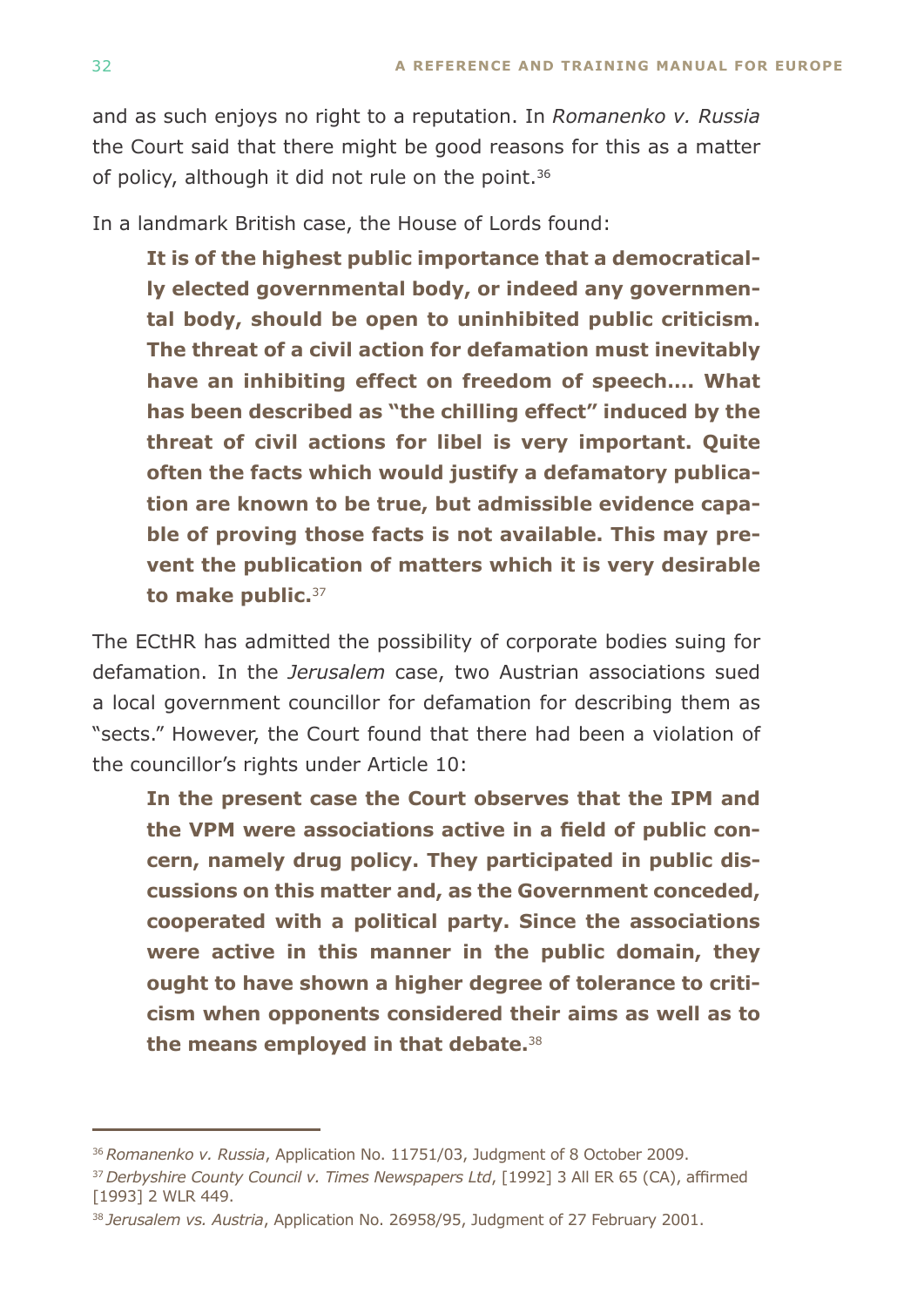and as such enjoys no right to a reputation. In *Romanenko v. Russia* the Court said that there might be good reasons for this as a matter of policy, although it did not rule on the point.[36]

In a landmark British case, the House of Lords found:

> **It is of the highest public importance that a democratically elected governmental body, or indeed any governmental body, should be open to uninhibited public criticism. The threat of a civil action for defamation must inevitably have an inhibiting effect on freedom of speech…. What has been described as "the chilling effect" induced by the threat of civil actions for libel is very important. Quite often the facts which would justify a defamatory publication are known to be true, but admissible evidence capable of proving those facts is not available. This may prevent the publication of matters which it is very desirable to make public.**[37]

The ECtHR has admitted the possibility of corporate bodies suing for defamation. In the *Jerusalem* case, two Austrian associations sued a local government councillor for defamation for describing them as "sects." However, the Court found that there had been a violation of the councillor's rights under Article 10:

> **In the present case the Court observes that the IPM and the VPM were associations active in a field of public concern, namely drug policy. They participated in public discussions on this matter and, as the Government conceded, cooperated with a political party. Since the associations were active in this manner in the public domain, they ought to have shown a higher degree of tolerance to criticism when opponents considered their aims as well as to the means employed in that debate.**[38]

---

[36] *Romanenko v. Russia*, Application No. 11751/03, Judgment of 8 October 2009.

[37] *Derbyshire County Council v. Times Newspapers Ltd*, [1992] 3 All ER 65 (CA), affirmed [1993] 2 WLR 449.

[38] *Jerusalem vs. Austria*, Application No. 26958/95, Judgment of 27 February 2001.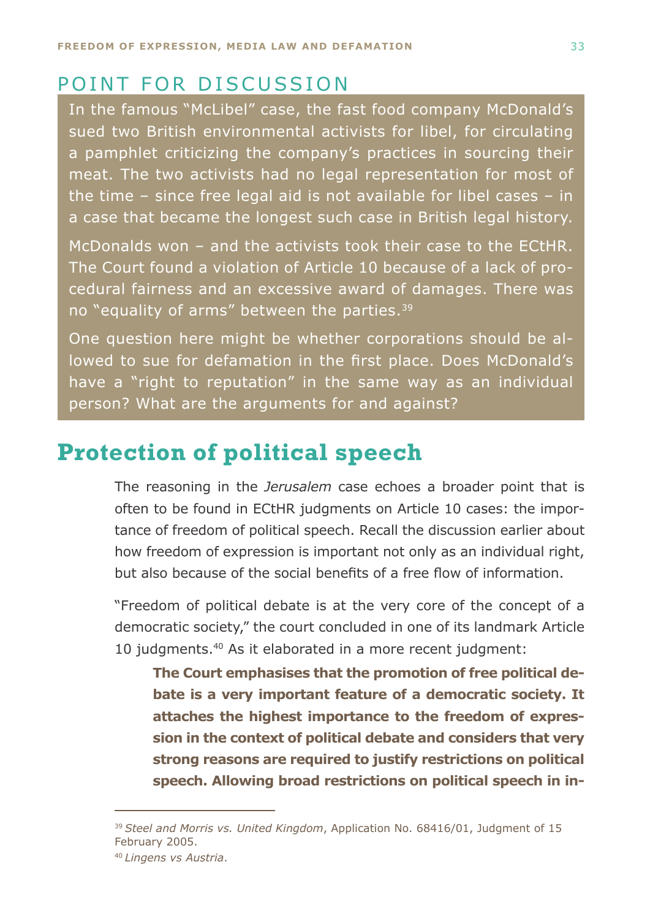## POINT FOR DISCUSSION

In the famous "McLibel" case, the fast food company McDonald's sued two British environmental activists for libel, for circulating a pamphlet criticizing the company's practices in sourcing their meat. The two activists had no legal representation for most of the time – since free legal aid is not available for libel cases – in a case that became the longest such case in British legal history.

McDonalds won – and the activists took their case to the ECtHR. The Court found a violation of Article 10 because of a lack of procedural fairness and an excessive award of damages. There was no "equality of arms" between the parties.[39]

One question here might be whether corporations should be allowed to sue for defamation in the first place. Does McDonald's have a "right to reputation" in the same way as an individual person? What are the arguments for and against?

# Protection of political speech

The reasoning in the *Jerusalem* case echoes a broader point that is often to be found in ECtHR judgments on Article 10 cases: the importance of freedom of political speech. Recall the discussion earlier about how freedom of expression is important not only as an individual right, but also because of the social benefits of a free flow of information.

"Freedom of political debate is at the very core of the concept of a democratic society," the court concluded in one of its landmark Article 10 judgments.[40] As it elaborated in a more recent judgment:

> **The Court emphasises that the promotion of free political debate is a very important feature of a democratic society. It attaches the highest importance to the freedom of expression in the context of political debate and considers that very strong reasons are required to justify restrictions on political speech. Allowing broad restrictions on political speech in in-**

---

[39] *Steel and Morris vs. United Kingdom*, Application No. 68416/01, Judgment of 15 February 2005.

[40] *Lingens vs Austria*.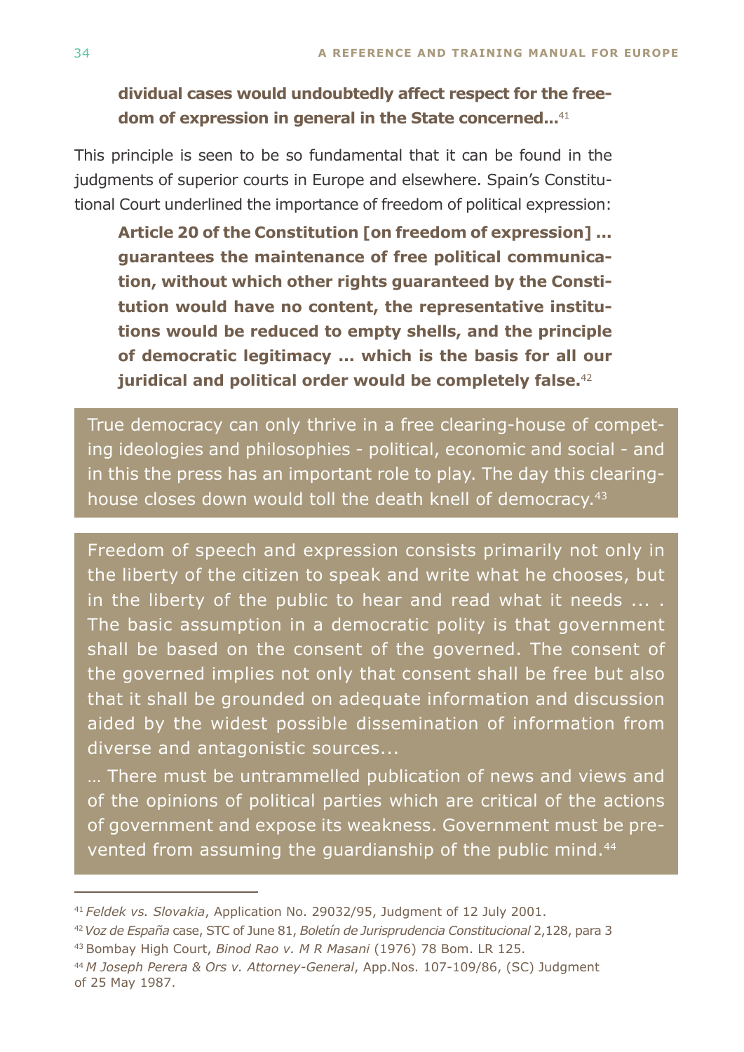**dividual cases would undoubtedly affect respect for the freedom of expression in general in the State concerned...**[41]

This principle is seen to be so fundamental that it can be found in the judgments of superior courts in Europe and elsewhere. Spain's Constitutional Court underlined the importance of freedom of political expression:

> **Article 20 of the Constitution [on freedom of expression] ... guarantees the maintenance of free political communication, without which other rights guaranteed by the Constitution would have no content, the representative institutions would be reduced to empty shells, and the principle of democratic legitimacy ... which is the basis for all our juridical and political order would be completely false.**[42]

> True democracy can only thrive in a free clearing-house of competing ideologies and philosophies - political, economic and social - and in this the press has an important role to play. The day this clearing-house closes down would toll the death knell of democracy.[43]

> Freedom of speech and expression consists primarily not only in the liberty of the citizen to speak and write what he chooses, but in the liberty of the public to hear and read what it needs ... . The basic assumption in a democratic polity is that government shall be based on the consent of the governed. The consent of the governed implies not only that consent shall be free but also that it shall be grounded on adequate information and discussion aided by the widest possible dissemination of information from diverse and antagonistic sources...
>
> … There must be untrammelled publication of news and views and of the opinions of political parties which are critical of the actions of government and expose its weakness. Government must be prevented from assuming the guardianship of the public mind.[44]

---

[41] *Feldek vs. Slovakia*, Application No. 29032/95, Judgment of 12 July 2001.

[42] *Voz de España* case, STC of June 81, *Boletín de Jurisprudencia Constitucional* 2,128, para 3

[43] Bombay High Court, *Binod Rao v. M R Masani* (1976) 78 Bom. LR 125.

[44] *M Joseph Perera & Ors v. Attorney-General*, App.Nos. 107-109/86, (SC) Judgment of 25 May 1987.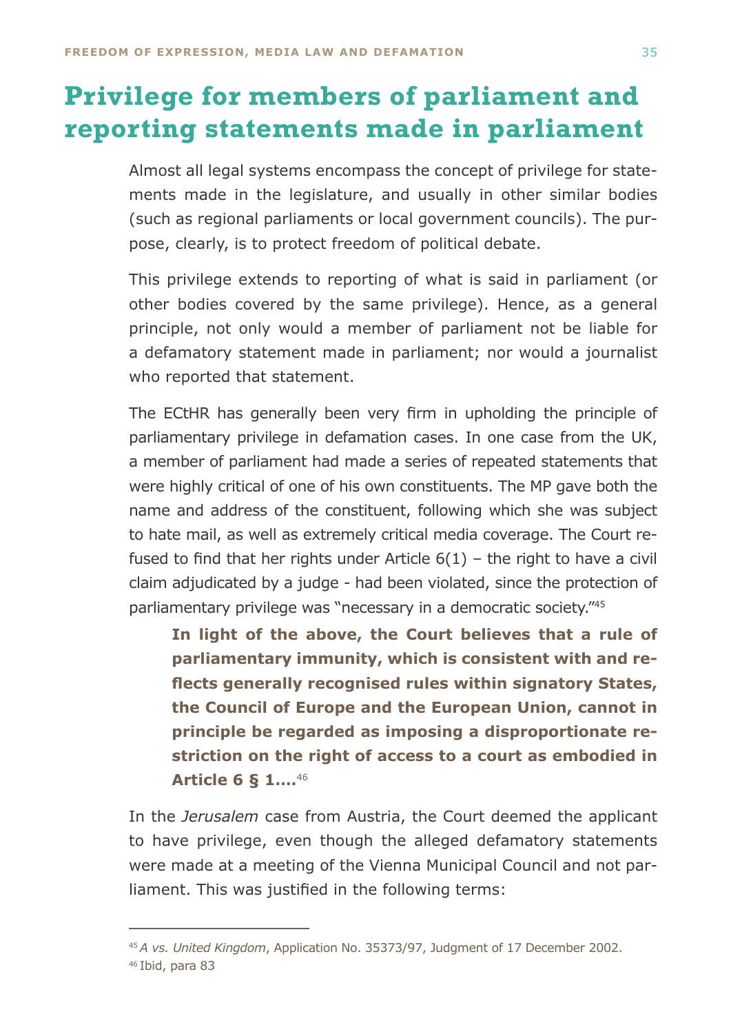# Privilege for members of parliament and reporting statements made in parliament

Almost all legal systems encompass the concept of privilege for statements made in the legislature, and usually in other similar bodies (such as regional parliaments or local government councils). The purpose, clearly, is to protect freedom of political debate.

This privilege extends to reporting of what is said in parliament (or other bodies covered by the same privilege). Hence, as a general principle, not only would a member of parliament not be liable for a defamatory statement made in parliament; nor would a journalist who reported that statement.

The ECtHR has generally been very firm in upholding the principle of parliamentary privilege in defamation cases. In one case from the UK, a member of parliament had made a series of repeated statements that were highly critical of one of his own constituents. The MP gave both the name and address of the constituent, following which she was subject to hate mail, as well as extremely critical media coverage. The Court refused to find that her rights under Article 6(1) – the right to have a civil claim adjudicated by a judge - had been violated, since the protection of parliamentary privilege was "necessary in a democratic society."[45]

> **In light of the above, the Court believes that a rule of parliamentary immunity, which is consistent with and reflects generally recognised rules within signatory States, the Council of Europe and the European Union, cannot in principle be regarded as imposing a disproportionate restriction on the right of access to a court as embodied in Article 6 § 1….**[46]

In the *Jerusalem* case from Austria, the Court deemed the applicant to have privilege, even though the alleged defamatory statements were made at a meeting of the Vienna Municipal Council and not parliament. This was justified in the following terms:

---

[45] *A vs. United Kingdom*, Application No. 35373/97, Judgment of 17 December 2002.

[46] Ibid, para 83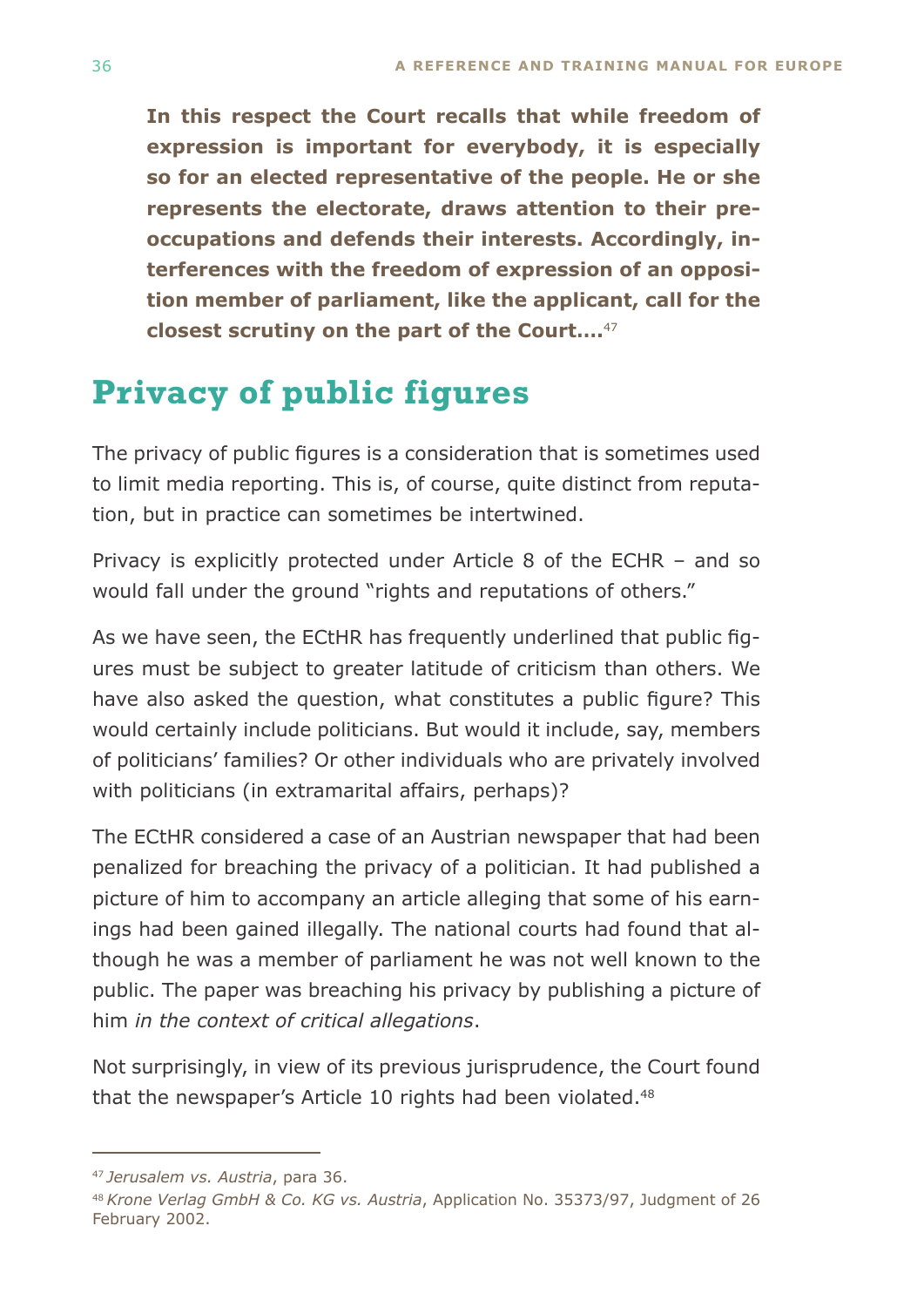**In this respect the Court recalls that while freedom of expression is important for everybody, it is especially so for an elected representative of the people. He or she represents the electorate, draws attention to their preoccupations and defends their interests. Accordingly, interferences with the freedom of expression of an opposition member of parliament, like the applicant, call for the closest scrutiny on the part of the Court….**[47]

## Privacy of public figures

The privacy of public figures is a consideration that is sometimes used to limit media reporting. This is, of course, quite distinct from reputation, but in practice can sometimes be intertwined.

Privacy is explicitly protected under Article 8 of the ECHR – and so would fall under the ground "rights and reputations of others."

As we have seen, the ECtHR has frequently underlined that public figures must be subject to greater latitude of criticism than others. We have also asked the question, what constitutes a public figure? This would certainly include politicians. But would it include, say, members of politicians' families? Or other individuals who are privately involved with politicians (in extramarital affairs, perhaps)?

The ECtHR considered a case of an Austrian newspaper that had been penalized for breaching the privacy of a politician. It had published a picture of him to accompany an article alleging that some of his earnings had been gained illegally. The national courts had found that although he was a member of parliament he was not well known to the public. The paper was breaching his privacy by publishing a picture of him *in the context of critical allegations*.

Not surprisingly, in view of its previous jurisprudence, the Court found that the newspaper's Article 10 rights had been violated.[48]

---

[47] *Jerusalem vs. Austria*, para 36.

[48] *Krone Verlag GmbH & Co. KG vs. Austria*, Application No. 35373/97, Judgment of 26 February 2002.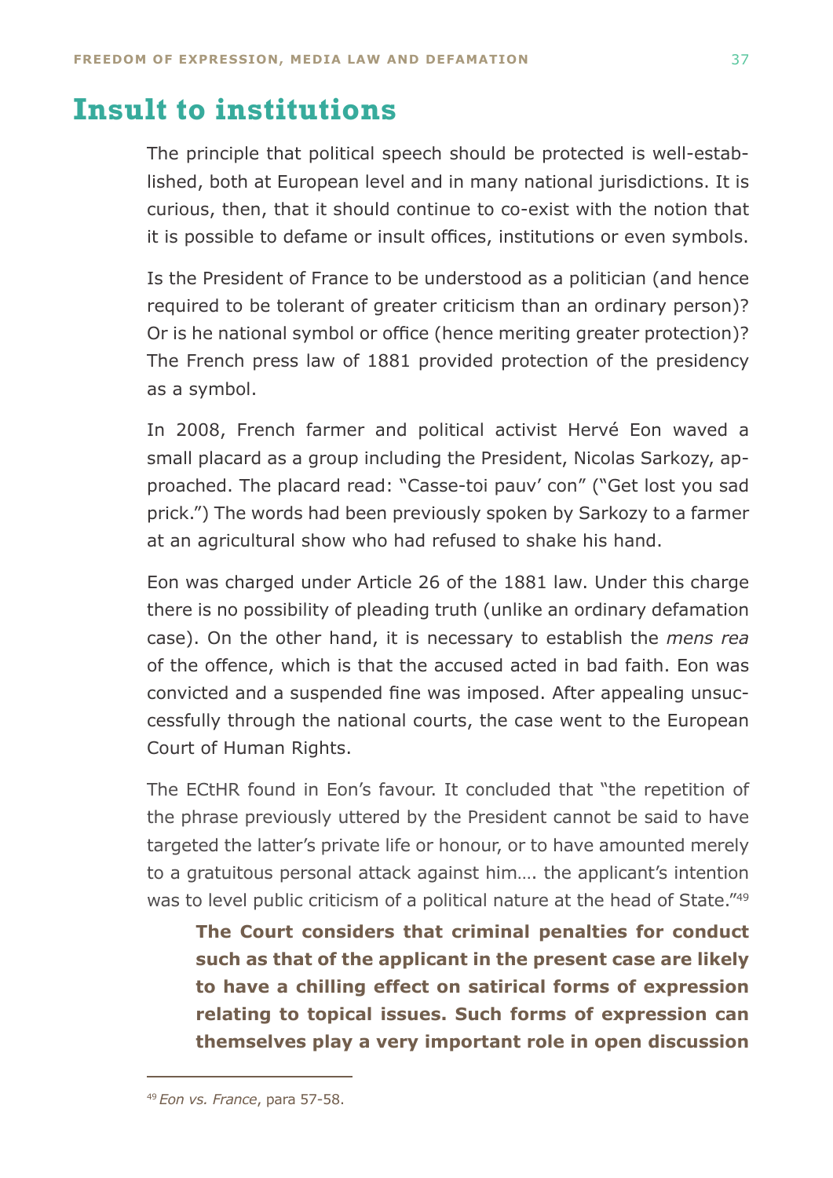# Insult to institutions

The principle that political speech should be protected is well-established, both at European level and in many national jurisdictions. It is curious, then, that it should continue to co-exist with the notion that it is possible to defame or insult offices, institutions or even symbols.

Is the President of France to be understood as a politician (and hence required to be tolerant of greater criticism than an ordinary person)? Or is he national symbol or office (hence meriting greater protection)? The French press law of 1881 provided protection of the presidency as a symbol.

In 2008, French farmer and political activist Hervé Eon waved a small placard as a group including the President, Nicolas Sarkozy, approached. The placard read: "Casse-toi pauv' con" ("Get lost you sad prick.") The words had been previously spoken by Sarkozy to a farmer at an agricultural show who had refused to shake his hand.

Eon was charged under Article 26 of the 1881 law. Under this charge there is no possibility of pleading truth (unlike an ordinary defamation case). On the other hand, it is necessary to establish the *mens rea* of the offence, which is that the accused acted in bad faith. Eon was convicted and a suspended fine was imposed. After appealing unsuccessfully through the national courts, the case went to the European Court of Human Rights.

The ECtHR found in Eon's favour. It concluded that "the repetition of the phrase previously uttered by the President cannot be said to have targeted the latter's private life or honour, or to have amounted merely to a gratuitous personal attack against him…. the applicant's intention was to level public criticism of a political nature at the head of State."[49]

> **The Court considers that criminal penalties for conduct such as that of the applicant in the present case are likely to have a chilling effect on satirical forms of expression relating to topical issues. Such forms of expression can themselves play a very important role in open discussion**

[49] *Eon vs. France*, para 57-58.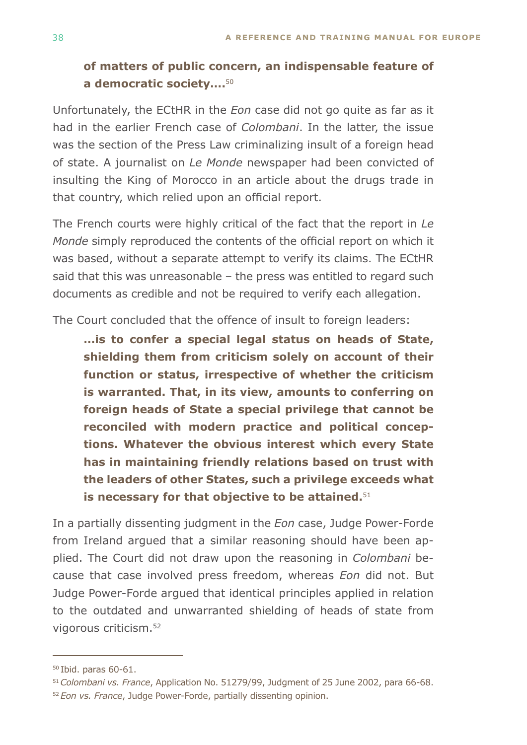> **of matters of public concern, an indispensable feature of a democratic society....**[50]

Unfortunately, the ECtHR in the *Eon* case did not go quite as far as it had in the earlier French case of *Colombani*. In the latter, the issue was the section of the Press Law criminalizing insult of a foreign head of state. A journalist on *Le Monde* newspaper had been convicted of insulting the King of Morocco in an article about the drugs trade in that country, which relied upon an official report.

The French courts were highly critical of the fact that the report in *Le Monde* simply reproduced the contents of the official report on which it was based, without a separate attempt to verify its claims. The ECtHR said that this was unreasonable – the press was entitled to regard such documents as credible and not be required to verify each allegation.

The Court concluded that the offence of insult to foreign leaders:

> **...is to confer a special legal status on heads of State, shielding them from criticism solely on account of their function or status, irrespective of whether the criticism is warranted. That, in its view, amounts to conferring on foreign heads of State a special privilege that cannot be reconciled with modern practice and political conceptions. Whatever the obvious interest which every State has in maintaining friendly relations based on trust with the leaders of other States, such a privilege exceeds what is necessary for that objective to be attained.**[51]

In a partially dissenting judgment in the *Eon* case, Judge Power-Forde from Ireland argued that a similar reasoning should have been applied. The Court did not draw upon the reasoning in *Colombani* because that case involved press freedom, whereas *Eon* did not. But Judge Power-Forde argued that identical principles applied in relation to the outdated and unwarranted shielding of heads of state from vigorous criticism.[52]

---

[50] Ibid. paras 60-61.

[51] *Colombani vs. France*, Application No. 51279/99, Judgment of 25 June 2002, para 66-68.

[52] *Eon vs. France*, Judge Power-Forde, partially dissenting opinion.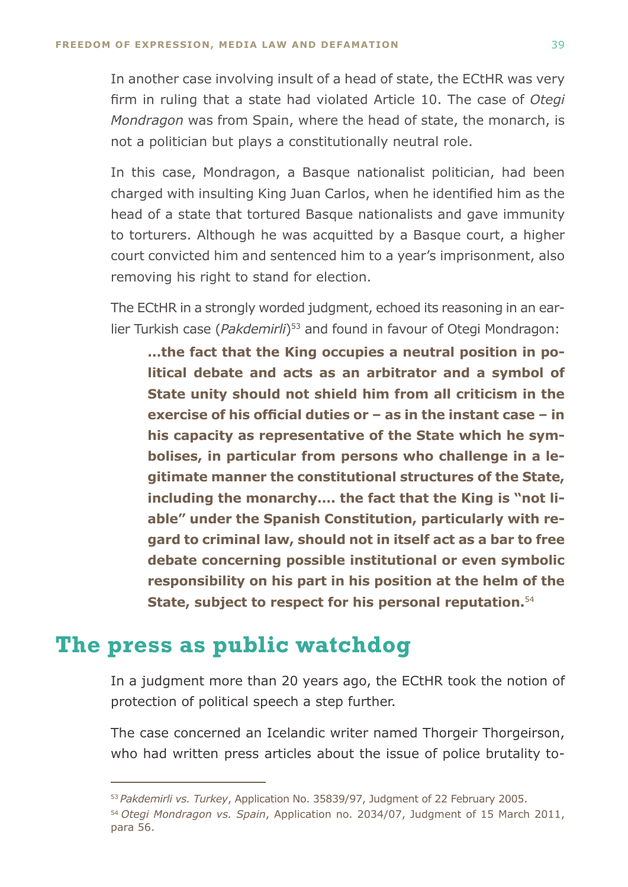In another case involving insult of a head of state, the ECtHR was very firm in ruling that a state had violated Article 10. The case of *Otegi Mondragon* was from Spain, where the head of state, the monarch, is not a politician but plays a constitutionally neutral role.

In this case, Mondragon, a Basque nationalist politician, had been charged with insulting King Juan Carlos, when he identified him as the head of a state that tortured Basque nationalists and gave immunity to torturers. Although he was acquitted by a Basque court, a higher court convicted him and sentenced him to a year's imprisonment, also removing his right to stand for election.

The ECtHR in a strongly worded judgment, echoed its reasoning in an earlier Turkish case (*Pakdemirli*)[53] and found in favour of Otegi Mondragon:

> **...the fact that the King occupies a neutral position in political debate and acts as an arbitrator and a symbol of State unity should not shield him from all criticism in the exercise of his official duties or – as in the instant case – in his capacity as representative of the State which he symbolises, in particular from persons who challenge in a legitimate manner the constitutional structures of the State, including the monarchy.... the fact that the King is "not liable" under the Spanish Constitution, particularly with regard to criminal law, should not in itself act as a bar to free debate concerning possible institutional or even symbolic responsibility on his part in his position at the helm of the State, subject to respect for his personal reputation.**[54]

## The press as public watchdog

In a judgment more than 20 years ago, the ECtHR took the notion of protection of political speech a step further.

The case concerned an Icelandic writer named Thorgeir Thorgeirson, who had written press articles about the issue of police brutality to-

---

[53] *Pakdemirli vs. Turkey*, Application No. 35839/97, Judgment of 22 February 2005.

[54] *Otegi Mondragon vs. Spain*, Application no. 2034/07, Judgment of 15 March 2011, para 56.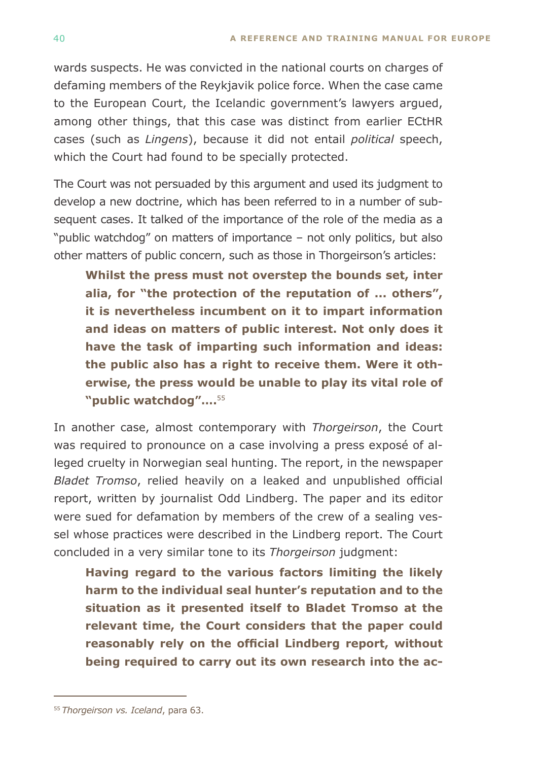wards suspects. He was convicted in the national courts on charges of defaming members of the Reykjavik police force. When the case came to the European Court, the Icelandic government's lawyers argued, among other things, that this case was distinct from earlier ECtHR cases (such as *Lingens*), because it did not entail *political* speech, which the Court had found to be specially protected.

The Court was not persuaded by this argument and used its judgment to develop a new doctrine, which has been referred to in a number of subsequent cases. It talked of the importance of the role of the media as a "public watchdog" on matters of importance – not only politics, but also other matters of public concern, such as those in Thorgeirson's articles:

> **Whilst the press must not overstep the bounds set, inter alia, for "the protection of the reputation of ... others", it is nevertheless incumbent on it to impart information and ideas on matters of public interest. Not only does it have the task of imparting such information and ideas: the public also has a right to receive them. Were it otherwise, the press would be unable to play its vital role of "public watchdog"....**[55]

In another case, almost contemporary with *Thorgeirson*, the Court was required to pronounce on a case involving a press exposé of alleged cruelty in Norwegian seal hunting. The report, in the newspaper *Bladet Tromso*, relied heavily on a leaked and unpublished official report, written by journalist Odd Lindberg. The paper and its editor were sued for defamation by members of the crew of a sealing vessel whose practices were described in the Lindberg report. The Court concluded in a very similar tone to its *Thorgeirson* judgment:

> **Having regard to the various factors limiting the likely harm to the individual seal hunter's reputation and to the situation as it presented itself to Bladet Tromso at the relevant time, the Court considers that the paper could reasonably rely on the official Lindberg report, without being required to carry out its own research into the ac-**

[55] *Thorgeirson vs. Iceland*, para 63.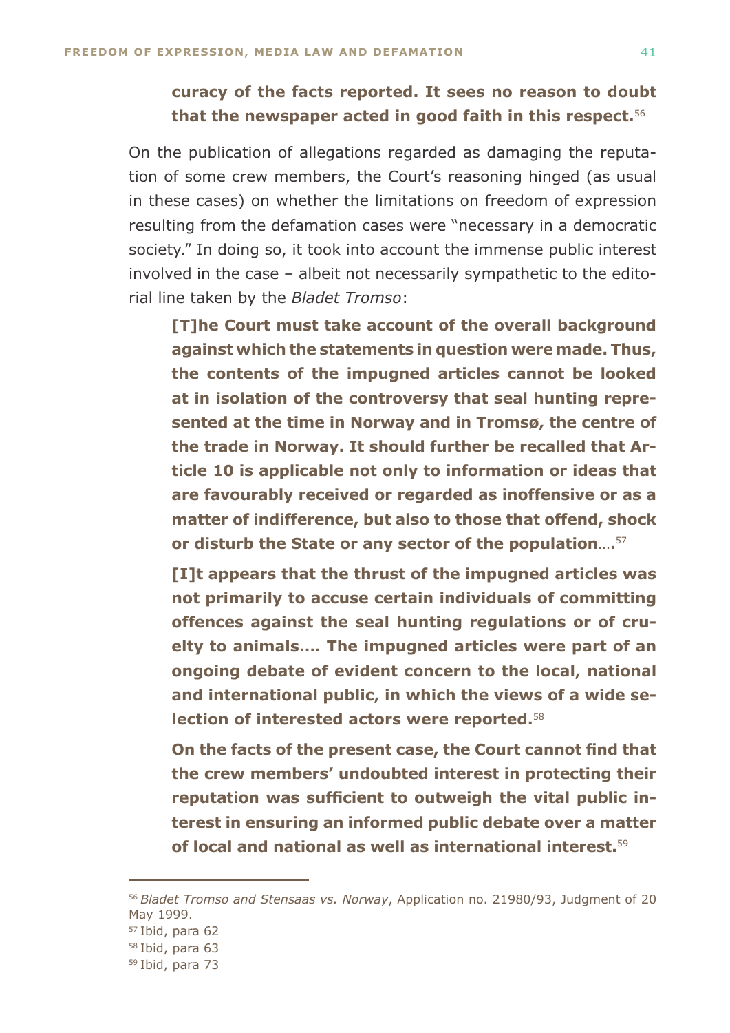**curacy of the facts reported. It sees no reason to doubt that the newspaper acted in good faith in this respect.**[56]

On the publication of allegations regarded as damaging the reputation of some crew members, the Court's reasoning hinged (as usual in these cases) on whether the limitations on freedom of expression resulting from the defamation cases were "necessary in a democratic society." In doing so, it took into account the immense public interest involved in the case – albeit not necessarily sympathetic to the editorial line taken by the *Bladet Tromso*:

> **[T]he Court must take account of the overall background against which the statements in question were made. Thus, the contents of the impugned articles cannot be looked at in isolation of the controversy that seal hunting represented at the time in Norway and in Tromsø, the centre of the trade in Norway. It should further be recalled that Article 10 is applicable not only to information or ideas that are favourably received or regarded as inoffensive or as a matter of indifference, but also to those that offend, shock or disturb the State or any sector of the population**....[57]
>
> **[I]t appears that the thrust of the impugned articles was not primarily to accuse certain individuals of committing offences against the seal hunting regulations or of cruelty to animals.... The impugned articles were part of an ongoing debate of evident concern to the local, national and international public, in which the views of a wide selection of interested actors were reported.**[58]
>
> **On the facts of the present case, the Court cannot find that the crew members' undoubted interest in protecting their reputation was sufficient to outweigh the vital public interest in ensuring an informed public debate over a matter of local and national as well as international interest.**[59]

---

[56] *Bladet Tromso and Stensaas vs. Norway*, Application no. 21980/93, Judgment of 20 May 1999.

[57] Ibid, para 62

[58] Ibid, para 63

[59] Ibid, para 73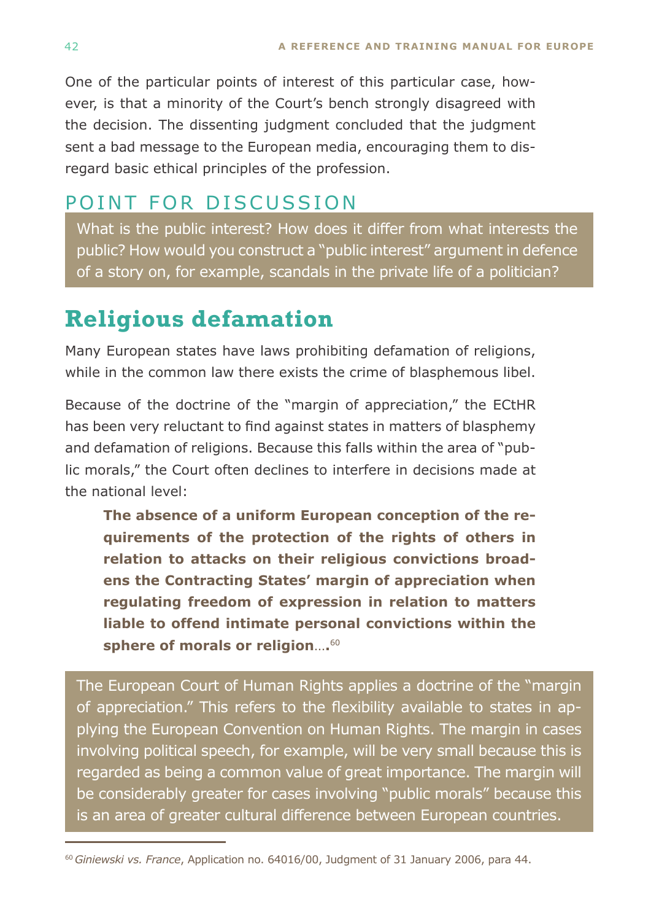One of the particular points of interest of this particular case, however, is that a minority of the Court's bench strongly disagreed with the decision. The dissenting judgment concluded that the judgment sent a bad message to the European media, encouraging them to disregard basic ethical principles of the profession.

## POINT FOR DISCUSSION

> What is the public interest? How does it differ from what interests the public? How would you construct a "public interest" argument in defence of a story on, for example, scandals in the private life of a politician?

# Religious defamation

Many European states have laws prohibiting defamation of religions, while in the common law there exists the crime of blasphemous libel.

Because of the doctrine of the "margin of appreciation," the ECtHR has been very reluctant to find against states in matters of blasphemy and defamation of religions. Because this falls within the area of "public morals," the Court often declines to interfere in decisions made at the national level:

> **The absence of a uniform European conception of the requirements of the protection of the rights of others in relation to attacks on their religious convictions broadens the Contracting States' margin of appreciation when regulating freedom of expression in relation to matters liable to offend intimate personal convictions within the sphere of morals or religion**….[60]

> The European Court of Human Rights applies a doctrine of the "margin of appreciation." This refers to the flexibility available to states in applying the European Convention on Human Rights. The margin in cases involving political speech, for example, will be very small because this is regarded as being a common value of great importance. The margin will be considerably greater for cases involving "public morals" because this is an area of greater cultural difference between European countries.

---

[60] *Giniewski vs. France*, Application no. 64016/00, Judgment of 31 January 2006, para 44.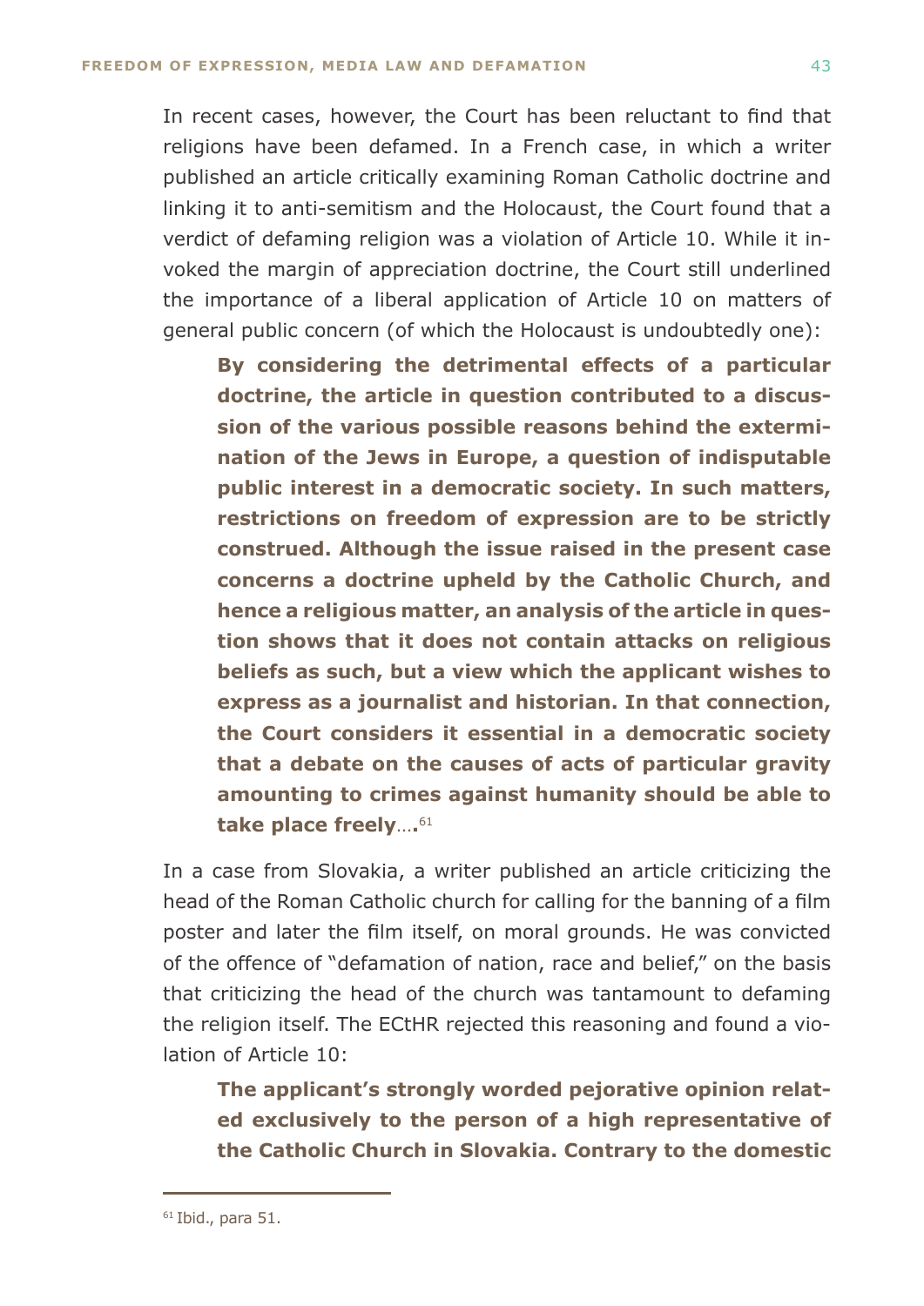In recent cases, however, the Court has been reluctant to find that religions have been defamed. In a French case, in which a writer published an article critically examining Roman Catholic doctrine and linking it to anti-semitism and the Holocaust, the Court found that a verdict of defaming religion was a violation of Article 10. While it invoked the margin of appreciation doctrine, the Court still underlined the importance of a liberal application of Article 10 on matters of general public concern (of which the Holocaust is undoubtedly one):

> **By considering the detrimental effects of a particular doctrine, the article in question contributed to a discussion of the various possible reasons behind the extermination of the Jews in Europe, a question of indisputable public interest in a democratic society. In such matters, restrictions on freedom of expression are to be strictly construed. Although the issue raised in the present case concerns a doctrine upheld by the Catholic Church, and hence a religious matter, an analysis of the article in question shows that it does not contain attacks on religious beliefs as such, but a view which the applicant wishes to express as a journalist and historian. In that connection, the Court considers it essential in a democratic society that a debate on the causes of acts of particular gravity amounting to crimes against humanity should be able to take place freely**….[61]

In a case from Slovakia, a writer published an article criticizing the head of the Roman Catholic church for calling for the banning of a film poster and later the film itself, on moral grounds. He was convicted of the offence of "defamation of nation, race and belief," on the basis that criticizing the head of the church was tantamount to defaming the religion itself. The ECtHR rejected this reasoning and found a violation of Article 10:

> **The applicant's strongly worded pejorative opinion related exclusively to the person of a high representative of the Catholic Church in Slovakia. Contrary to the domestic**

---

[61] Ibid., para 51.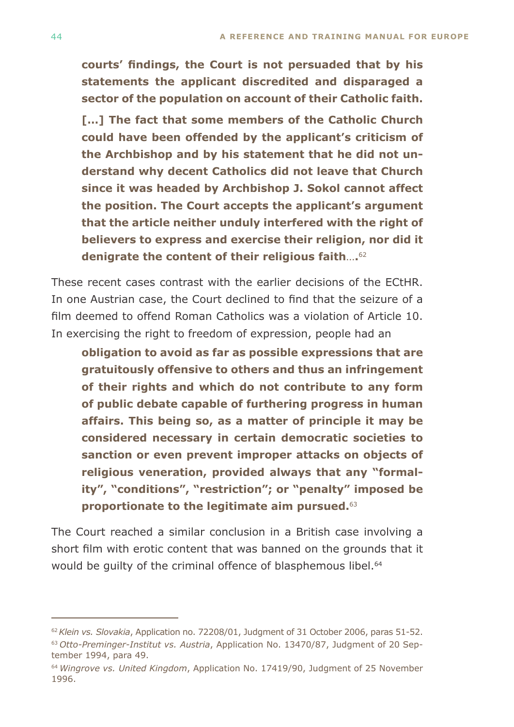**courts' findings, the Court is not persuaded that by his statements the applicant discredited and disparaged a sector of the population on account of their Catholic faith.**

**[…] The fact that some members of the Catholic Church could have been offended by the applicant's criticism of the Archbishop and by his statement that he did not understand why decent Catholics did not leave that Church since it was headed by Archbishop J. Sokol cannot affect the position. The Court accepts the applicant's argument that the article neither unduly interfered with the right of believers to express and exercise their religion, nor did it denigrate the content of their religious faith….**[62]

These recent cases contrast with the earlier decisions of the ECtHR. In one Austrian case, the Court declined to find that the seizure of a film deemed to offend Roman Catholics was a violation of Article 10. In exercising the right to freedom of expression, people had an

**obligation to avoid as far as possible expressions that are gratuitously offensive to others and thus an infringement of their rights and which do not contribute to any form of public debate capable of furthering progress in human affairs. This being so, as a matter of principle it may be considered necessary in certain democratic societies to sanction or even prevent improper attacks on objects of religious veneration, provided always that any "formality", "conditions", "restriction"; or "penalty" imposed be proportionate to the legitimate aim pursued.**[63]

The Court reached a similar conclusion in a British case involving a short film with erotic content that was banned on the grounds that it would be guilty of the criminal offence of blasphemous libel.[64]

---

[62] *Klein vs. Slovakia*, Application no. 72208/01, Judgment of 31 October 2006, paras 51-52.

[63] *Otto-Preminger-Institut vs. Austria*, Application No. 13470/87, Judgment of 20 September 1994, para 49.

[64] *Wingrove vs. United Kingdom*, Application No. 17419/90, Judgment of 25 November 1996.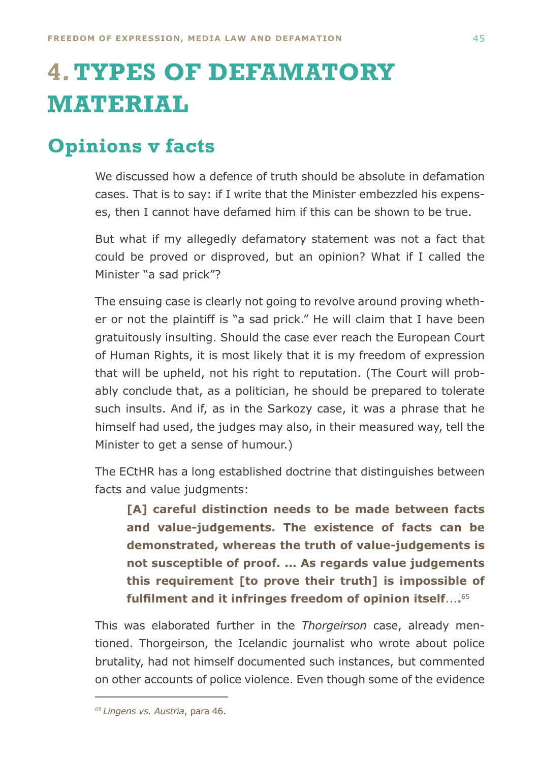# 4. TYPES OF DEFAMATORY MATERIAL

## Opinions v facts

We discussed how a defence of truth should be absolute in defamation cases. That is to say: if I write that the Minister embezzled his expenses, then I cannot have defamed him if this can be shown to be true.

But what if my allegedly defamatory statement was not a fact that could be proved or disproved, but an opinion? What if I called the Minister "a sad prick"?

The ensuing case is clearly not going to revolve around proving whether or not the plaintiff is "a sad prick." He will claim that I have been gratuitously insulting. Should the case ever reach the European Court of Human Rights, it is most likely that it is my freedom of expression that will be upheld, not his right to reputation. (The Court will probably conclude that, as a politician, he should be prepared to tolerate such insults. And if, as in the Sarkozy case, it was a phrase that he himself had used, the judges may also, in their measured way, tell the Minister to get a sense of humour.)

The ECtHR has a long established doctrine that distinguishes between facts and value judgments:

> **[A] careful distinction needs to be made between facts and value-judgements. The existence of facts can be demonstrated, whereas the truth of value-judgements is not susceptible of proof. ... As regards value judgements this requirement [to prove their truth] is impossible of fulfilment and it infringes freedom of opinion itself**....[65]

This was elaborated further in the *Thorgeirson* case, already mentioned. Thorgeirson, the Icelandic journalist who wrote about police brutality, had not himself documented such instances, but commented on other accounts of police violence. Even though some of the evidence

---

[65] *Lingens vs. Austria*, para 46.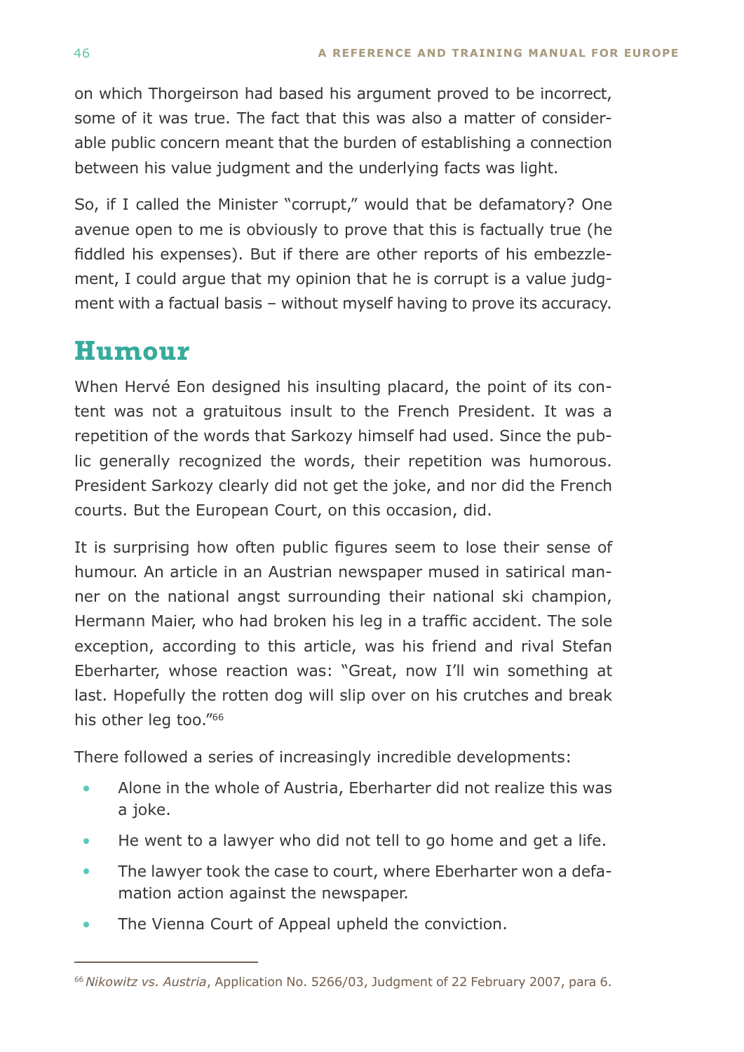on which Thorgeirson had based his argument proved to be incorrect, some of it was true. The fact that this was also a matter of considerable public concern meant that the burden of establishing a connection between his value judgment and the underlying facts was light.

So, if I called the Minister "corrupt," would that be defamatory? One avenue open to me is obviously to prove that this is factually true (he fiddled his expenses). But if there are other reports of his embezzlement, I could argue that my opinion that he is corrupt is a value judgment with a factual basis – without myself having to prove its accuracy.

## Humour

When Hervé Eon designed his insulting placard, the point of its content was not a gratuitous insult to the French President. It was a repetition of the words that Sarkozy himself had used. Since the public generally recognized the words, their repetition was humorous. President Sarkozy clearly did not get the joke, and nor did the French courts. But the European Court, on this occasion, did.

It is surprising how often public figures seem to lose their sense of humour. An article in an Austrian newspaper mused in satirical manner on the national angst surrounding their national ski champion, Hermann Maier, who had broken his leg in a traffic accident. The sole exception, according to this article, was his friend and rival Stefan Eberharter, whose reaction was: "Great, now I'll win something at last. Hopefully the rotten dog will slip over on his crutches and break his other leg too."[66]

There followed a series of increasingly incredible developments:

- Alone in the whole of Austria, Eberharter did not realize this was a joke.
- He went to a lawyer who did not tell to go home and get a life.
- The lawyer took the case to court, where Eberharter won a defamation action against the newspaper.
- The Vienna Court of Appeal upheld the conviction.

---

[66] *Nikowitz vs. Austria*, Application No. 5266/03, Judgment of 22 February 2007, para 6.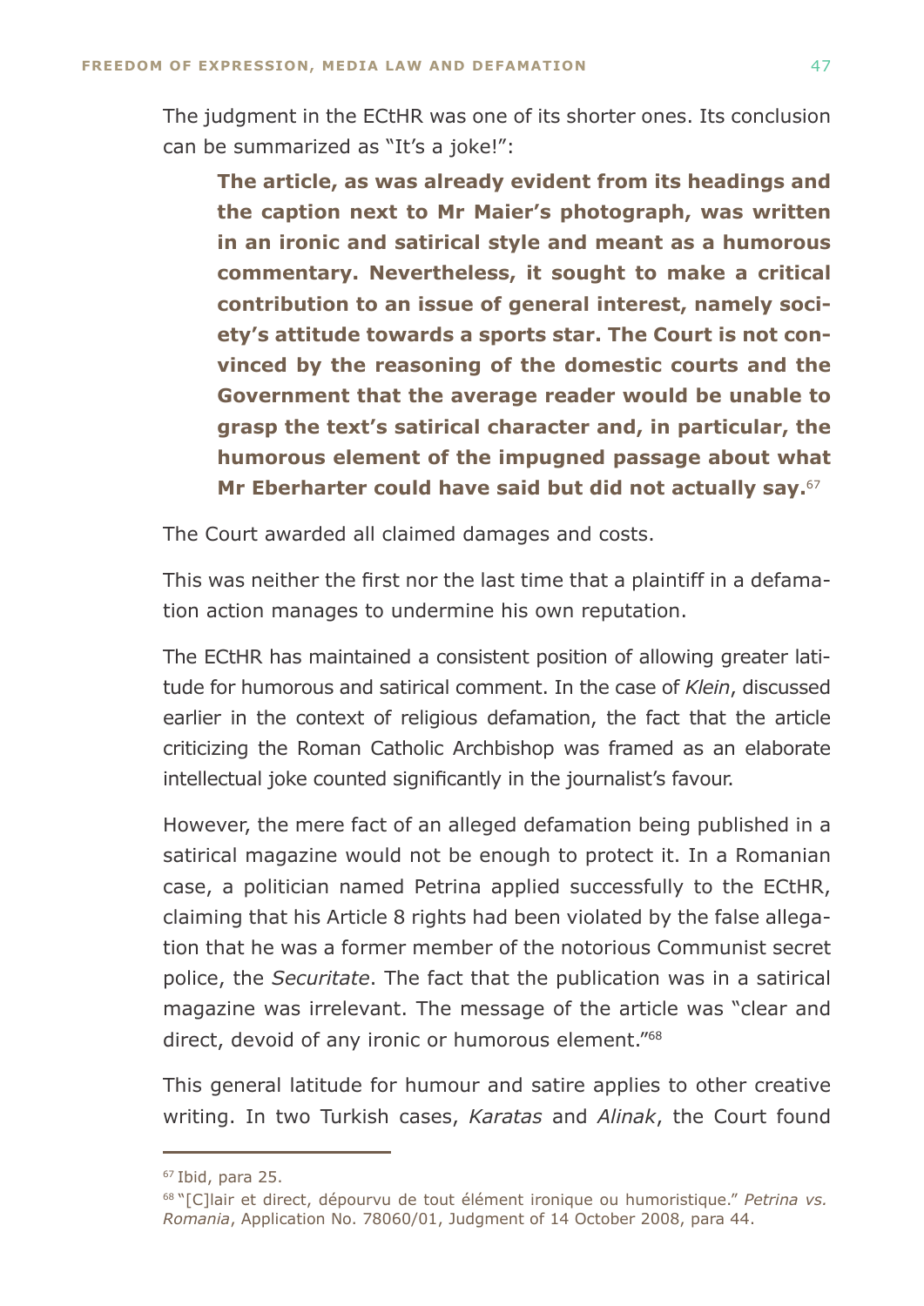The judgment in the ECtHR was one of its shorter ones. Its conclusion can be summarized as "It's a joke!":

> **The article, as was already evident from its headings and the caption next to Mr Maier's photograph, was written in an ironic and satirical style and meant as a humorous commentary. Nevertheless, it sought to make a critical contribution to an issue of general interest, namely society's attitude towards a sports star. The Court is not convinced by the reasoning of the domestic courts and the Government that the average reader would be unable to grasp the text's satirical character and, in particular, the humorous element of the impugned passage about what Mr Eberharter could have said but did not actually say.**[67]

The Court awarded all claimed damages and costs.

This was neither the first nor the last time that a plaintiff in a defamation action manages to undermine his own reputation.

The ECtHR has maintained a consistent position of allowing greater latitude for humorous and satirical comment. In the case of *Klein*, discussed earlier in the context of religious defamation, the fact that the article criticizing the Roman Catholic Archbishop was framed as an elaborate intellectual joke counted significantly in the journalist's favour.

However, the mere fact of an alleged defamation being published in a satirical magazine would not be enough to protect it. In a Romanian case, a politician named Petrina applied successfully to the ECtHR, claiming that his Article 8 rights had been violated by the false allegation that he was a former member of the notorious Communist secret police, the *Securitate*. The fact that the publication was in a satirical magazine was irrelevant. The message of the article was "clear and direct, devoid of any ironic or humorous element."[68]

This general latitude for humour and satire applies to other creative writing. In two Turkish cases, *Karatas* and *Alinak*, the Court found

---

[67] Ibid, para 25.

[68] "[C]lair et direct, dépourvu de tout élément ironique ou humoristique." *Petrina vs. Romania*, Application No. 78060/01, Judgment of 14 October 2008, para 44.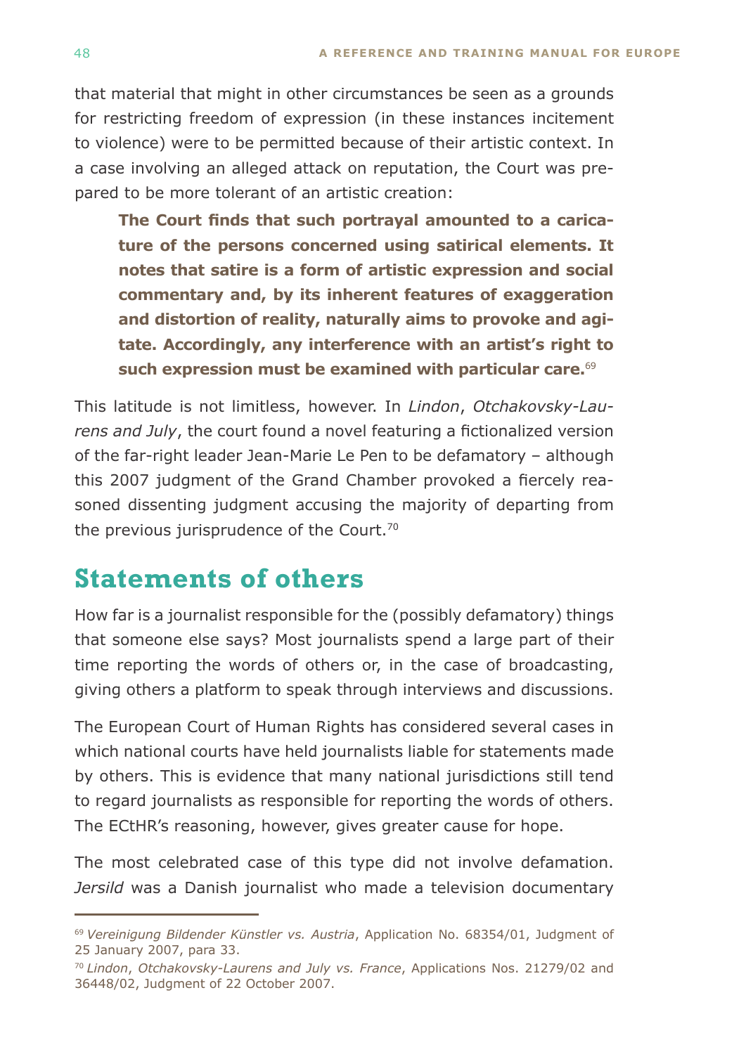that material that might in other circumstances be seen as a grounds for restricting freedom of expression (in these instances incitement to violence) were to be permitted because of their artistic context. In a case involving an alleged attack on reputation, the Court was prepared to be more tolerant of an artistic creation:

> **The Court finds that such portrayal amounted to a caricature of the persons concerned using satirical elements. It notes that satire is a form of artistic expression and social commentary and, by its inherent features of exaggeration and distortion of reality, naturally aims to provoke and agitate. Accordingly, any interference with an artist's right to such expression must be examined with particular care.**[69]

This latitude is not limitless, however. In *Lindon*, *Otchakovsky-Laurens and July*, the court found a novel featuring a fictionalized version of the far-right leader Jean-Marie Le Pen to be defamatory – although this 2007 judgment of the Grand Chamber provoked a fiercely reasoned dissenting judgment accusing the majority of departing from the previous jurisprudence of the Court.[70]

## Statements of others

How far is a journalist responsible for the (possibly defamatory) things that someone else says? Most journalists spend a large part of their time reporting the words of others or, in the case of broadcasting, giving others a platform to speak through interviews and discussions.

The European Court of Human Rights has considered several cases in which national courts have held journalists liable for statements made by others. This is evidence that many national jurisdictions still tend to regard journalists as responsible for reporting the words of others. The ECtHR's reasoning, however, gives greater cause for hope.

The most celebrated case of this type did not involve defamation. *Jersild* was a Danish journalist who made a television documentary

---

[69] *Vereinigung Bildender Künstler vs. Austria*, Application No. 68354/01, Judgment of 25 January 2007, para 33.

[70] *Lindon*, *Otchakovsky-Laurens and July vs. France*, Applications Nos. 21279/02 and 36448/02, Judgment of 22 October 2007.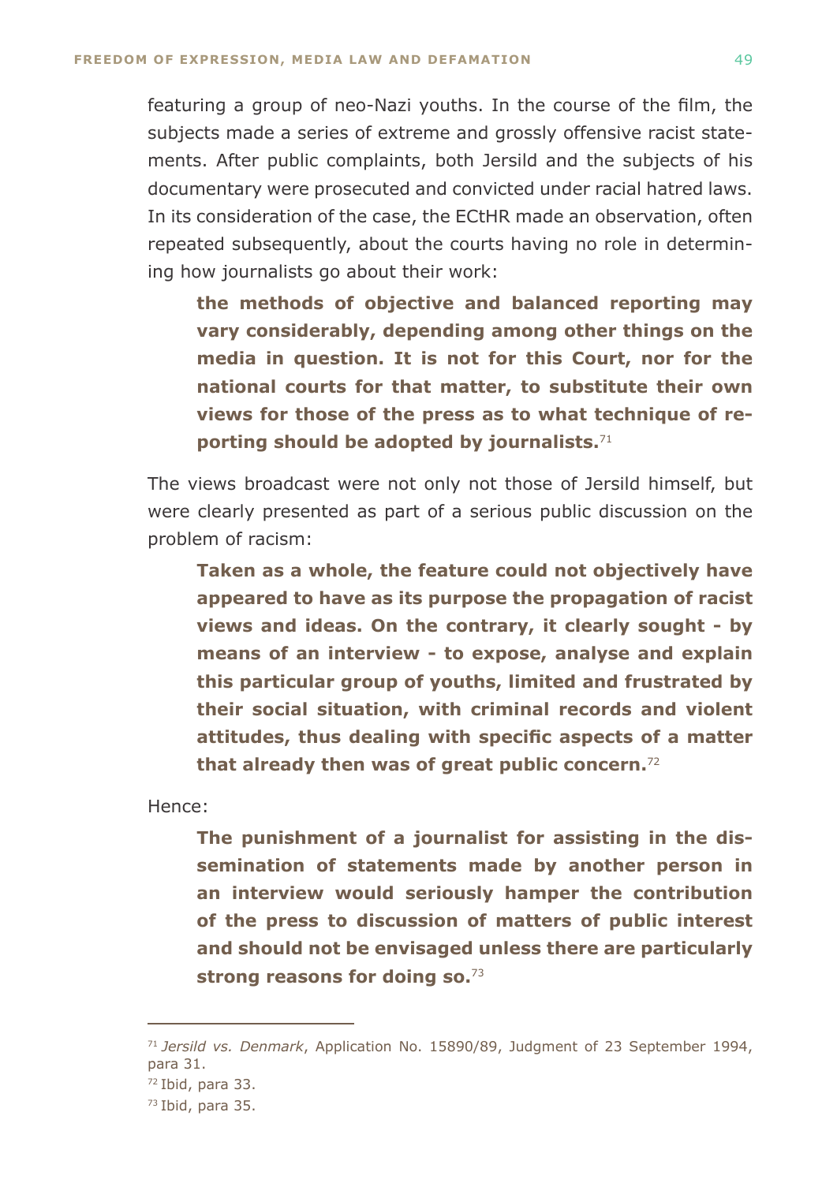featuring a group of neo-Nazi youths. In the course of the film, the subjects made a series of extreme and grossly offensive racist statements. After public complaints, both Jersild and the subjects of his documentary were prosecuted and convicted under racial hatred laws. In its consideration of the case, the ECtHR made an observation, often repeated subsequently, about the courts having no role in determining how journalists go about their work:

> **the methods of objective and balanced reporting may vary considerably, depending among other things on the media in question. It is not for this Court, nor for the national courts for that matter, to substitute their own views for those of the press as to what technique of reporting should be adopted by journalists.**[71]

The views broadcast were not only not those of Jersild himself, but were clearly presented as part of a serious public discussion on the problem of racism:

> **Taken as a whole, the feature could not objectively have appeared to have as its purpose the propagation of racist views and ideas. On the contrary, it clearly sought - by means of an interview - to expose, analyse and explain this particular group of youths, limited and frustrated by their social situation, with criminal records and violent attitudes, thus dealing with specific aspects of a matter that already then was of great public concern.**[72]

Hence:

> **The punishment of a journalist for assisting in the dissemination of statements made by another person in an interview would seriously hamper the contribution of the press to discussion of matters of public interest and should not be envisaged unless there are particularly strong reasons for doing so.**[73]

---

[71] *Jersild vs. Denmark*, Application No. 15890/89, Judgment of 23 September 1994, para 31.

[72] Ibid, para 33.

[73] Ibid, para 35.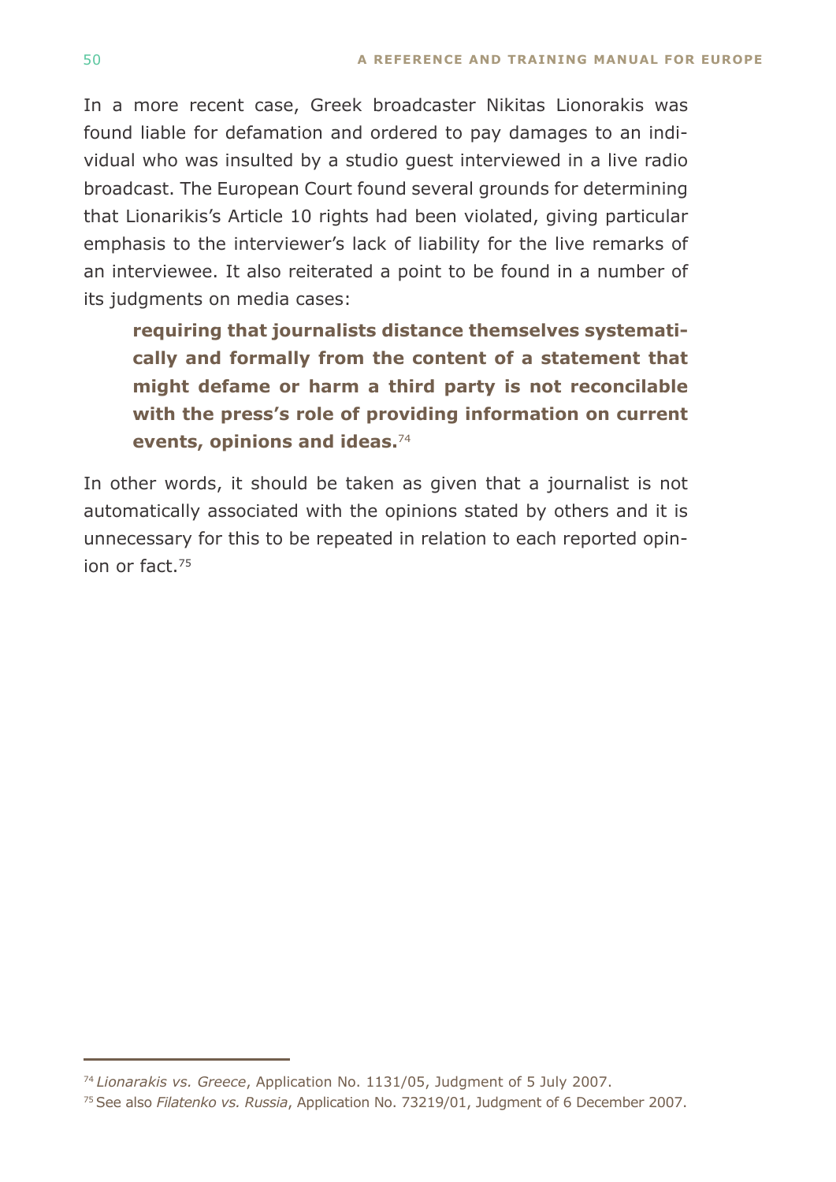In a more recent case, Greek broadcaster Nikitas Lionorakis was found liable for defamation and ordered to pay damages to an individual who was insulted by a studio guest interviewed in a live radio broadcast. The European Court found several grounds for determining that Lionarikis's Article 10 rights had been violated, giving particular emphasis to the interviewer's lack of liability for the live remarks of an interviewee. It also reiterated a point to be found in a number of its judgments on media cases:

> **requiring that journalists distance themselves systematically and formally from the content of a statement that might defame or harm a third party is not reconcilable with the press's role of providing information on current events, opinions and ideas.**[74]

In other words, it should be taken as given that a journalist is not automatically associated with the opinions stated by others and it is unnecessary for this to be repeated in relation to each reported opinion or fact.[75]

---

[74] *Lionarakis vs. Greece*, Application No. 1131/05, Judgment of 5 July 2007.

[75] See also *Filatenko vs. Russia*, Application No. 73219/01, Judgment of 6 December 2007.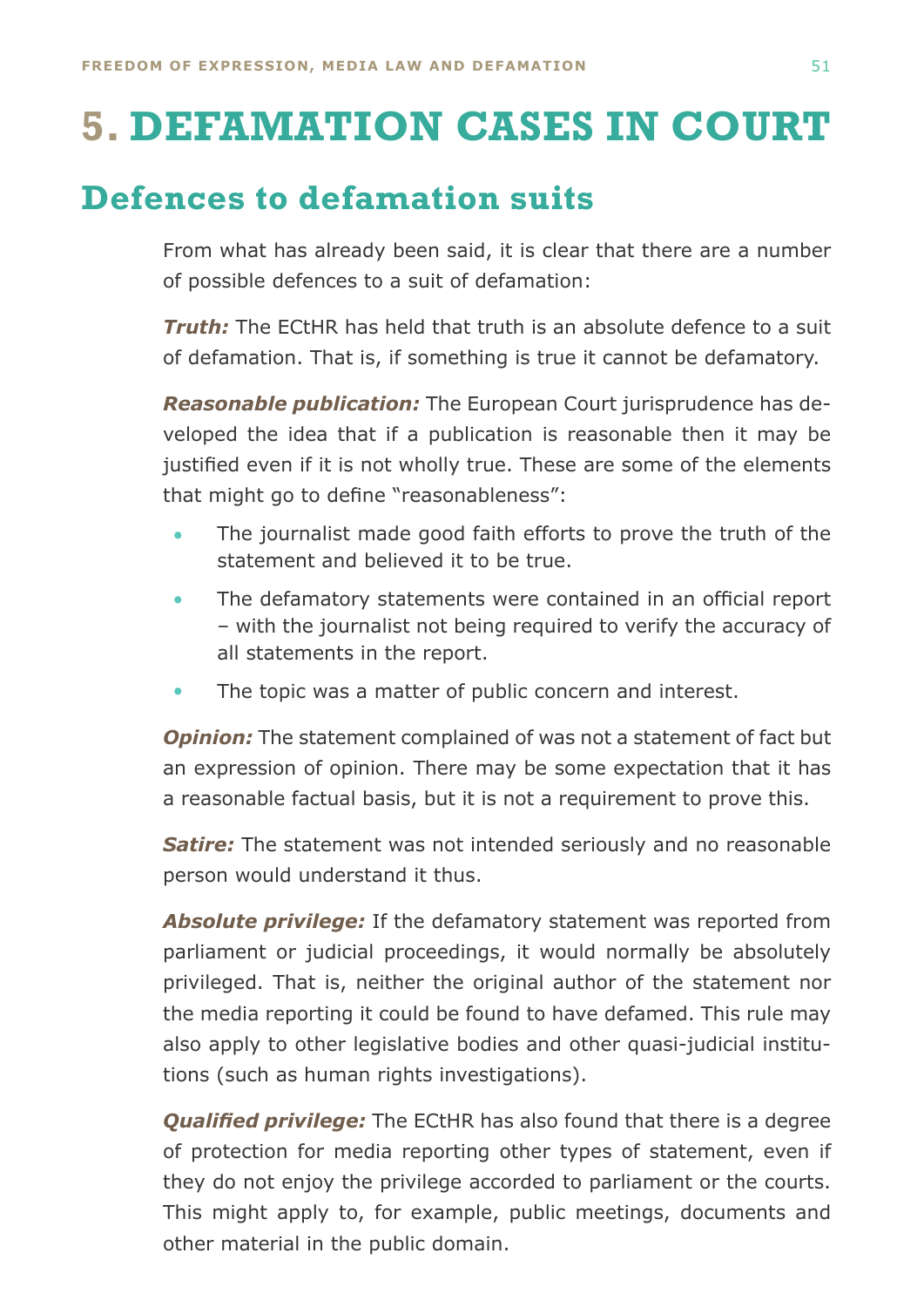# 5. DEFAMATION CASES IN COURT

## Defences to defamation suits

From what has already been said, it is clear that there are a number of possible defences to a suit of defamation:

***Truth:*** The ECtHR has held that truth is an absolute defence to a suit of defamation. That is, if something is true it cannot be defamatory.

***Reasonable publication:*** The European Court jurisprudence has developed the idea that if a publication is reasonable then it may be justified even if it is not wholly true. These are some of the elements that might go to define "reasonableness":

- The journalist made good faith efforts to prove the truth of the statement and believed it to be true.
- The defamatory statements were contained in an official report – with the journalist not being required to verify the accuracy of all statements in the report.
- The topic was a matter of public concern and interest.

***Opinion:*** The statement complained of was not a statement of fact but an expression of opinion. There may be some expectation that it has a reasonable factual basis, but it is not a requirement to prove this.

***Satire:*** The statement was not intended seriously and no reasonable person would understand it thus.

***Absolute privilege:*** If the defamatory statement was reported from parliament or judicial proceedings, it would normally be absolutely privileged. That is, neither the original author of the statement nor the media reporting it could be found to have defamed. This rule may also apply to other legislative bodies and other quasi-judicial institutions (such as human rights investigations).

***Qualified privilege:*** The ECtHR has also found that there is a degree of protection for media reporting other types of statement, even if they do not enjoy the privilege accorded to parliament or the courts. This might apply to, for example, public meetings, documents and other material in the public domain.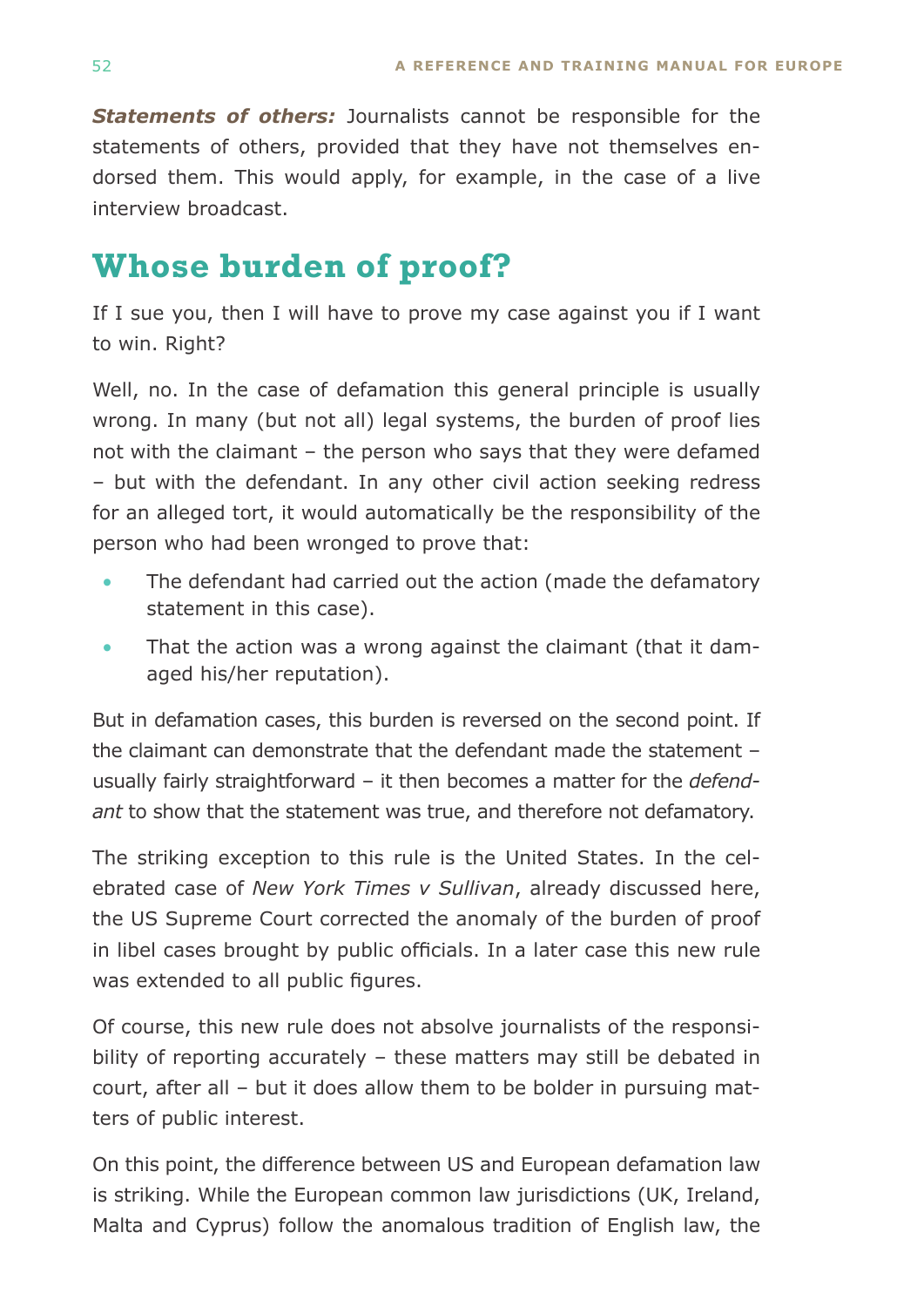***Statements of others:*** Journalists cannot be responsible for the statements of others, provided that they have not themselves endorsed them. This would apply, for example, in the case of a live interview broadcast.

## Whose burden of proof?

If I sue you, then I will have to prove my case against you if I want to win. Right?

Well, no. In the case of defamation this general principle is usually wrong. In many (but not all) legal systems, the burden of proof lies not with the claimant – the person who says that they were defamed – but with the defendant. In any other civil action seeking redress for an alleged tort, it would automatically be the responsibility of the person who had been wronged to prove that:

- The defendant had carried out the action (made the defamatory statement in this case).
- That the action was a wrong against the claimant (that it damaged his/her reputation).

But in defamation cases, this burden is reversed on the second point. If the claimant can demonstrate that the defendant made the statement – usually fairly straightforward – it then becomes a matter for the *defendant* to show that the statement was true, and therefore not defamatory.

The striking exception to this rule is the United States. In the celebrated case of *New York Times v Sullivan*, already discussed here, the US Supreme Court corrected the anomaly of the burden of proof in libel cases brought by public officials. In a later case this new rule was extended to all public figures.

Of course, this new rule does not absolve journalists of the responsibility of reporting accurately – these matters may still be debated in court, after all – but it does allow them to be bolder in pursuing matters of public interest.

On this point, the difference between US and European defamation law is striking. While the European common law jurisdictions (UK, Ireland, Malta and Cyprus) follow the anomalous tradition of English law, the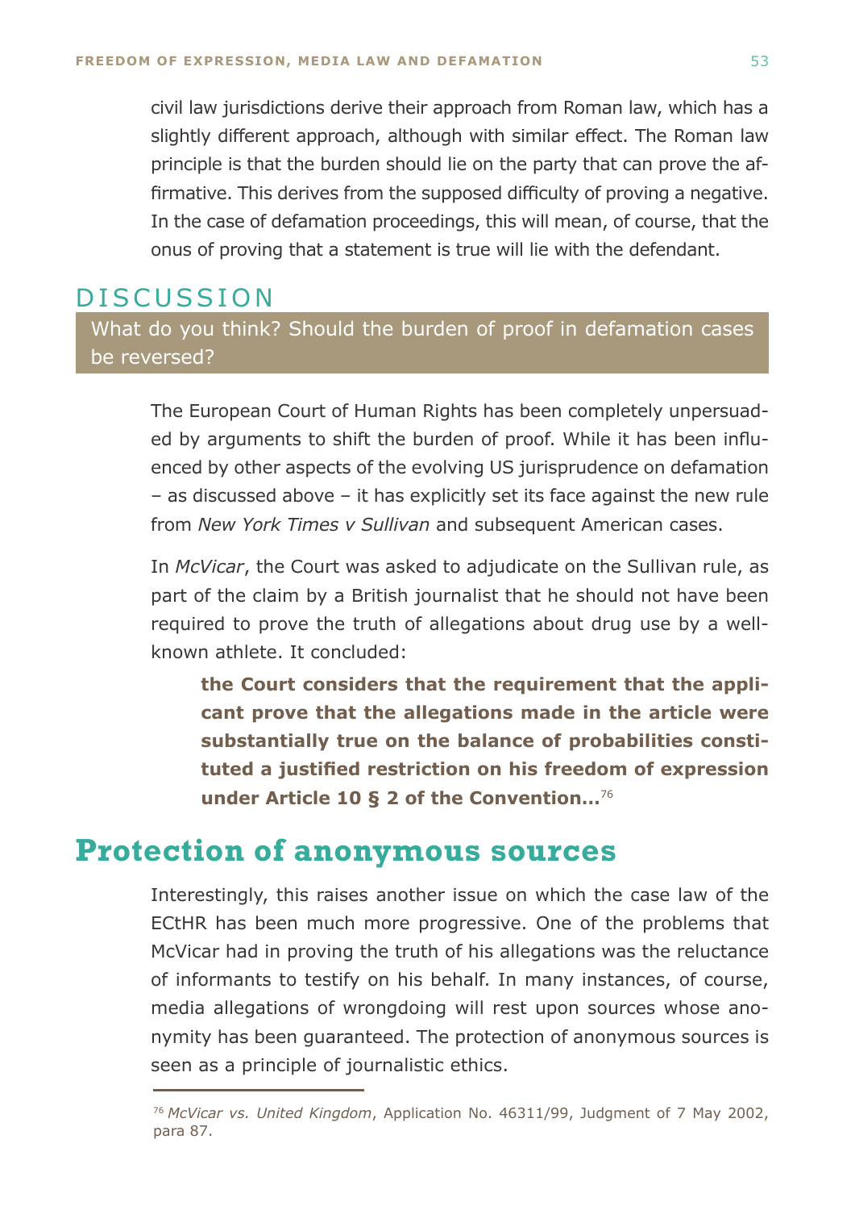civil law jurisdictions derive their approach from Roman law, which has a slightly different approach, although with similar effect. The Roman law principle is that the burden should lie on the party that can prove the affirmative. This derives from the supposed difficulty of proving a negative. In the case of defamation proceedings, this will mean, of course, that the onus of proving that a statement is true will lie with the defendant.

## DISCUSSION

What do you think? Should the burden of proof in defamation cases be reversed?

The European Court of Human Rights has been completely unpersuaded by arguments to shift the burden of proof. While it has been influenced by other aspects of the evolving US jurisprudence on defamation – as discussed above – it has explicitly set its face against the new rule from *New York Times v Sullivan* and subsequent American cases.

In *McVicar*, the Court was asked to adjudicate on the Sullivan rule, as part of the claim by a British journalist that he should not have been required to prove the truth of allegations about drug use by a well-known athlete. It concluded:

> **the Court considers that the requirement that the applicant prove that the allegations made in the article were substantially true on the balance of probabilities constituted a justified restriction on his freedom of expression under Article 10 § 2 of the Convention…**[76]

## Protection of anonymous sources

Interestingly, this raises another issue on which the case law of the ECtHR has been much more progressive. One of the problems that McVicar had in proving the truth of his allegations was the reluctance of informants to testify on his behalf. In many instances, of course, media allegations of wrongdoing will rest upon sources whose anonymity has been guaranteed. The protection of anonymous sources is seen as a principle of journalistic ethics.

---

[76] *McVicar vs. United Kingdom*, Application No. 46311/99, Judgment of 7 May 2002, para 87.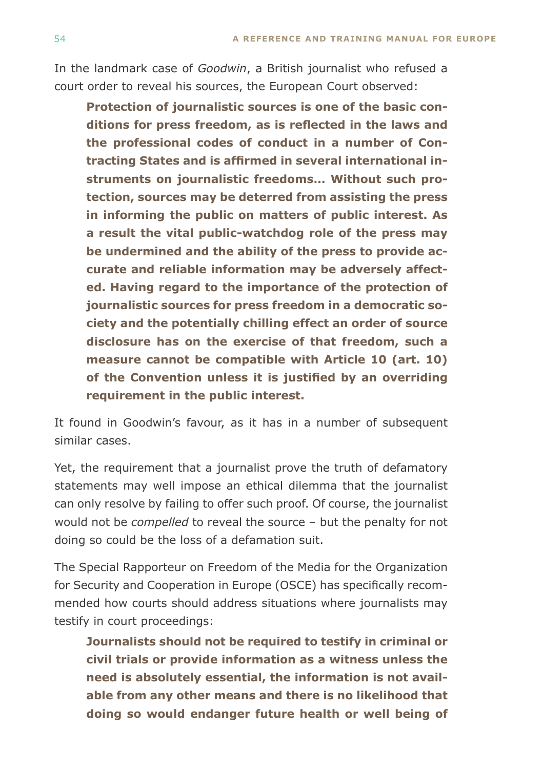In the landmark case of *Goodwin*, a British journalist who refused a court order to reveal his sources, the European Court observed:

> **Protection of journalistic sources is one of the basic conditions for press freedom, as is reflected in the laws and the professional codes of conduct in a number of Contracting States and is affirmed in several international instruments on journalistic freedoms… Without such protection, sources may be deterred from assisting the press in informing the public on matters of public interest. As a result the vital public-watchdog role of the press may be undermined and the ability of the press to provide accurate and reliable information may be adversely affected. Having regard to the importance of the protection of journalistic sources for press freedom in a democratic society and the potentially chilling effect an order of source disclosure has on the exercise of that freedom, such a measure cannot be compatible with Article 10 (art. 10) of the Convention unless it is justified by an overriding requirement in the public interest.**

It found in Goodwin's favour, as it has in a number of subsequent similar cases.

Yet, the requirement that a journalist prove the truth of defamatory statements may well impose an ethical dilemma that the journalist can only resolve by failing to offer such proof. Of course, the journalist would not be *compelled* to reveal the source – but the penalty for not doing so could be the loss of a defamation suit.

The Special Rapporteur on Freedom of the Media for the Organization for Security and Cooperation in Europe (OSCE) has specifically recommended how courts should address situations where journalists may testify in court proceedings:

> **Journalists should not be required to testify in criminal or civil trials or provide information as a witness unless the need is absolutely essential, the information is not available from any other means and there is no likelihood that doing so would endanger future health or well being of**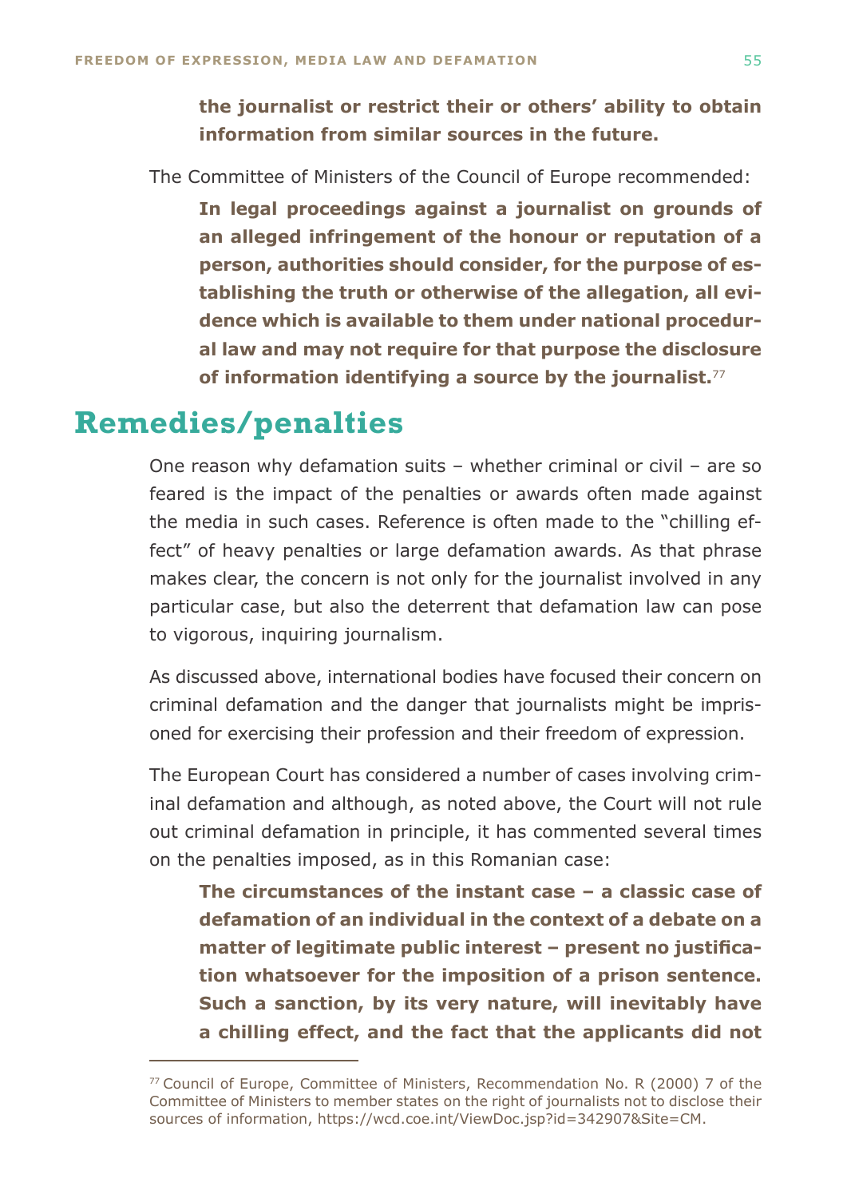**the journalist or restrict their or others' ability to obtain information from similar sources in the future.**

The Committee of Ministers of the Council of Europe recommended:

> **In legal proceedings against a journalist on grounds of an alleged infringement of the honour or reputation of a person, authorities should consider, for the purpose of establishing the truth or otherwise of the allegation, all evidence which is available to them under national procedural law and may not require for that purpose the disclosure of information identifying a source by the journalist.**[77]

# Remedies/penalties

One reason why defamation suits – whether criminal or civil – are so feared is the impact of the penalties or awards often made against the media in such cases. Reference is often made to the "chilling effect" of heavy penalties or large defamation awards. As that phrase makes clear, the concern is not only for the journalist involved in any particular case, but also the deterrent that defamation law can pose to vigorous, inquiring journalism.

As discussed above, international bodies have focused their concern on criminal defamation and the danger that journalists might be imprisoned for exercising their profession and their freedom of expression.

The European Court has considered a number of cases involving criminal defamation and although, as noted above, the Court will not rule out criminal defamation in principle, it has commented several times on the penalties imposed, as in this Romanian case:

> **The circumstances of the instant case – a classic case of defamation of an individual in the context of a debate on a matter of legitimate public interest – present no justification whatsoever for the imposition of a prison sentence. Such a sanction, by its very nature, will inevitably have a chilling effect, and the fact that the applicants did not**

[77] Council of Europe, Committee of Ministers, Recommendation No. R (2000) 7 of the Committee of Ministers to member states on the right of journalists not to disclose their sources of information, https://wcd.coe.int/ViewDoc.jsp?id=342907&Site=CM.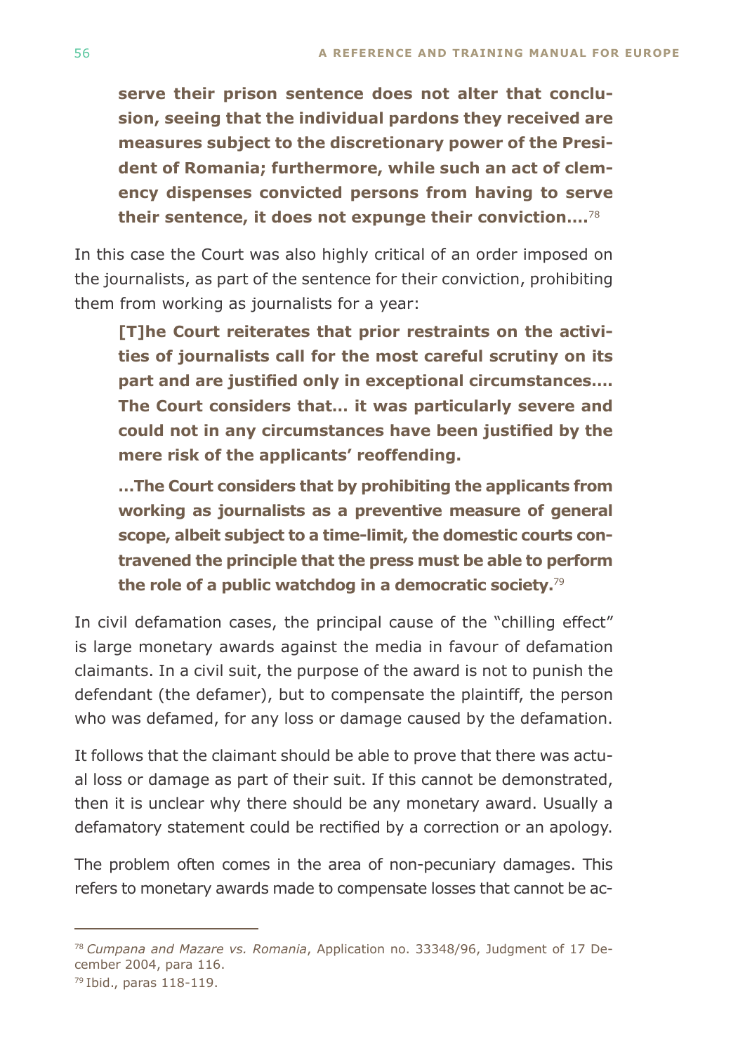> **serve their prison sentence does not alter that conclusion, seeing that the individual pardons they received are measures subject to the discretionary power of the President of Romania; furthermore, while such an act of clemency dispenses convicted persons from having to serve their sentence, it does not expunge their conviction....**[78]

In this case the Court was also highly critical of an order imposed on the journalists, as part of the sentence for their conviction, prohibiting them from working as journalists for a year:

> **[T]he Court reiterates that prior restraints on the activities of journalists call for the most careful scrutiny on its part and are justified only in exceptional circumstances.... The Court considers that... it was particularly severe and could not in any circumstances have been justified by the mere risk of the applicants' reoffending.**
>
> **...The Court considers that by prohibiting the applicants from working as journalists as a preventive measure of general scope, albeit subject to a time-limit, the domestic courts contravened the principle that the press must be able to perform the role of a public watchdog in a democratic society.**[79]

In civil defamation cases, the principal cause of the "chilling effect" is large monetary awards against the media in favour of defamation claimants. In a civil suit, the purpose of the award is not to punish the defendant (the defamer), but to compensate the plaintiff, the person who was defamed, for any loss or damage caused by the defamation.

It follows that the claimant should be able to prove that there was actual loss or damage as part of their suit. If this cannot be demonstrated, then it is unclear why there should be any monetary award. Usually a defamatory statement could be rectified by a correction or an apology.

The problem often comes in the area of non-pecuniary damages. This refers to monetary awards made to compensate losses that cannot be ac-

---

[78] *Cumpana and Mazare vs. Romania*, Application no. 33348/96, Judgment of 17 December 2004, para 116.

[79] Ibid., paras 118-119.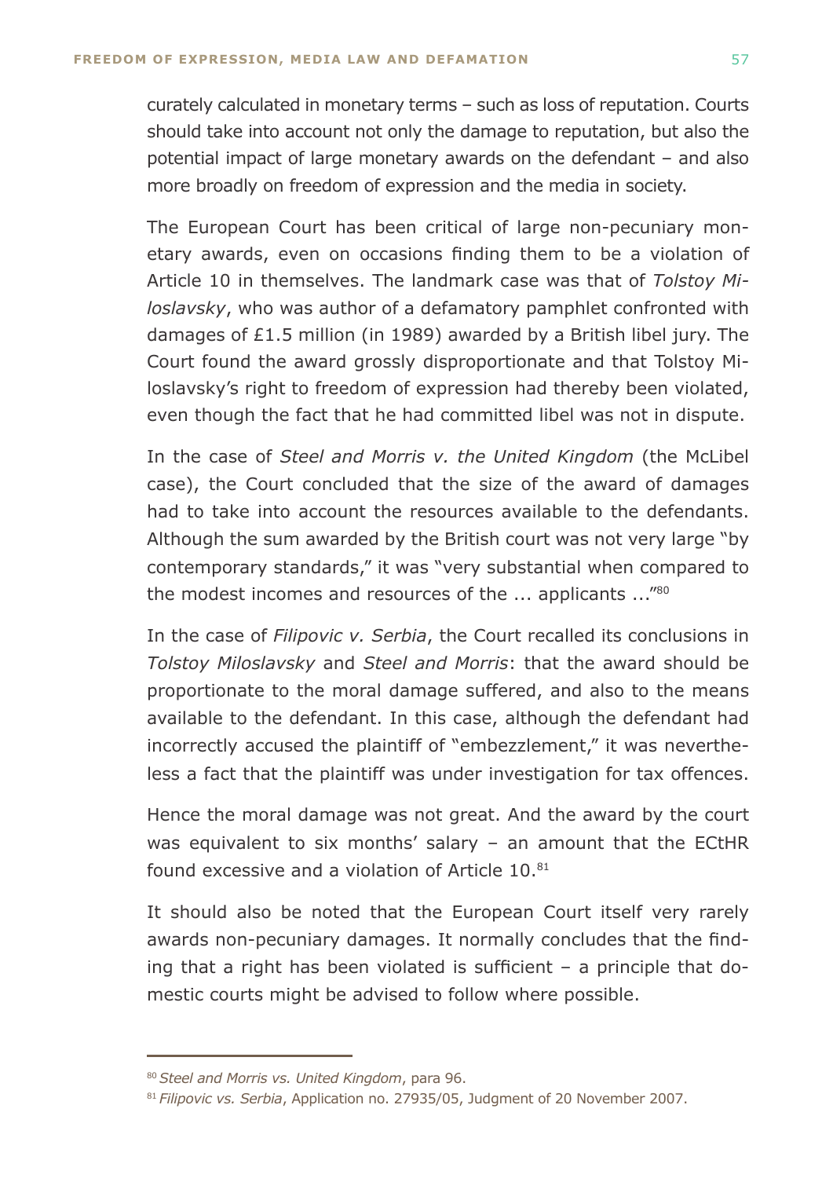curately calculated in monetary terms – such as loss of reputation. Courts should take into account not only the damage to reputation, but also the potential impact of large monetary awards on the defendant – and also more broadly on freedom of expression and the media in society.

The European Court has been critical of large non-pecuniary monetary awards, even on occasions finding them to be a violation of Article 10 in themselves. The landmark case was that of *Tolstoy Miloslavsky*, who was author of a defamatory pamphlet confronted with damages of £1.5 million (in 1989) awarded by a British libel jury. The Court found the award grossly disproportionate and that Tolstoy Miloslavsky's right to freedom of expression had thereby been violated, even though the fact that he had committed libel was not in dispute.

In the case of *Steel and Morris v. the United Kingdom* (the McLibel case), the Court concluded that the size of the award of damages had to take into account the resources available to the defendants. Although the sum awarded by the British court was not very large "by contemporary standards," it was "very substantial when compared to the modest incomes and resources of the ... applicants ..."[80]

In the case of *Filipovic v. Serbia*, the Court recalled its conclusions in *Tolstoy Miloslavsky* and *Steel and Morris*: that the award should be proportionate to the moral damage suffered, and also to the means available to the defendant. In this case, although the defendant had incorrectly accused the plaintiff of "embezzlement," it was nevertheless a fact that the plaintiff was under investigation for tax offences.

Hence the moral damage was not great. And the award by the court was equivalent to six months' salary – an amount that the ECtHR found excessive and a violation of Article 10.[81]

It should also be noted that the European Court itself very rarely awards non-pecuniary damages. It normally concludes that the finding that a right has been violated is sufficient – a principle that domestic courts might be advised to follow where possible.

---

[80] *Steel and Morris vs. United Kingdom*, para 96.

[81] *Filipovic vs. Serbia*, Application no. 27935/05, Judgment of 20 November 2007.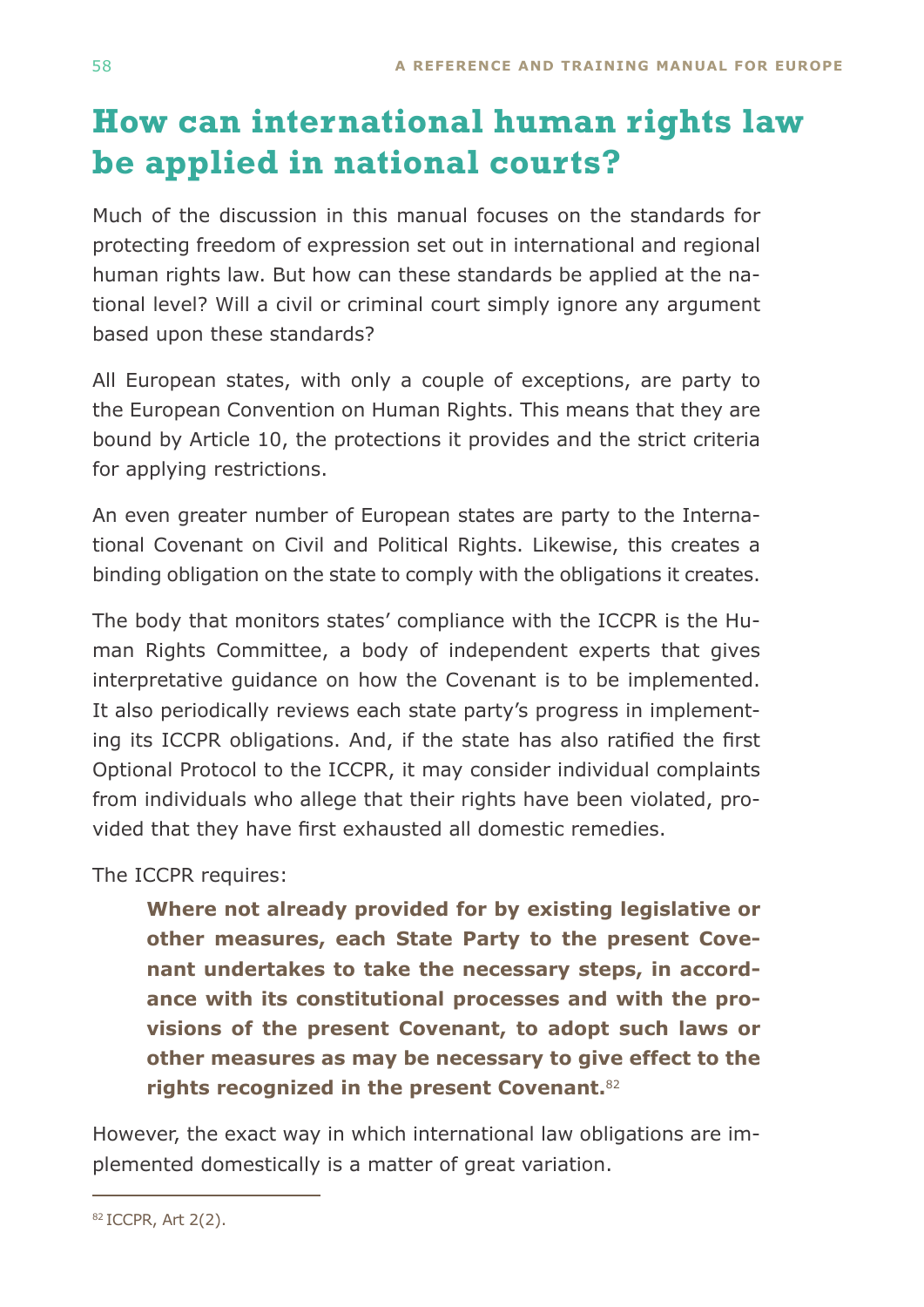# How can international human rights law be applied in national courts?

Much of the discussion in this manual focuses on the standards for protecting freedom of expression set out in international and regional human rights law. But how can these standards be applied at the national level? Will a civil or criminal court simply ignore any argument based upon these standards?

All European states, with only a couple of exceptions, are party to the European Convention on Human Rights. This means that they are bound by Article 10, the protections it provides and the strict criteria for applying restrictions.

An even greater number of European states are party to the International Covenant on Civil and Political Rights. Likewise, this creates a binding obligation on the state to comply with the obligations it creates.

The body that monitors states' compliance with the ICCPR is the Human Rights Committee, a body of independent experts that gives interpretative guidance on how the Covenant is to be implemented. It also periodically reviews each state party's progress in implementing its ICCPR obligations. And, if the state has also ratified the first Optional Protocol to the ICCPR, it may consider individual complaints from individuals who allege that their rights have been violated, provided that they have first exhausted all domestic remedies.

The ICCPR requires:

> **Where not already provided for by existing legislative or other measures, each State Party to the present Covenant undertakes to take the necessary steps, in accordance with its constitutional processes and with the provisions of the present Covenant, to adopt such laws or other measures as may be necessary to give effect to the rights recognized in the present Covenant.**[82]

However, the exact way in which international law obligations are implemented domestically is a matter of great variation.

---

[82] ICCPR, Art 2(2).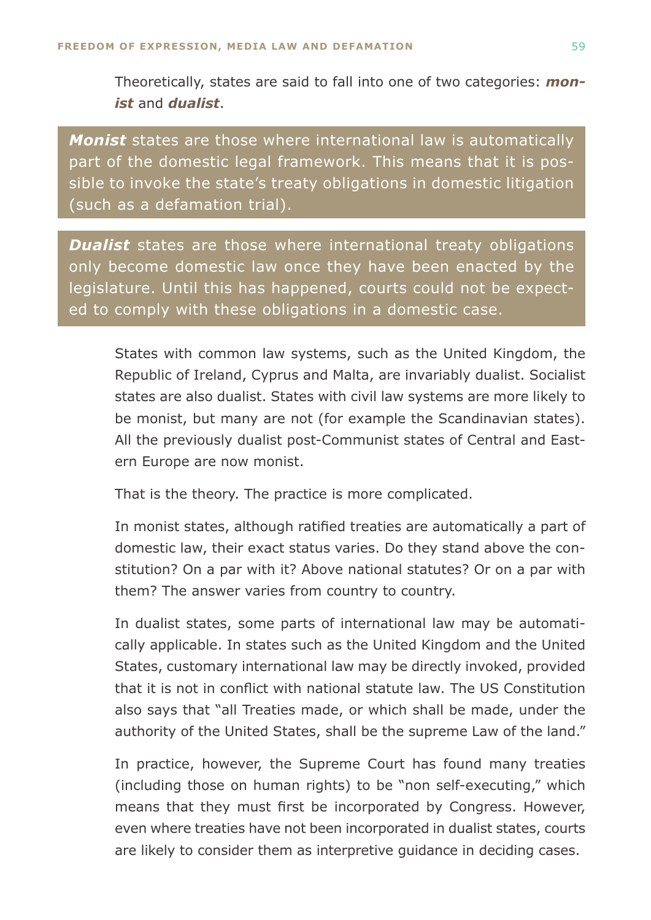Theoretically, states are said to fall into one of two categories: ***monist*** and ***dualist***.

> ***Monist*** states are those where international law is automatically part of the domestic legal framework. This means that it is possible to invoke the state's treaty obligations in domestic litigation (such as a defamation trial).

> ***Dualist*** states are those where international treaty obligations only become domestic law once they have been enacted by the legislature. Until this has happened, courts could not be expected to comply with these obligations in a domestic case.

States with common law systems, such as the United Kingdom, the Republic of Ireland, Cyprus and Malta, are invariably dualist. Socialist states are also dualist. States with civil law systems are more likely to be monist, but many are not (for example the Scandinavian states). All the previously dualist post-Communist states of Central and Eastern Europe are now monist.

That is the theory. The practice is more complicated.

In monist states, although ratified treaties are automatically a part of domestic law, their exact status varies. Do they stand above the constitution? On a par with it? Above national statutes? Or on a par with them? The answer varies from country to country.

In dualist states, some parts of international law may be automatically applicable. In states such as the United Kingdom and the United States, customary international law may be directly invoked, provided that it is not in conflict with national statute law. The US Constitution also says that "all Treaties made, or which shall be made, under the authority of the United States, shall be the supreme Law of the land."

In practice, however, the Supreme Court has found many treaties (including those on human rights) to be "non self-executing," which means that they must first be incorporated by Congress. However, even where treaties have not been incorporated in dualist states, courts are likely to consider them as interpretive guidance in deciding cases.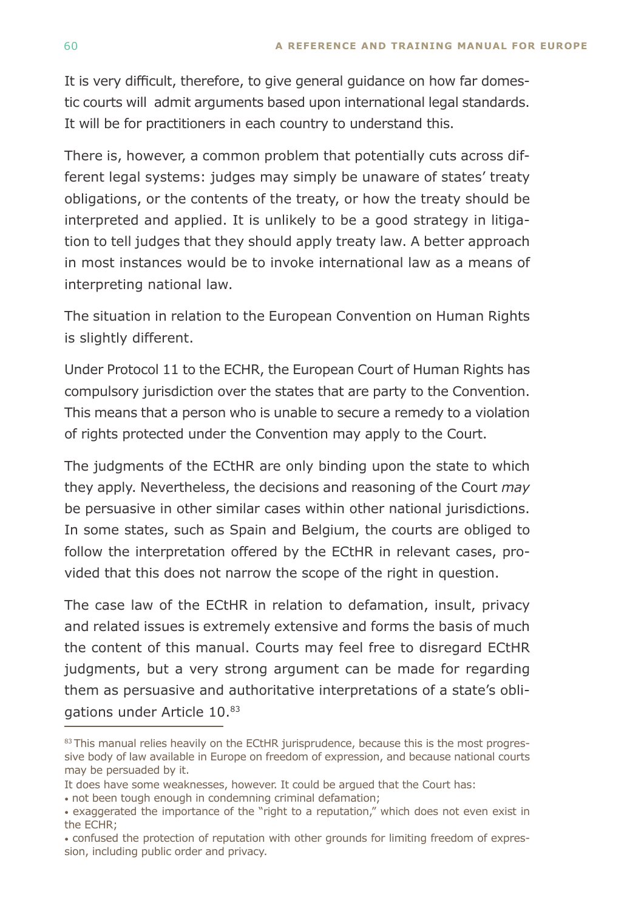It is very difficult, therefore, to give general guidance on how far domestic courts will admit arguments based upon international legal standards. It will be for practitioners in each country to understand this.

There is, however, a common problem that potentially cuts across different legal systems: judges may simply be unaware of states' treaty obligations, or the contents of the treaty, or how the treaty should be interpreted and applied. It is unlikely to be a good strategy in litigation to tell judges that they should apply treaty law. A better approach in most instances would be to invoke international law as a means of interpreting national law.

The situation in relation to the European Convention on Human Rights is slightly different.

Under Protocol 11 to the ECHR, the European Court of Human Rights has compulsory jurisdiction over the states that are party to the Convention. This means that a person who is unable to secure a remedy to a violation of rights protected under the Convention may apply to the Court.

The judgments of the ECtHR are only binding upon the state to which they apply. Nevertheless, the decisions and reasoning of the Court *may* be persuasive in other similar cases within other national jurisdictions. In some states, such as Spain and Belgium, the courts are obliged to follow the interpretation offered by the ECtHR in relevant cases, provided that this does not narrow the scope of the right in question.

The case law of the ECtHR in relation to defamation, insult, privacy and related issues is extremely extensive and forms the basis of much the content of this manual. Courts may feel free to disregard ECtHR judgments, but a very strong argument can be made for regarding them as persuasive and authoritative interpretations of a state's obligations under Article 10.[83]

---

[83] This manual relies heavily on the ECtHR jurisprudence, because this is the most progressive body of law available in Europe on freedom of expression, and because national courts may be persuaded by it.

It does have some weaknesses, however. It could be argued that the Court has:

- not been tough enough in condemning criminal defamation;
- exaggerated the importance of the "right to a reputation," which does not even exist in the ECHR;
- confused the protection of reputation with other grounds for limiting freedom of expression, including public order and privacy.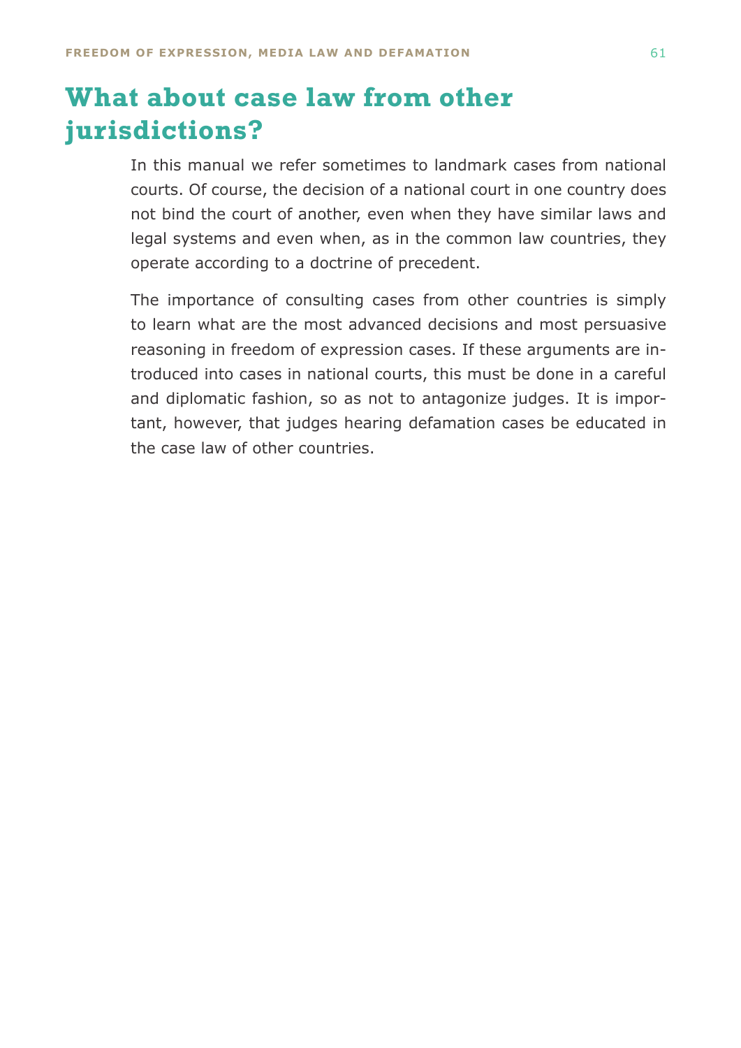# What about case law from other jurisdictions?

In this manual we refer sometimes to landmark cases from national courts. Of course, the decision of a national court in one country does not bind the court of another, even when they have similar laws and legal systems and even when, as in the common law countries, they operate according to a doctrine of precedent.

The importance of consulting cases from other countries is simply to learn what are the most advanced decisions and most persuasive reasoning in freedom of expression cases. If these arguments are introduced into cases in national courts, this must be done in a careful and diplomatic fashion, so as not to antagonize judges. It is important, however, that judges hearing defamation cases be educated in the case law of other countries.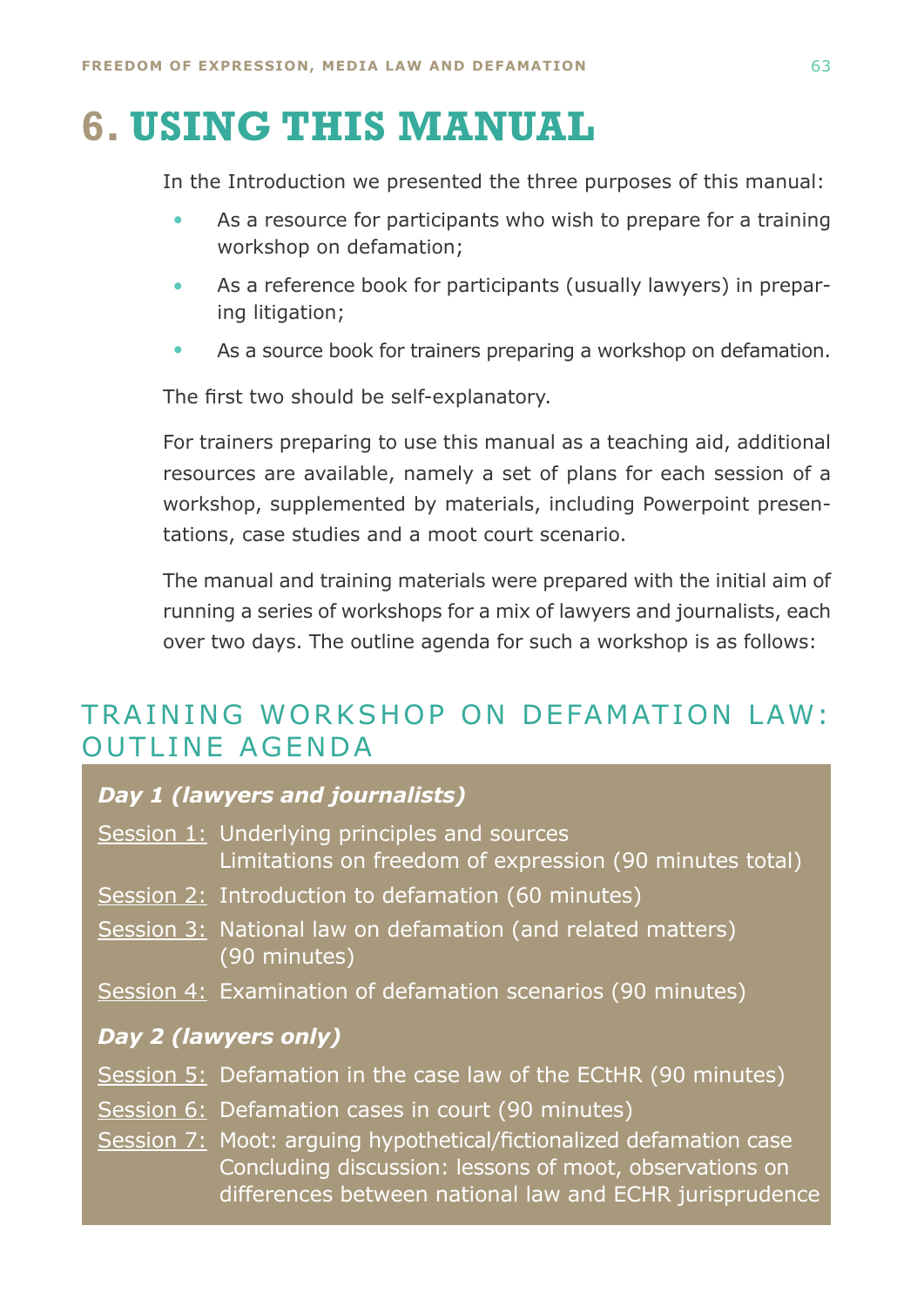# 6. USING THIS MANUAL

In the Introduction we presented the three purposes of this manual:

- As a resource for participants who wish to prepare for a training workshop on defamation;
- As a reference book for participants (usually lawyers) in preparing litigation;
- As a source book for trainers preparing a workshop on defamation.

The first two should be self-explanatory.

For trainers preparing to use this manual as a teaching aid, additional resources are available, namely a set of plans for each session of a workshop, supplemented by materials, including Powerpoint presentations, case studies and a moot court scenario.

The manual and training materials were prepared with the initial aim of running a series of workshops for a mix of lawyers and journalists, each over two days. The outline agenda for such a workshop is as follows:

## TRAINING WORKSHOP ON DEFAMATION LAW: OUTLINE AGENDA

***Day 1 (lawyers and journalists)***

Session 1: Underlying principles and sources
Limitations on freedom of expression (90 minutes total)

Session 2: Introduction to defamation (60 minutes)

Session 3: National law on defamation (and related matters) (90 minutes)

Session 4: Examination of defamation scenarios (90 minutes)

***Day 2 (lawyers only)***

Session 5: Defamation in the case law of the ECtHR (90 minutes)

Session 6: Defamation cases in court (90 minutes)

Session 7: Moot: arguing hypothetical/fictionalized defamation case
Concluding discussion: lessons of moot, observations on differences between national law and ECHR jurisprudence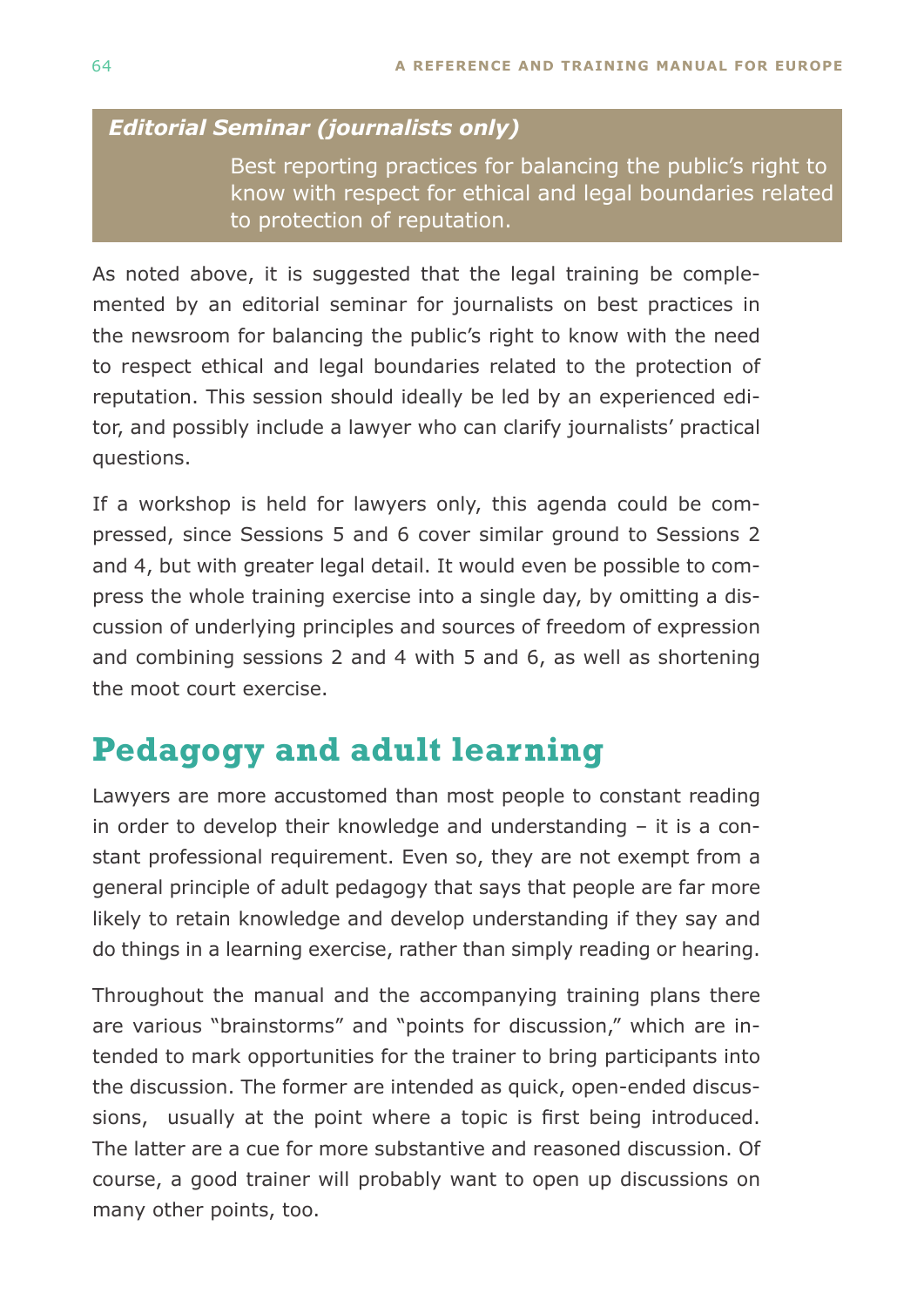*Editorial Seminar (journalists only)*

Best reporting practices for balancing the public's right to know with respect for ethical and legal boundaries related to protection of reputation.

As noted above, it is suggested that the legal training be complemented by an editorial seminar for journalists on best practices in the newsroom for balancing the public's right to know with the need to respect ethical and legal boundaries related to the protection of reputation. This session should ideally be led by an experienced editor, and possibly include a lawyer who can clarify journalists' practical questions.

If a workshop is held for lawyers only, this agenda could be compressed, since Sessions 5 and 6 cover similar ground to Sessions 2 and 4, but with greater legal detail. It would even be possible to compress the whole training exercise into a single day, by omitting a discussion of underlying principles and sources of freedom of expression and combining sessions 2 and 4 with 5 and 6, as well as shortening the moot court exercise.

## Pedagogy and adult learning

Lawyers are more accustomed than most people to constant reading in order to develop their knowledge and understanding – it is a constant professional requirement. Even so, they are not exempt from a general principle of adult pedagogy that says that people are far more likely to retain knowledge and develop understanding if they say and do things in a learning exercise, rather than simply reading or hearing.

Throughout the manual and the accompanying training plans there are various "brainstorms" and "points for discussion," which are intended to mark opportunities for the trainer to bring participants into the discussion. The former are intended as quick, open-ended discussions, usually at the point where a topic is first being introduced. The latter are a cue for more substantive and reasoned discussion. Of course, a good trainer will probably want to open up discussions on many other points, too.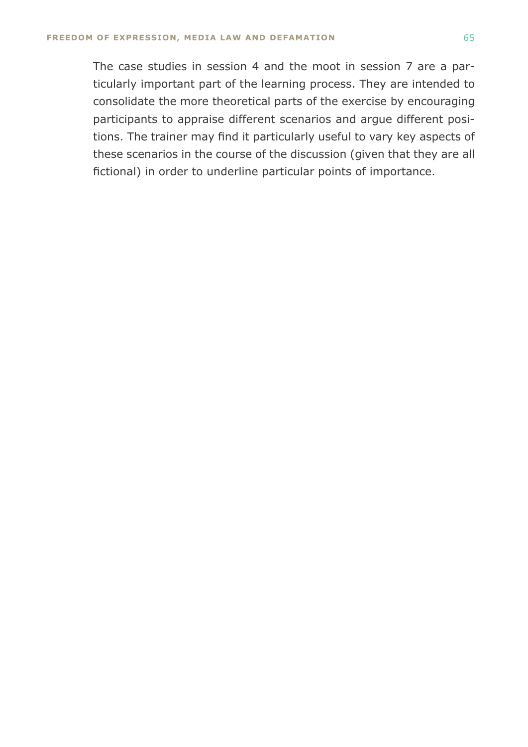The case studies in session 4 and the moot in session 7 are a particularly important part of the learning process. They are intended to consolidate the more theoretical parts of the exercise by encouraging participants to appraise different scenarios and argue different positions. The trainer may find it particularly useful to vary key aspects of these scenarios in the course of the discussion (given that they are all fictional) in order to underline particular points of importance.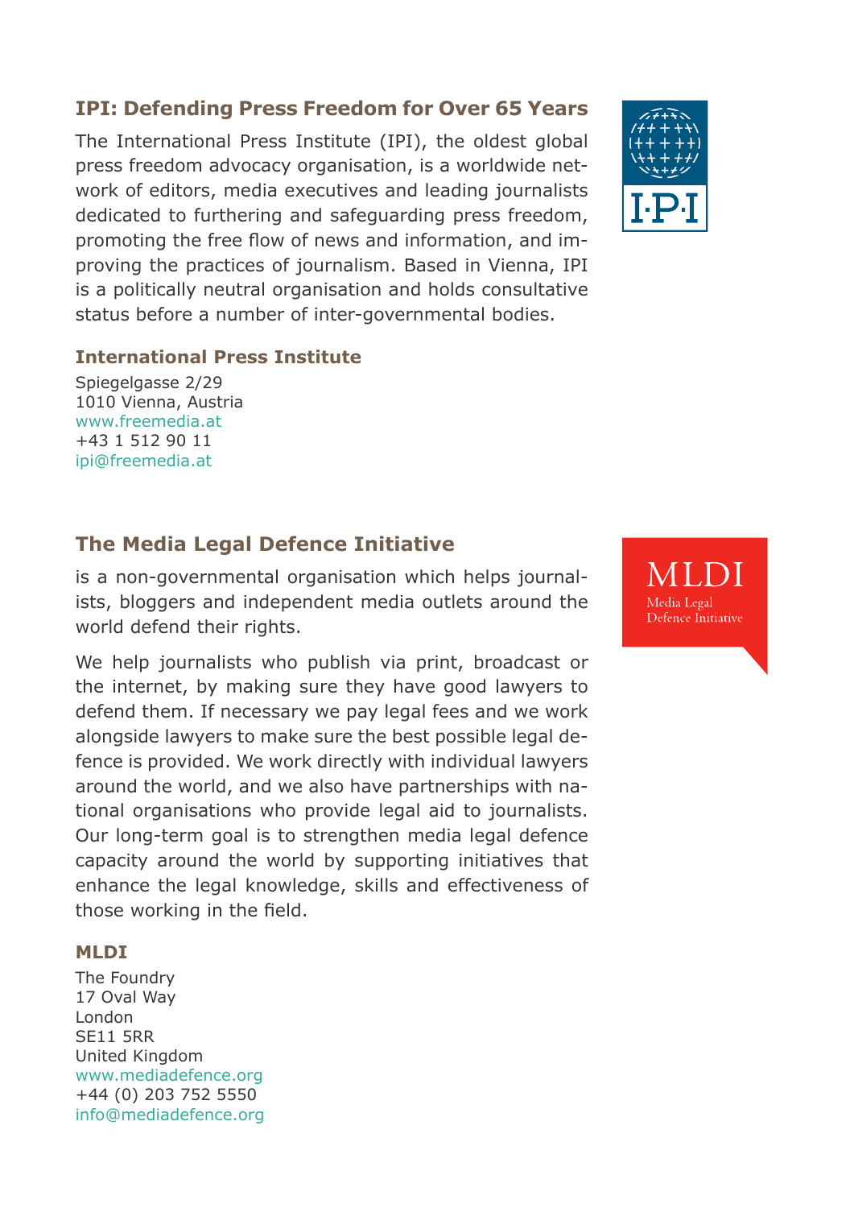## IPI: Defending Press Freedom for Over 65 Years

The International Press Institute (IPI), the oldest global press freedom advocacy organisation, is a worldwide network of editors, media executives and leading journalists dedicated to furthering and safeguarding press freedom, promoting the free flow of news and information, and improving the practices of journalism. Based in Vienna, IPI is a politically neutral organisation and holds consultative status before a number of inter-governmental bodies.

**International Press Institute**

Spiegelgasse 2/29
1010 Vienna, Austria
www.freemedia.at
+43 1 512 90 11
ipi@freemedia.at

## The Media Legal Defence Initiative

is a non-governmental organisation which helps journalists, bloggers and independent media outlets around the world defend their rights.

We help journalists who publish via print, broadcast or the internet, by making sure they have good lawyers to defend them. If necessary we pay legal fees and we work alongside lawyers to make sure the best possible legal defence is provided. We work directly with individual lawyers around the world, and we also have partnerships with national organisations who provide legal aid to journalists. Our long-term goal is to strengthen media legal defence capacity around the world by supporting initiatives that enhance the legal knowledge, skills and effectiveness of those working in the field.

**MLDI**

The Foundry
17 Oval Way
London
SE11 5RR
United Kingdom
www.mediadefence.org
+44 (0) 203 752 5550
info@mediadefence.org